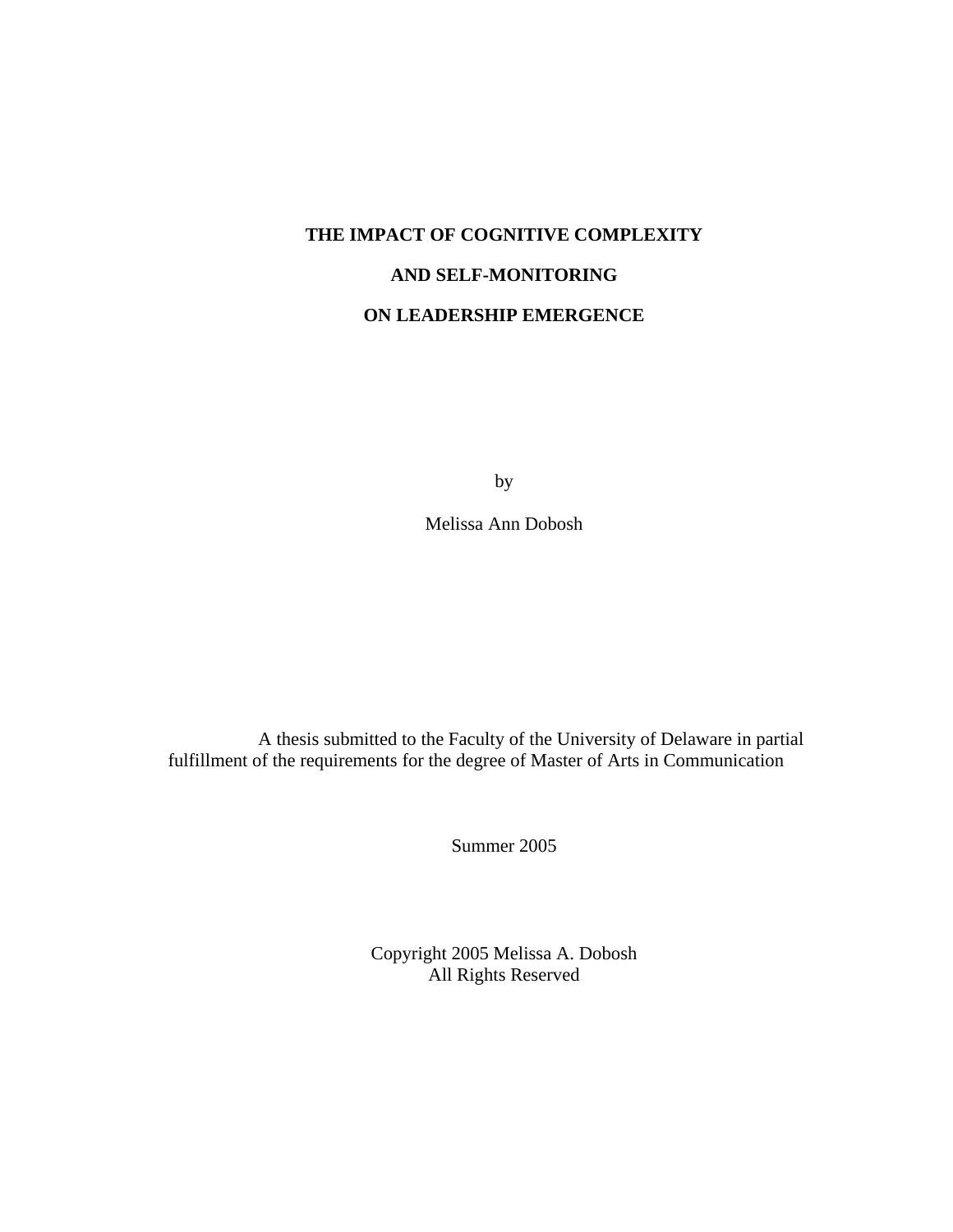# THE IMPACT OF COGNITIVE COMPLEXITY

# AND SELF-MONITORING

# ON LEADERSHIP EMERGENCE

by

Melissa Ann Dobosh

A thesis submitted to the Faculty of the University of Delaware in partial fulfillment of the requirements for the degree of Master of Arts in Communication

Summer 2005

Copyright 2005 Melissa A. Dobosh
All Rights Reserved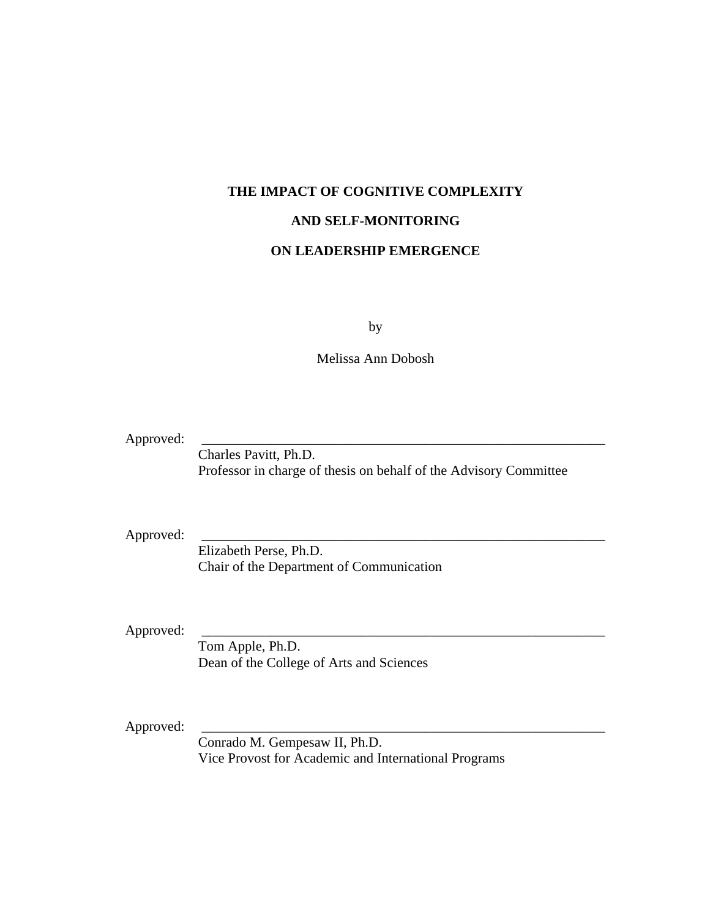**THE IMPACT OF COGNITIVE COMPLEXITY**

**AND SELF-MONITORING**

**ON LEADERSHIP EMERGENCE**

by

Melissa Ann Dobosh

Approved: \_\_\_\_\_\_\_\_\_\_\_\_\_\_\_\_\_\_\_\_\_\_\_\_\_\_\_\_\_\_\_\_\_\_\_\_\_\_\_\_\_\_\_\_\_\_\_\_\_\_\_\_\_\_\_\_\_\_\_\_
Charles Pavitt, Ph.D.
Professor in charge of thesis on behalf of the Advisory Committee

Approved: \_\_\_\_\_\_\_\_\_\_\_\_\_\_\_\_\_\_\_\_\_\_\_\_\_\_\_\_\_\_\_\_\_\_\_\_\_\_\_\_\_\_\_\_\_\_\_\_\_\_\_\_\_\_\_\_\_\_\_\_
Elizabeth Perse, Ph.D.
Chair of the Department of Communication

Approved: \_\_\_\_\_\_\_\_\_\_\_\_\_\_\_\_\_\_\_\_\_\_\_\_\_\_\_\_\_\_\_\_\_\_\_\_\_\_\_\_\_\_\_\_\_\_\_\_\_\_\_\_\_\_\_\_\_\_\_\_
Tom Apple, Ph.D.
Dean of the College of Arts and Sciences

Approved: \_\_\_\_\_\_\_\_\_\_\_\_\_\_\_\_\_\_\_\_\_\_\_\_\_\_\_\_\_\_\_\_\_\_\_\_\_\_\_\_\_\_\_\_\_\_\_\_\_\_\_\_\_\_\_\_\_\_\_\_
Conrado M. Gempesaw II, Ph.D.
Vice Provost for Academic and International Programs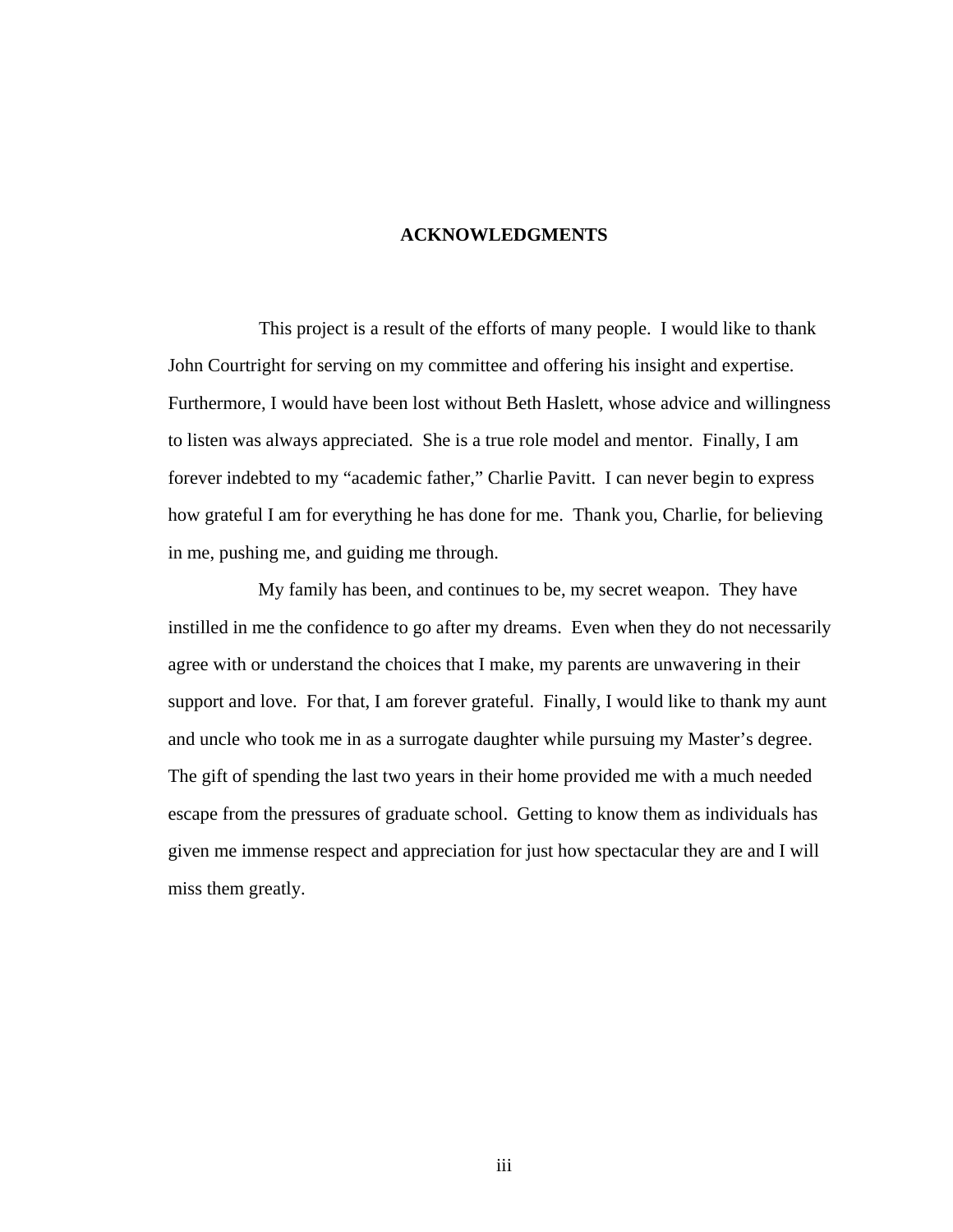## ACKNOWLEDGMENTS

This project is a result of the efforts of many people. I would like to thank John Courtright for serving on my committee and offering his insight and expertise. Furthermore, I would have been lost without Beth Haslett, whose advice and willingness to listen was always appreciated. She is a true role model and mentor. Finally, I am forever indebted to my "academic father," Charlie Pavitt. I can never begin to express how grateful I am for everything he has done for me. Thank you, Charlie, for believing in me, pushing me, and guiding me through.

My family has been, and continues to be, my secret weapon. They have instilled in me the confidence to go after my dreams. Even when they do not necessarily agree with or understand the choices that I make, my parents are unwavering in their support and love. For that, I am forever grateful. Finally, I would like to thank my aunt and uncle who took me in as a surrogate daughter while pursuing my Master's degree. The gift of spending the last two years in their home provided me with a much needed escape from the pressures of graduate school. Getting to know them as individuals has given me immense respect and appreciation for just how spectacular they are and I will miss them greatly.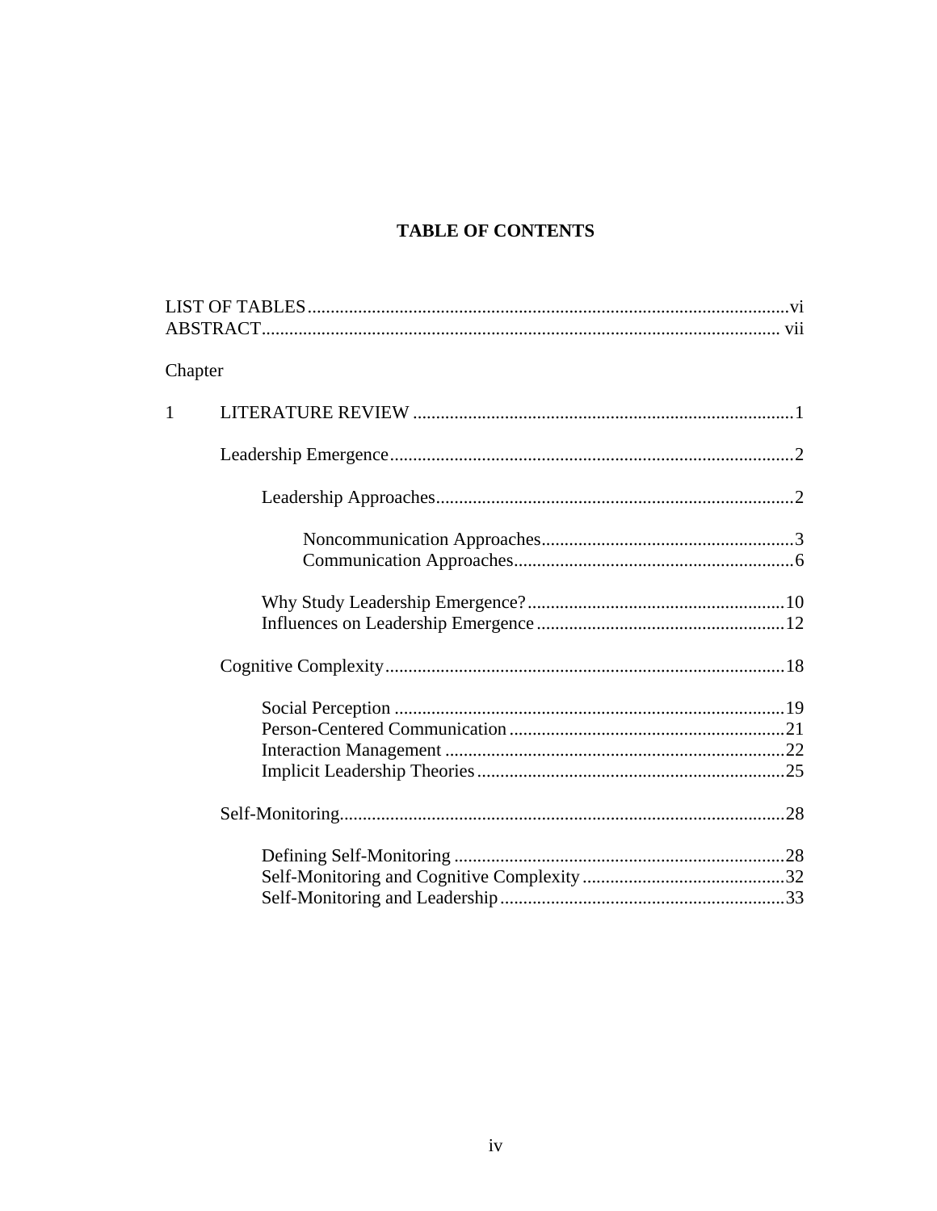# TABLE OF CONTENTS

LIST OF TABLES ........................................................................................................vi
ABSTRACT................................................................................................................ vii

Chapter

1 LITERATURE REVIEW ..................................................................................1

Leadership Emergence........................................................................................2

Leadership Approaches..............................................................................2

Noncommunication Approaches.......................................................3
Communication Approaches.............................................................6

Why Study Leadership Emergence?.........................................................10
Influences on Leadership Emergence......................................................12

Cognitive Complexity.......................................................................................18

Social Perception .....................................................................................19
Person-Centered Communication............................................................21
Interaction Management ..........................................................................22
Implicit Leadership Theories...................................................................25

Self-Monitoring.................................................................................................28

Defining Self-Monitoring ........................................................................28
Self-Monitoring and Cognitive Complexity............................................32
Self-Monitoring and Leadership..............................................................33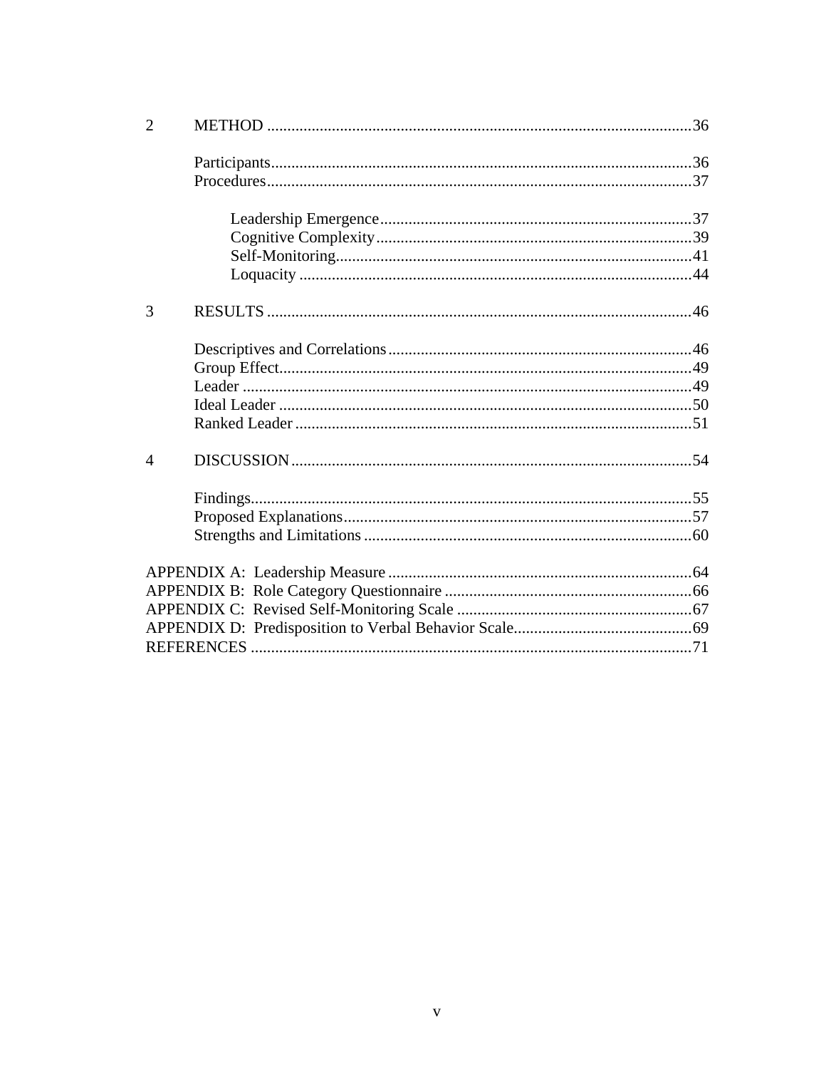2 METHOD ........................................................................................................36

Participants.......................................................................................................36

Procedures........................................................................................................37

Leadership Emergence............................................................................37

Cognitive Complexity.............................................................................39

Self-Monitoring.......................................................................................41

Loquacity ................................................................................................44

3 RESULTS ........................................................................................................46

Descriptives and Correlations..........................................................................46

Group Effect.....................................................................................................49

Leader ..............................................................................................................49

Ideal Leader ......................................................................................................50

Ranked Leader .................................................................................................51

4 DISCUSSION..................................................................................................54

Findings............................................................................................................55

Proposed Explanations.....................................................................................57

Strengths and Limitations ................................................................................60

APPENDIX A: Leadership Measure ..........................................................................64

APPENDIX B: Role Category Questionnaire ............................................................66

APPENDIX C: Revised Self-Monitoring Scale .........................................................67

APPENDIX D: Predisposition to Verbal Behavior Scale...........................................69

REFERENCES ...........................................................................................................71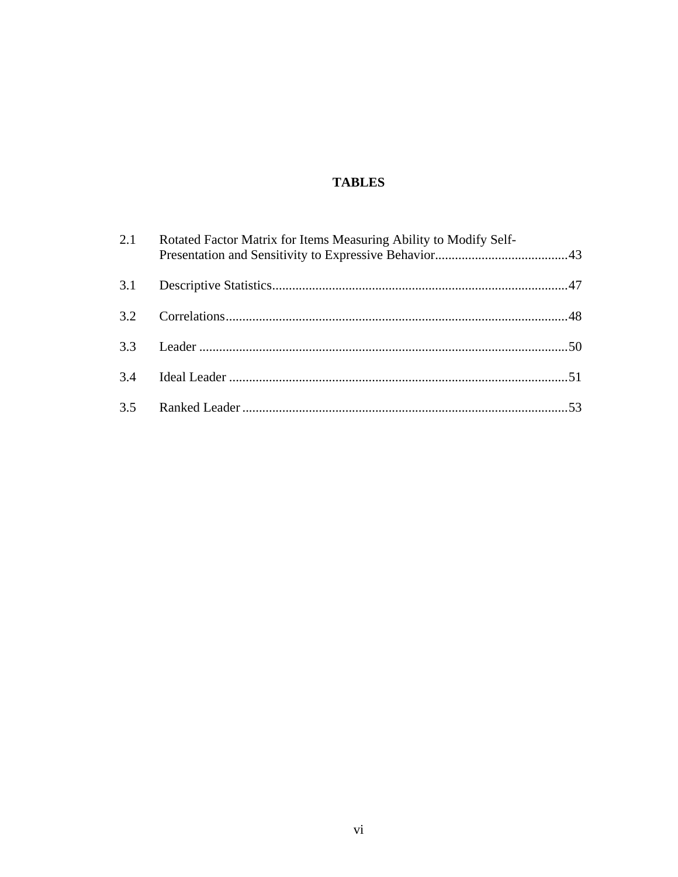# TABLES

2.1 Rotated Factor Matrix for Items Measuring Ability to Modify Self-Presentation and Sensitivity to Expressive Behavior........................................43

3.1 Descriptive Statistics.........................................................................................47

3.2 Correlations.......................................................................................................48

3.3 Leader ...............................................................................................................50

3.4 Ideal Leader ......................................................................................................51

3.5 Ranked Leader ..................................................................................................53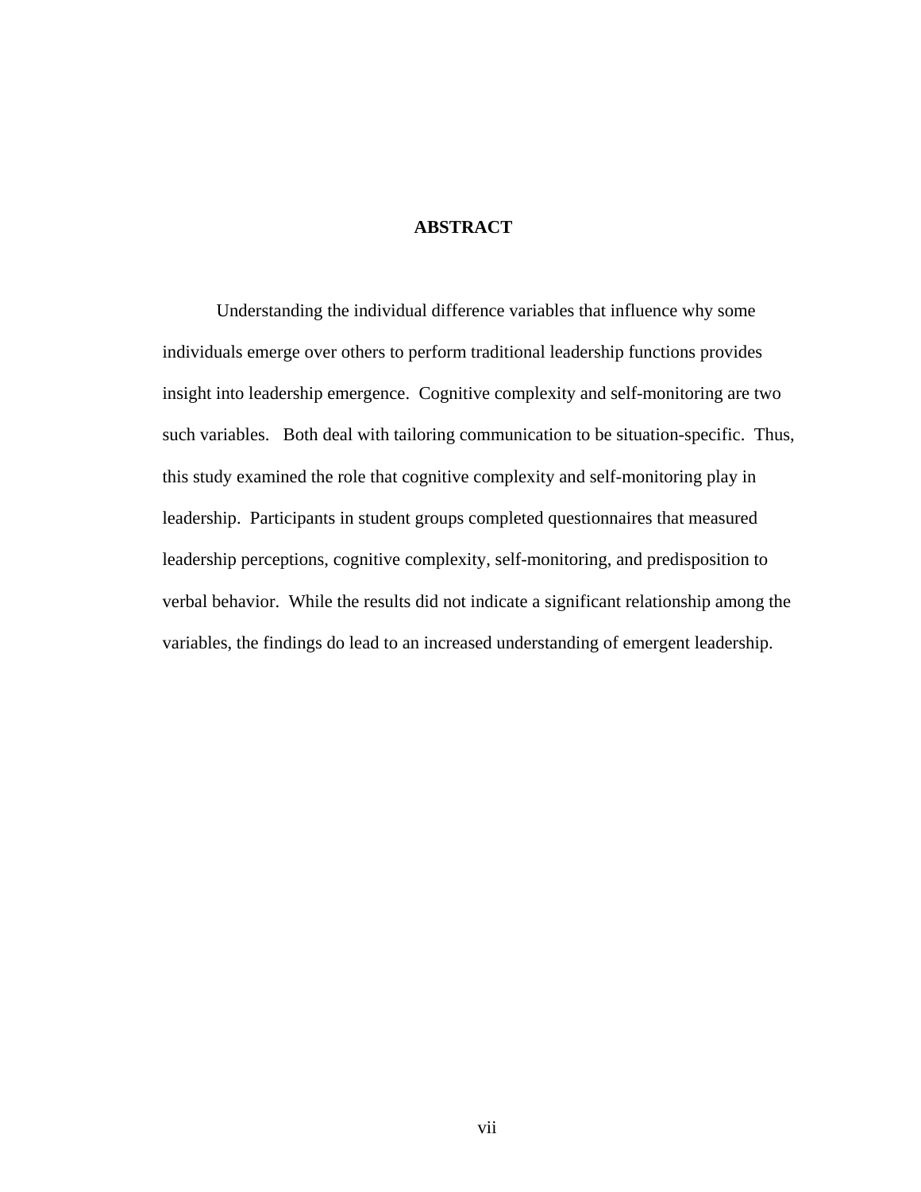## ABSTRACT

Understanding the individual difference variables that influence why some individuals emerge over others to perform traditional leadership functions provides insight into leadership emergence. Cognitive complexity and self-monitoring are two such variables. Both deal with tailoring communication to be situation-specific. Thus, this study examined the role that cognitive complexity and self-monitoring play in leadership. Participants in student groups completed questionnaires that measured leadership perceptions, cognitive complexity, self-monitoring, and predisposition to verbal behavior. While the results did not indicate a significant relationship among the variables, the findings do lead to an increased understanding of emergent leadership.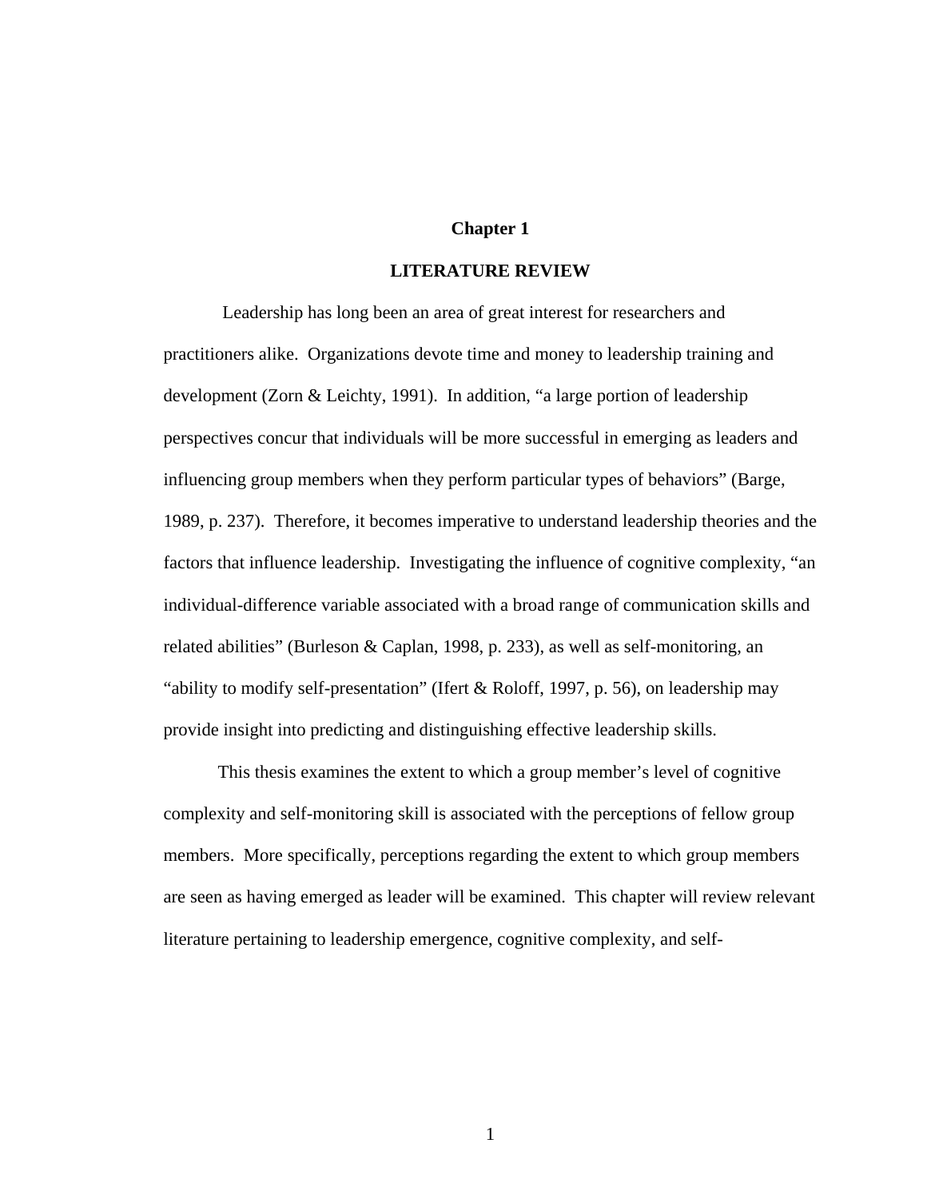# Chapter 1

## LITERATURE REVIEW

Leadership has long been an area of great interest for researchers and practitioners alike. Organizations devote time and money to leadership training and development (Zorn & Leichty, 1991). In addition, "a large portion of leadership perspectives concur that individuals will be more successful in emerging as leaders and influencing group members when they perform particular types of behaviors" (Barge, 1989, p. 237). Therefore, it becomes imperative to understand leadership theories and the factors that influence leadership. Investigating the influence of cognitive complexity, "an individual-difference variable associated with a broad range of communication skills and related abilities" (Burleson & Caplan, 1998, p. 233), as well as self-monitoring, an "ability to modify self-presentation" (Ifert & Roloff, 1997, p. 56), on leadership may provide insight into predicting and distinguishing effective leadership skills.

This thesis examines the extent to which a group member's level of cognitive complexity and self-monitoring skill is associated with the perceptions of fellow group members. More specifically, perceptions regarding the extent to which group members are seen as having emerged as leader will be examined. This chapter will review relevant literature pertaining to leadership emergence, cognitive complexity, and self-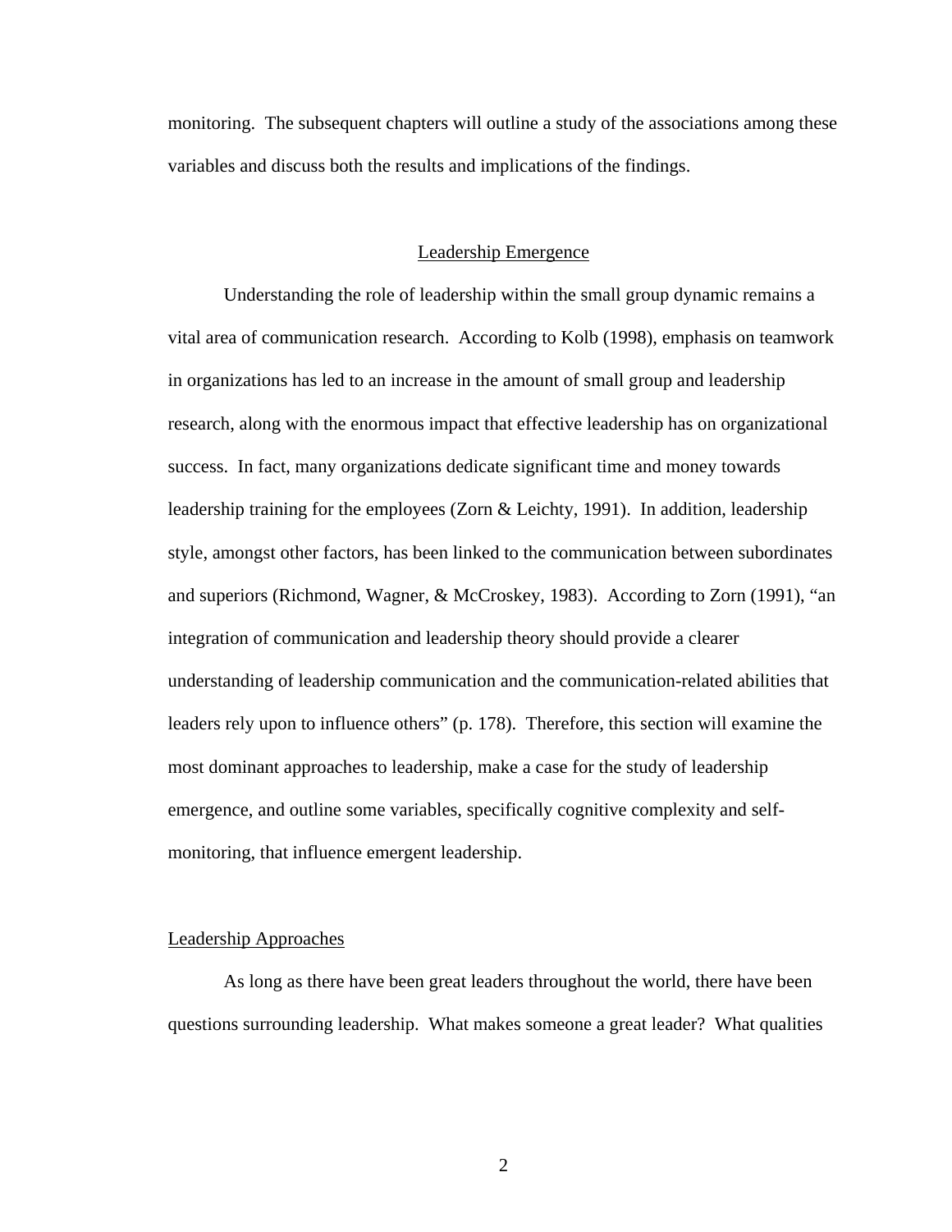monitoring. The subsequent chapters will outline a study of the associations among these variables and discuss both the results and implications of the findings.

## Leadership Emergence

Understanding the role of leadership within the small group dynamic remains a vital area of communication research. According to Kolb (1998), emphasis on teamwork in organizations has led to an increase in the amount of small group and leadership research, along with the enormous impact that effective leadership has on organizational success. In fact, many organizations dedicate significant time and money towards leadership training for the employees (Zorn & Leichty, 1991). In addition, leadership style, amongst other factors, has been linked to the communication between subordinates and superiors (Richmond, Wagner, & McCroskey, 1983). According to Zorn (1991), "an integration of communication and leadership theory should provide a clearer understanding of leadership communication and the communication-related abilities that leaders rely upon to influence others" (p. 178). Therefore, this section will examine the most dominant approaches to leadership, make a case for the study of leadership emergence, and outline some variables, specifically cognitive complexity and self-monitoring, that influence emergent leadership.

### Leadership Approaches

As long as there have been great leaders throughout the world, there have been questions surrounding leadership. What makes someone a great leader? What qualities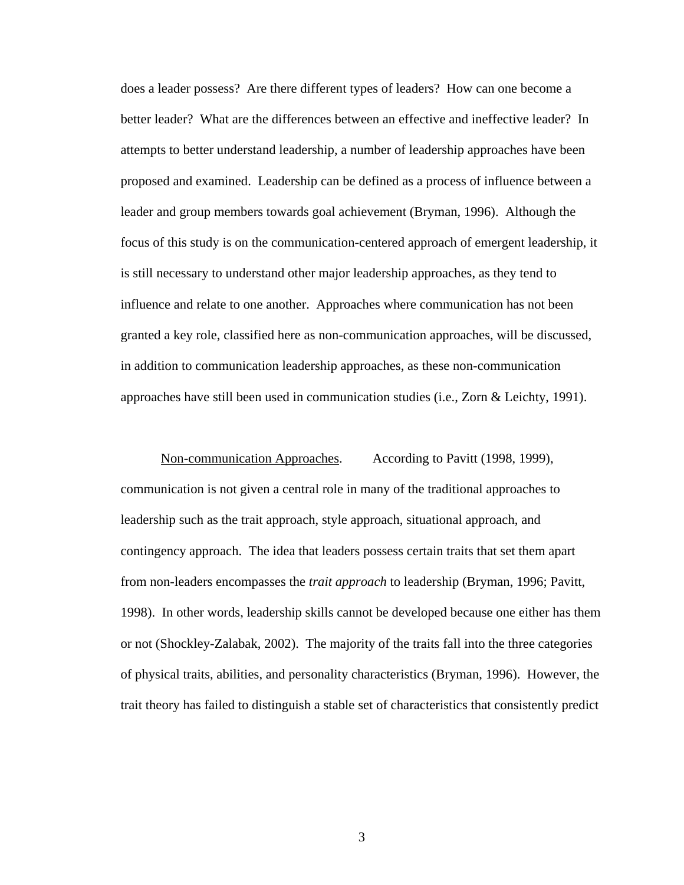does a leader possess? Are there different types of leaders? How can one become a better leader? What are the differences between an effective and ineffective leader? In attempts to better understand leadership, a number of leadership approaches have been proposed and examined. Leadership can be defined as a process of influence between a leader and group members towards goal achievement (Bryman, 1996). Although the focus of this study is on the communication-centered approach of emergent leadership, it is still necessary to understand other major leadership approaches, as they tend to influence and relate to one another. Approaches where communication has not been granted a key role, classified here as non-communication approaches, will be discussed, in addition to communication leadership approaches, as these non-communication approaches have still been used in communication studies (i.e., Zorn & Leichty, 1991).

<u>Non-communication Approaches</u>. According to Pavitt (1998, 1999), communication is not given a central role in many of the traditional approaches to leadership such as the trait approach, style approach, situational approach, and contingency approach. The idea that leaders possess certain traits that set them apart from non-leaders encompasses the *trait approach* to leadership (Bryman, 1996; Pavitt, 1998). In other words, leadership skills cannot be developed because one either has them or not (Shockley-Zalabak, 2002). The majority of the traits fall into the three categories of physical traits, abilities, and personality characteristics (Bryman, 1996). However, the trait theory has failed to distinguish a stable set of characteristics that consistently predict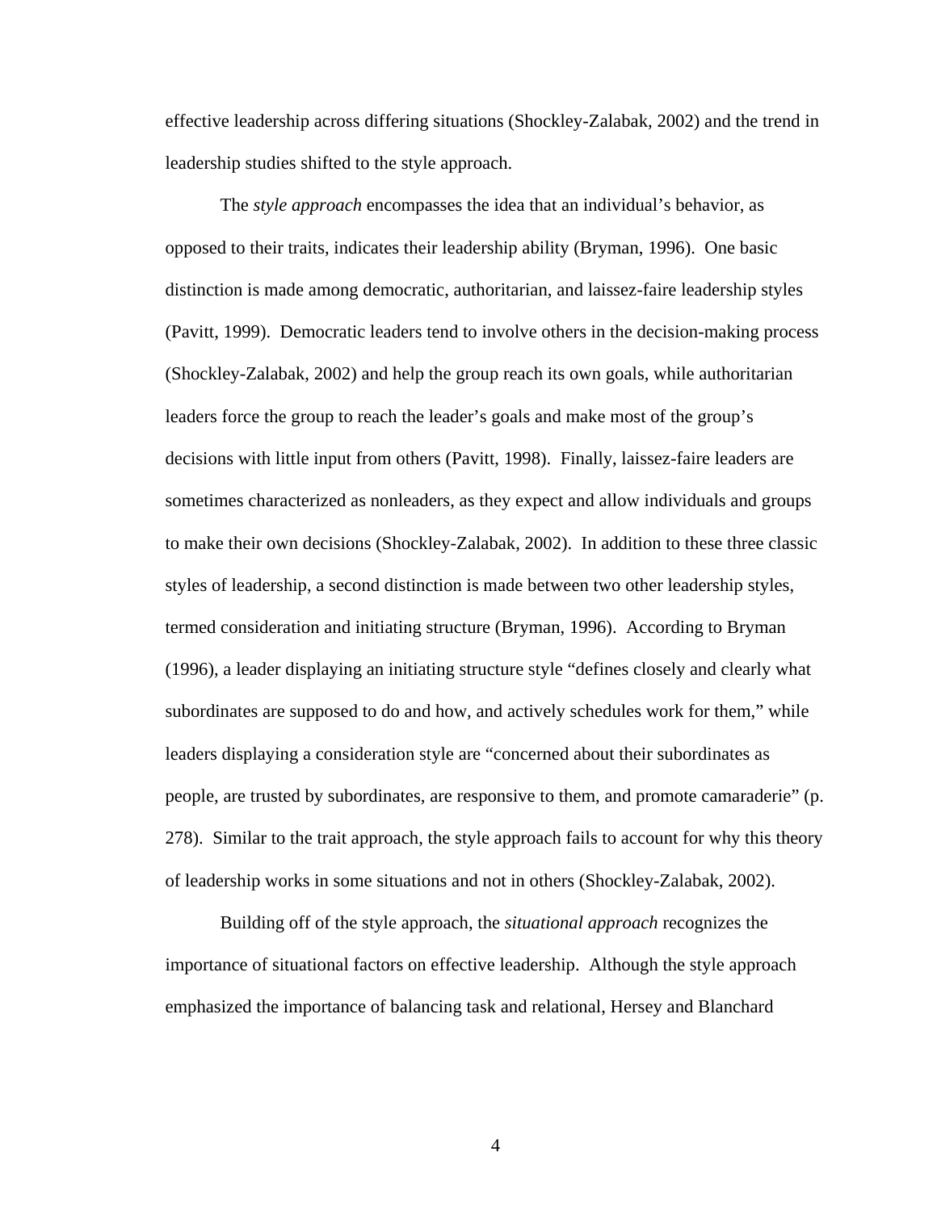effective leadership across differing situations (Shockley-Zalabak, 2002) and the trend in leadership studies shifted to the style approach.

The *style approach* encompasses the idea that an individual's behavior, as opposed to their traits, indicates their leadership ability (Bryman, 1996). One basic distinction is made among democratic, authoritarian, and laissez-faire leadership styles (Pavitt, 1999). Democratic leaders tend to involve others in the decision-making process (Shockley-Zalabak, 2002) and help the group reach its own goals, while authoritarian leaders force the group to reach the leader's goals and make most of the group's decisions with little input from others (Pavitt, 1998). Finally, laissez-faire leaders are sometimes characterized as nonleaders, as they expect and allow individuals and groups to make their own decisions (Shockley-Zalabak, 2002). In addition to these three classic styles of leadership, a second distinction is made between two other leadership styles, termed consideration and initiating structure (Bryman, 1996). According to Bryman (1996), a leader displaying an initiating structure style "defines closely and clearly what subordinates are supposed to do and how, and actively schedules work for them," while leaders displaying a consideration style are "concerned about their subordinates as people, are trusted by subordinates, are responsive to them, and promote camaraderie" (p. 278). Similar to the trait approach, the style approach fails to account for why this theory of leadership works in some situations and not in others (Shockley-Zalabak, 2002).

Building off of the style approach, the *situational approach* recognizes the importance of situational factors on effective leadership. Although the style approach emphasized the importance of balancing task and relational, Hersey and Blanchard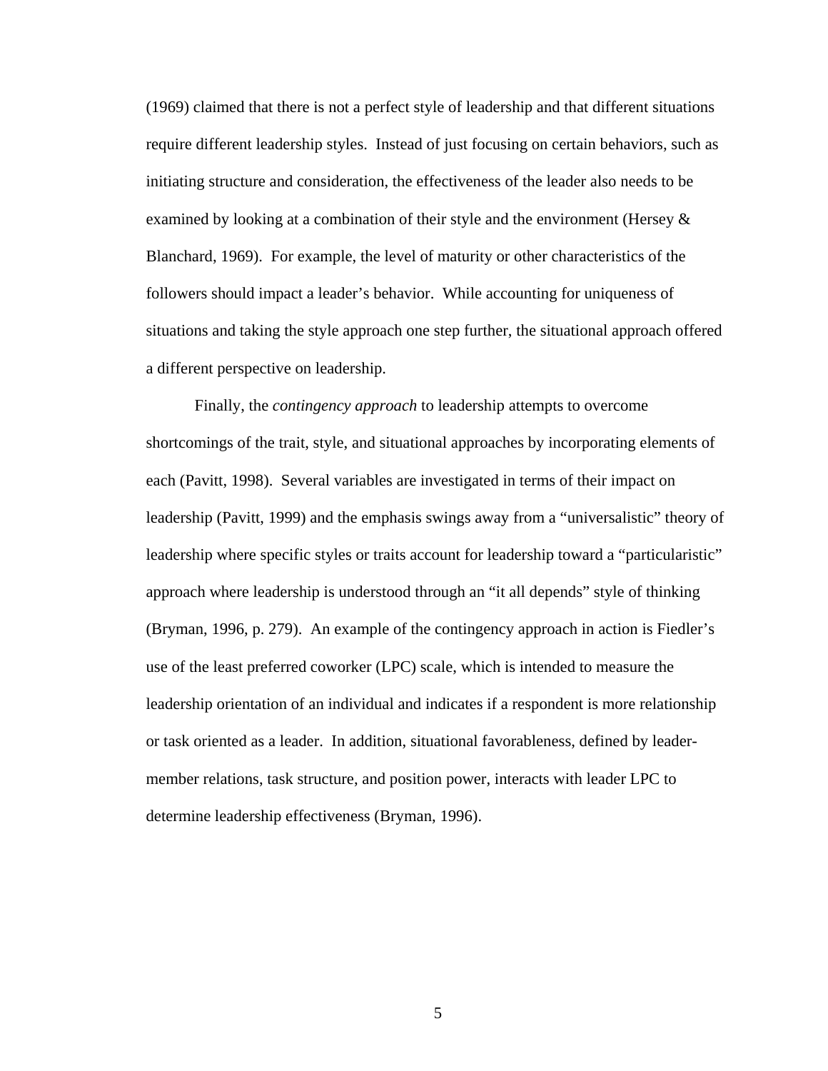(1969) claimed that there is not a perfect style of leadership and that different situations require different leadership styles. Instead of just focusing on certain behaviors, such as initiating structure and consideration, the effectiveness of the leader also needs to be examined by looking at a combination of their style and the environment (Hersey & Blanchard, 1969). For example, the level of maturity or other characteristics of the followers should impact a leader's behavior. While accounting for uniqueness of situations and taking the style approach one step further, the situational approach offered a different perspective on leadership.

Finally, the *contingency approach* to leadership attempts to overcome shortcomings of the trait, style, and situational approaches by incorporating elements of each (Pavitt, 1998). Several variables are investigated in terms of their impact on leadership (Pavitt, 1999) and the emphasis swings away from a "universalistic" theory of leadership where specific styles or traits account for leadership toward a "particularistic" approach where leadership is understood through an "it all depends" style of thinking (Bryman, 1996, p. 279). An example of the contingency approach in action is Fiedler's use of the least preferred coworker (LPC) scale, which is intended to measure the leadership orientation of an individual and indicates if a respondent is more relationship or task oriented as a leader. In addition, situational favorableness, defined by leader-member relations, task structure, and position power, interacts with leader LPC to determine leadership effectiveness (Bryman, 1996).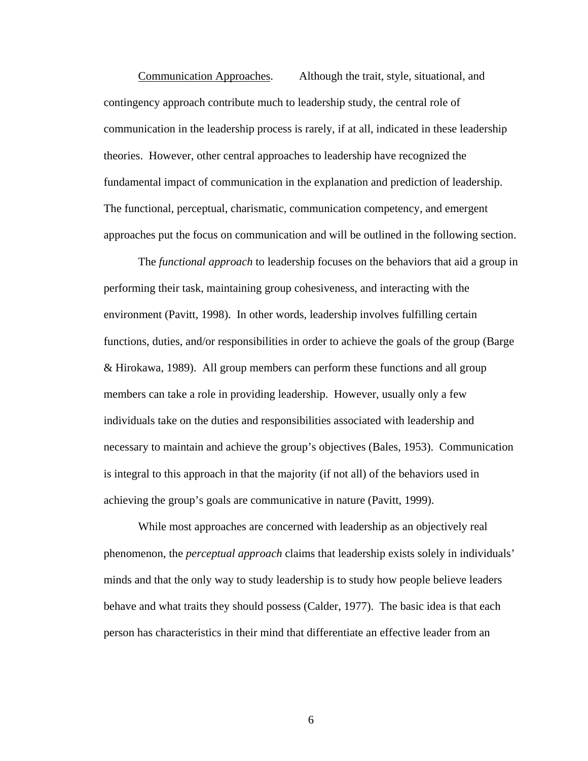Communication Approaches. Although the trait, style, situational, and contingency approach contribute much to leadership study, the central role of communication in the leadership process is rarely, if at all, indicated in these leadership theories. However, other central approaches to leadership have recognized the fundamental impact of communication in the explanation and prediction of leadership. The functional, perceptual, charismatic, communication competency, and emergent approaches put the focus on communication and will be outlined in the following section.

The *functional approach* to leadership focuses on the behaviors that aid a group in performing their task, maintaining group cohesiveness, and interacting with the environment (Pavitt, 1998). In other words, leadership involves fulfilling certain functions, duties, and/or responsibilities in order to achieve the goals of the group (Barge & Hirokawa, 1989). All group members can perform these functions and all group members can take a role in providing leadership. However, usually only a few individuals take on the duties and responsibilities associated with leadership and necessary to maintain and achieve the group's objectives (Bales, 1953). Communication is integral to this approach in that the majority (if not all) of the behaviors used in achieving the group's goals are communicative in nature (Pavitt, 1999).

While most approaches are concerned with leadership as an objectively real phenomenon, the *perceptual approach* claims that leadership exists solely in individuals' minds and that the only way to study leadership is to study how people believe leaders behave and what traits they should possess (Calder, 1977). The basic idea is that each person has characteristics in their mind that differentiate an effective leader from an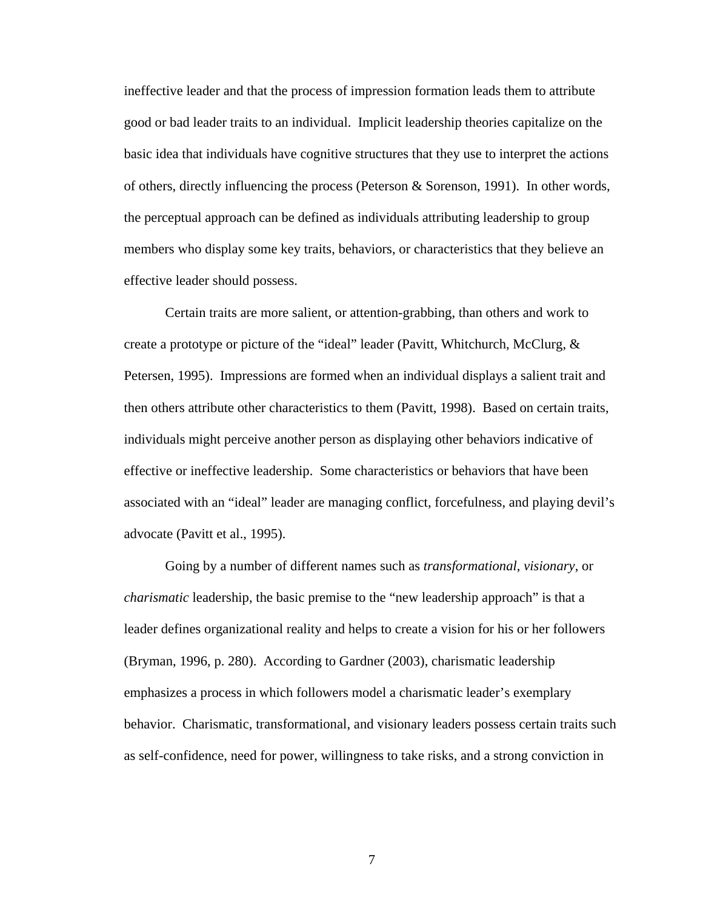ineffective leader and that the process of impression formation leads them to attribute good or bad leader traits to an individual. Implicit leadership theories capitalize on the basic idea that individuals have cognitive structures that they use to interpret the actions of others, directly influencing the process (Peterson & Sorenson, 1991). In other words, the perceptual approach can be defined as individuals attributing leadership to group members who display some key traits, behaviors, or characteristics that they believe an effective leader should possess.

Certain traits are more salient, or attention-grabbing, than others and work to create a prototype or picture of the "ideal" leader (Pavitt, Whitchurch, McClurg, & Petersen, 1995). Impressions are formed when an individual displays a salient trait and then others attribute other characteristics to them (Pavitt, 1998). Based on certain traits, individuals might perceive another person as displaying other behaviors indicative of effective or ineffective leadership. Some characteristics or behaviors that have been associated with an "ideal" leader are managing conflict, forcefulness, and playing devil's advocate (Pavitt et al., 1995).

Going by a number of different names such as *transformational*, *visionary*, or *charismatic* leadership, the basic premise to the "new leadership approach" is that a leader defines organizational reality and helps to create a vision for his or her followers (Bryman, 1996, p. 280). According to Gardner (2003), charismatic leadership emphasizes a process in which followers model a charismatic leader's exemplary behavior. Charismatic, transformational, and visionary leaders possess certain traits such as self-confidence, need for power, willingness to take risks, and a strong conviction in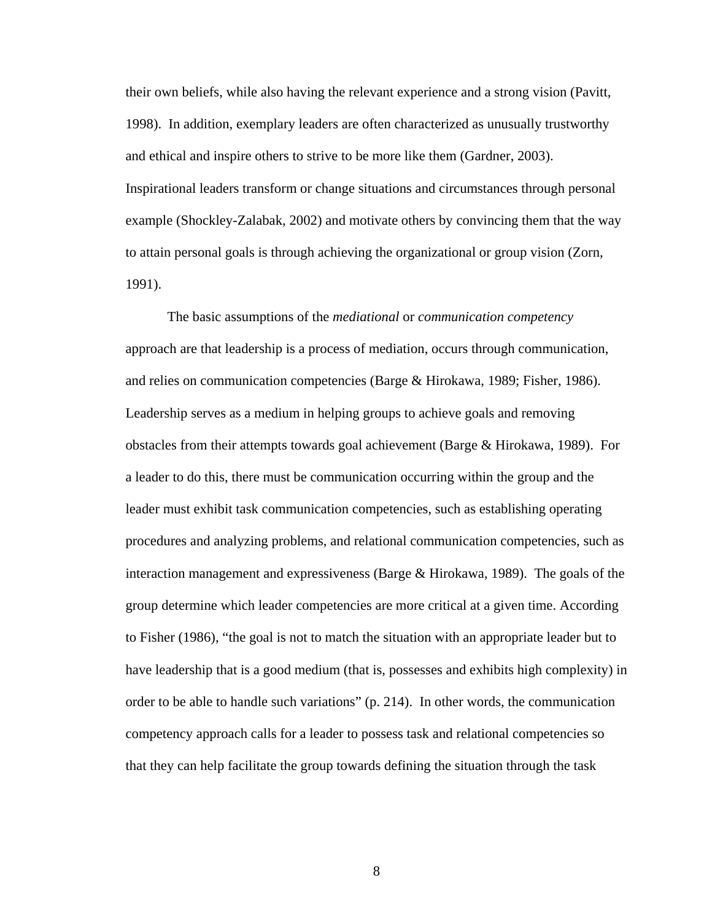their own beliefs, while also having the relevant experience and a strong vision (Pavitt, 1998). In addition, exemplary leaders are often characterized as unusually trustworthy and ethical and inspire others to strive to be more like them (Gardner, 2003). Inspirational leaders transform or change situations and circumstances through personal example (Shockley-Zalabak, 2002) and motivate others by convincing them that the way to attain personal goals is through achieving the organizational or group vision (Zorn, 1991).

The basic assumptions of the *mediational* or *communication competency* approach are that leadership is a process of mediation, occurs through communication, and relies on communication competencies (Barge & Hirokawa, 1989; Fisher, 1986). Leadership serves as a medium in helping groups to achieve goals and removing obstacles from their attempts towards goal achievement (Barge & Hirokawa, 1989). For a leader to do this, there must be communication occurring within the group and the leader must exhibit task communication competencies, such as establishing operating procedures and analyzing problems, and relational communication competencies, such as interaction management and expressiveness (Barge & Hirokawa, 1989). The goals of the group determine which leader competencies are more critical at a given time. According to Fisher (1986), "the goal is not to match the situation with an appropriate leader but to have leadership that is a good medium (that is, possesses and exhibits high complexity) in order to be able to handle such variations" (p. 214). In other words, the communication competency approach calls for a leader to possess task and relational competencies so that they can help facilitate the group towards defining the situation through the task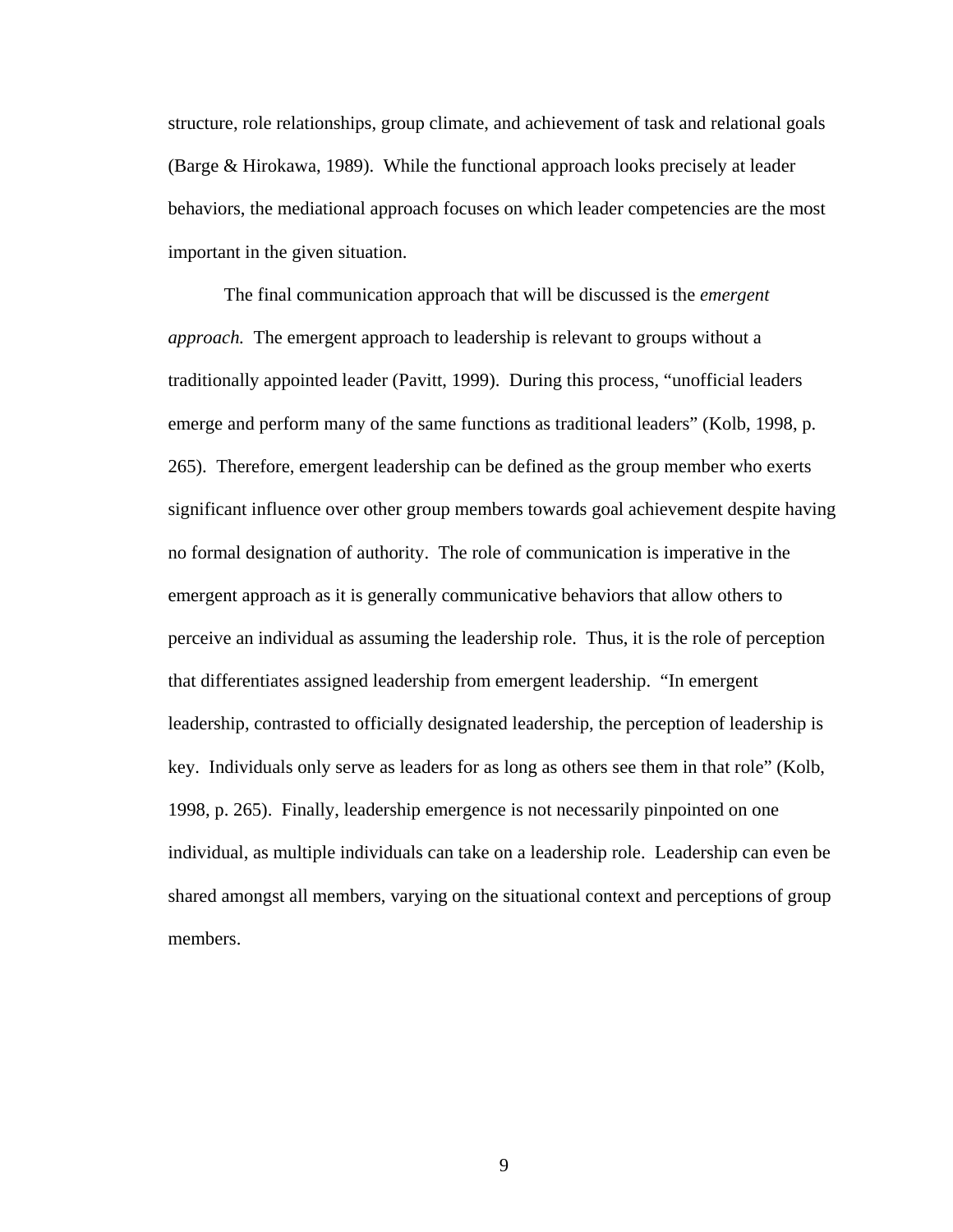structure, role relationships, group climate, and achievement of task and relational goals (Barge & Hirokawa, 1989). While the functional approach looks precisely at leader behaviors, the mediational approach focuses on which leader competencies are the most important in the given situation.

The final communication approach that will be discussed is the *emergent approach.* The emergent approach to leadership is relevant to groups without a traditionally appointed leader (Pavitt, 1999). During this process, "unofficial leaders emerge and perform many of the same functions as traditional leaders" (Kolb, 1998, p. 265). Therefore, emergent leadership can be defined as the group member who exerts significant influence over other group members towards goal achievement despite having no formal designation of authority. The role of communication is imperative in the emergent approach as it is generally communicative behaviors that allow others to perceive an individual as assuming the leadership role. Thus, it is the role of perception that differentiates assigned leadership from emergent leadership. "In emergent leadership, contrasted to officially designated leadership, the perception of leadership is key. Individuals only serve as leaders for as long as others see them in that role" (Kolb, 1998, p. 265). Finally, leadership emergence is not necessarily pinpointed on one individual, as multiple individuals can take on a leadership role. Leadership can even be shared amongst all members, varying on the situational context and perceptions of group members.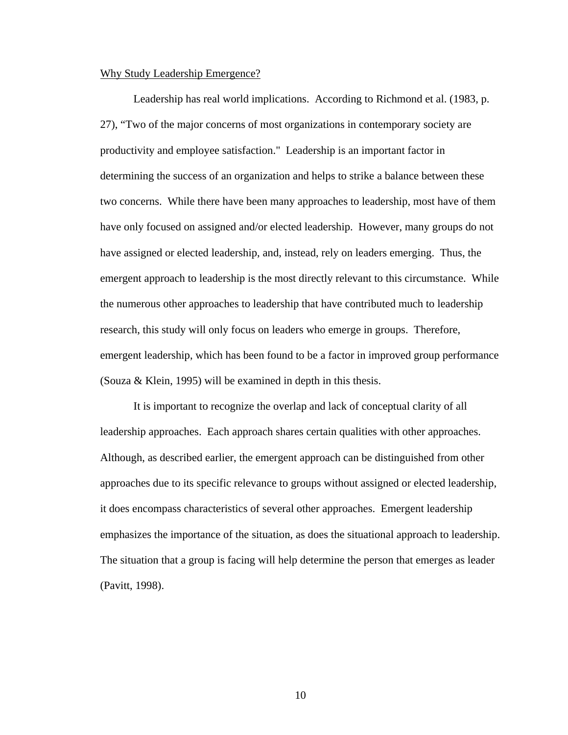Why Study Leadership Emergence?

Leadership has real world implications. According to Richmond et al. (1983, p. 27), "Two of the major concerns of most organizations in contemporary society are productivity and employee satisfaction." Leadership is an important factor in determining the success of an organization and helps to strike a balance between these two concerns. While there have been many approaches to leadership, most have of them have only focused on assigned and/or elected leadership. However, many groups do not have assigned or elected leadership, and, instead, rely on leaders emerging. Thus, the emergent approach to leadership is the most directly relevant to this circumstance. While the numerous other approaches to leadership that have contributed much to leadership research, this study will only focus on leaders who emerge in groups. Therefore, emergent leadership, which has been found to be a factor in improved group performance (Souza & Klein, 1995) will be examined in depth in this thesis.

It is important to recognize the overlap and lack of conceptual clarity of all leadership approaches. Each approach shares certain qualities with other approaches. Although, as described earlier, the emergent approach can be distinguished from other approaches due to its specific relevance to groups without assigned or elected leadership, it does encompass characteristics of several other approaches. Emergent leadership emphasizes the importance of the situation, as does the situational approach to leadership. The situation that a group is facing will help determine the person that emerges as leader (Pavitt, 1998).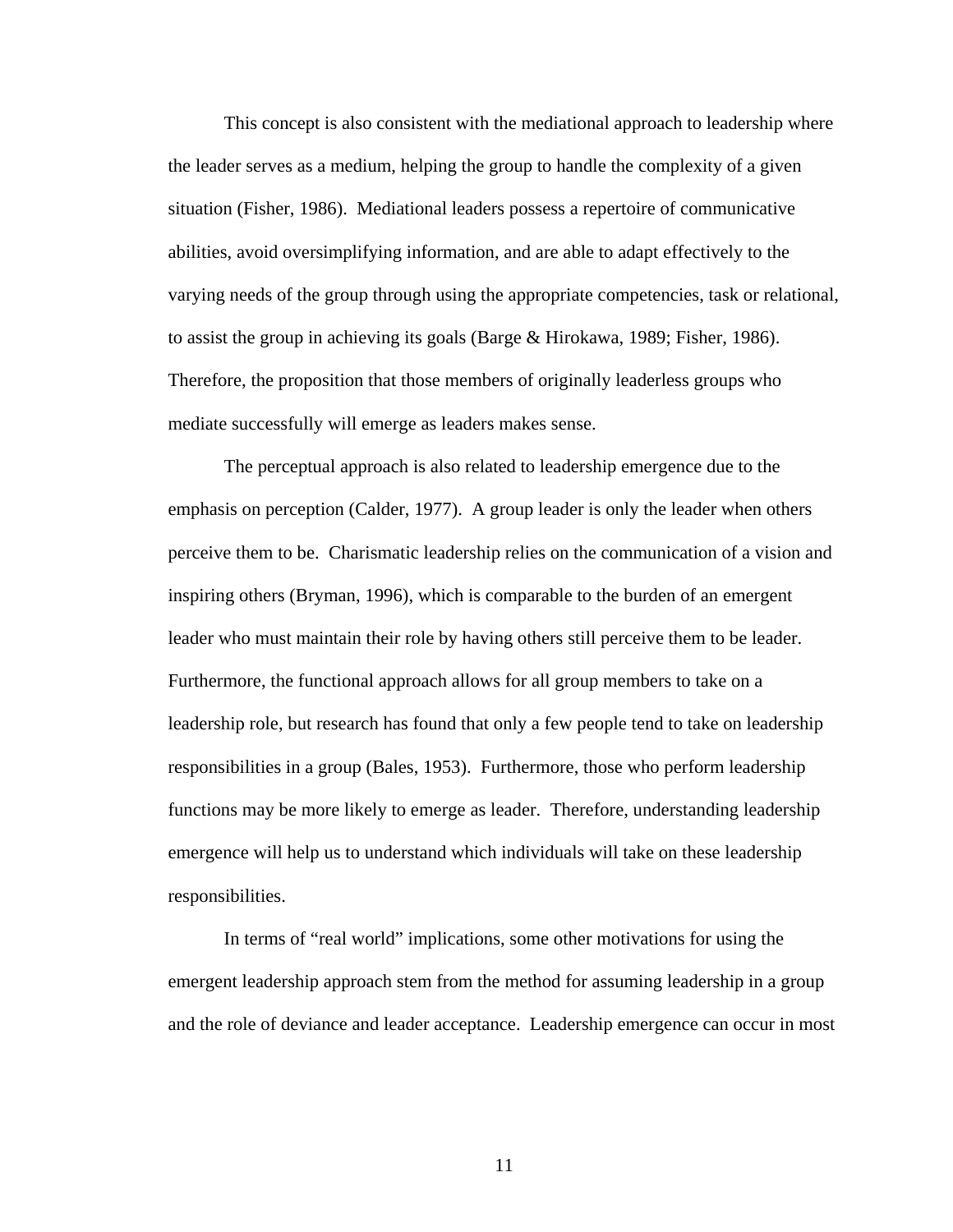This concept is also consistent with the mediational approach to leadership where the leader serves as a medium, helping the group to handle the complexity of a given situation (Fisher, 1986). Mediational leaders possess a repertoire of communicative abilities, avoid oversimplifying information, and are able to adapt effectively to the varying needs of the group through using the appropriate competencies, task or relational, to assist the group in achieving its goals (Barge & Hirokawa, 1989; Fisher, 1986). Therefore, the proposition that those members of originally leaderless groups who mediate successfully will emerge as leaders makes sense.

The perceptual approach is also related to leadership emergence due to the emphasis on perception (Calder, 1977). A group leader is only the leader when others perceive them to be. Charismatic leadership relies on the communication of a vision and inspiring others (Bryman, 1996), which is comparable to the burden of an emergent leader who must maintain their role by having others still perceive them to be leader. Furthermore, the functional approach allows for all group members to take on a leadership role, but research has found that only a few people tend to take on leadership responsibilities in a group (Bales, 1953). Furthermore, those who perform leadership functions may be more likely to emerge as leader. Therefore, understanding leadership emergence will help us to understand which individuals will take on these leadership responsibilities.

In terms of "real world" implications, some other motivations for using the emergent leadership approach stem from the method for assuming leadership in a group and the role of deviance and leader acceptance. Leadership emergence can occur in most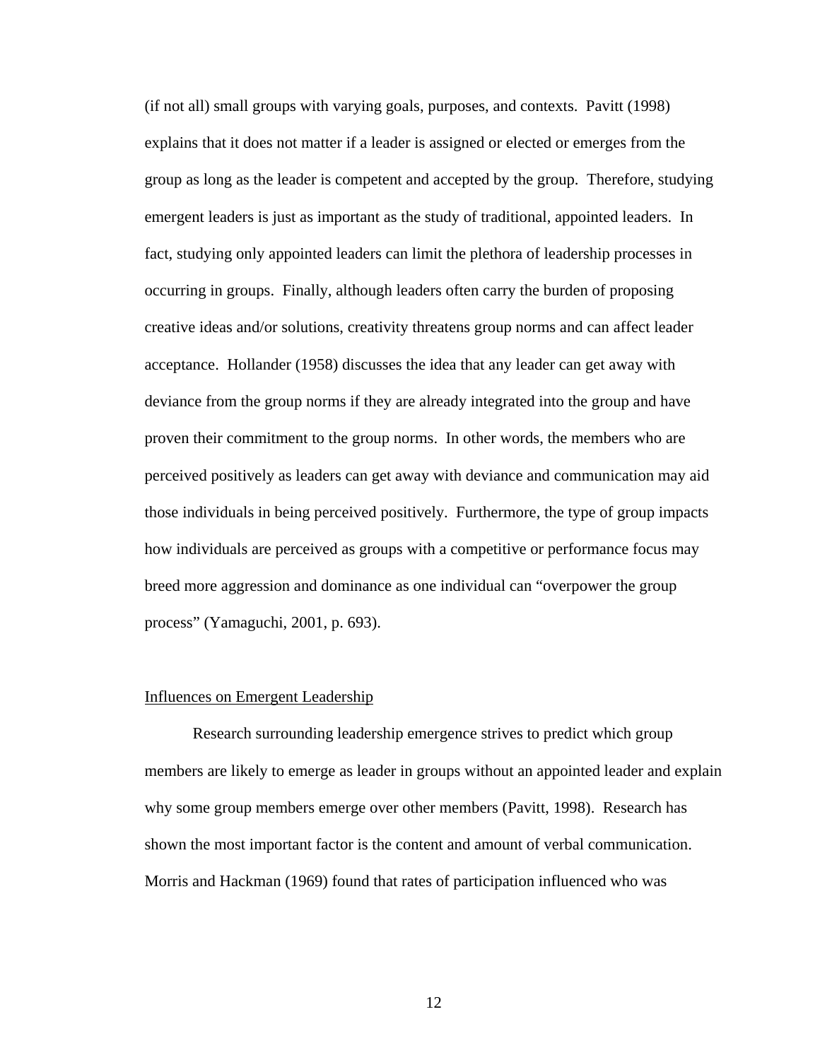(if not all) small groups with varying goals, purposes, and contexts. Pavitt (1998) explains that it does not matter if a leader is assigned or elected or emerges from the group as long as the leader is competent and accepted by the group. Therefore, studying emergent leaders is just as important as the study of traditional, appointed leaders. In fact, studying only appointed leaders can limit the plethora of leadership processes in occurring in groups. Finally, although leaders often carry the burden of proposing creative ideas and/or solutions, creativity threatens group norms and can affect leader acceptance. Hollander (1958) discusses the idea that any leader can get away with deviance from the group norms if they are already integrated into the group and have proven their commitment to the group norms. In other words, the members who are perceived positively as leaders can get away with deviance and communication may aid those individuals in being perceived positively. Furthermore, the type of group impacts how individuals are perceived as groups with a competitive or performance focus may breed more aggression and dominance as one individual can "overpower the group process" (Yamaguchi, 2001, p. 693).

## Influences on Emergent Leadership

Research surrounding leadership emergence strives to predict which group members are likely to emerge as leader in groups without an appointed leader and explain why some group members emerge over other members (Pavitt, 1998). Research has shown the most important factor is the content and amount of verbal communication. Morris and Hackman (1969) found that rates of participation influenced who was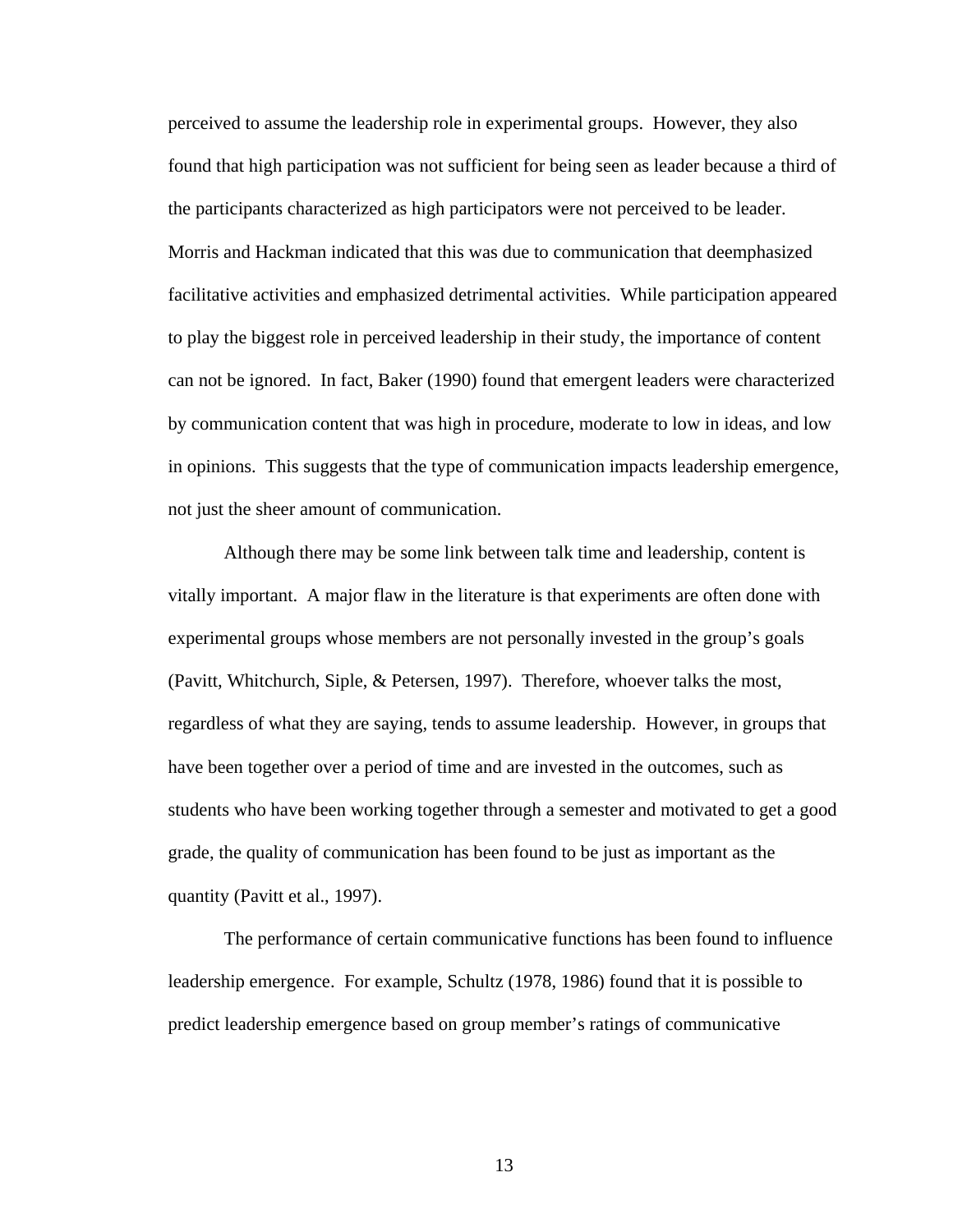perceived to assume the leadership role in experimental groups. However, they also found that high participation was not sufficient for being seen as leader because a third of the participants characterized as high participators were not perceived to be leader. Morris and Hackman indicated that this was due to communication that deemphasized facilitative activities and emphasized detrimental activities. While participation appeared to play the biggest role in perceived leadership in their study, the importance of content can not be ignored. In fact, Baker (1990) found that emergent leaders were characterized by communication content that was high in procedure, moderate to low in ideas, and low in opinions. This suggests that the type of communication impacts leadership emergence, not just the sheer amount of communication.

Although there may be some link between talk time and leadership, content is vitally important. A major flaw in the literature is that experiments are often done with experimental groups whose members are not personally invested in the group's goals (Pavitt, Whitchurch, Siple, & Petersen, 1997). Therefore, whoever talks the most, regardless of what they are saying, tends to assume leadership. However, in groups that have been together over a period of time and are invested in the outcomes, such as students who have been working together through a semester and motivated to get a good grade, the quality of communication has been found to be just as important as the quantity (Pavitt et al., 1997).

The performance of certain communicative functions has been found to influence leadership emergence. For example, Schultz (1978, 1986) found that it is possible to predict leadership emergence based on group member's ratings of communicative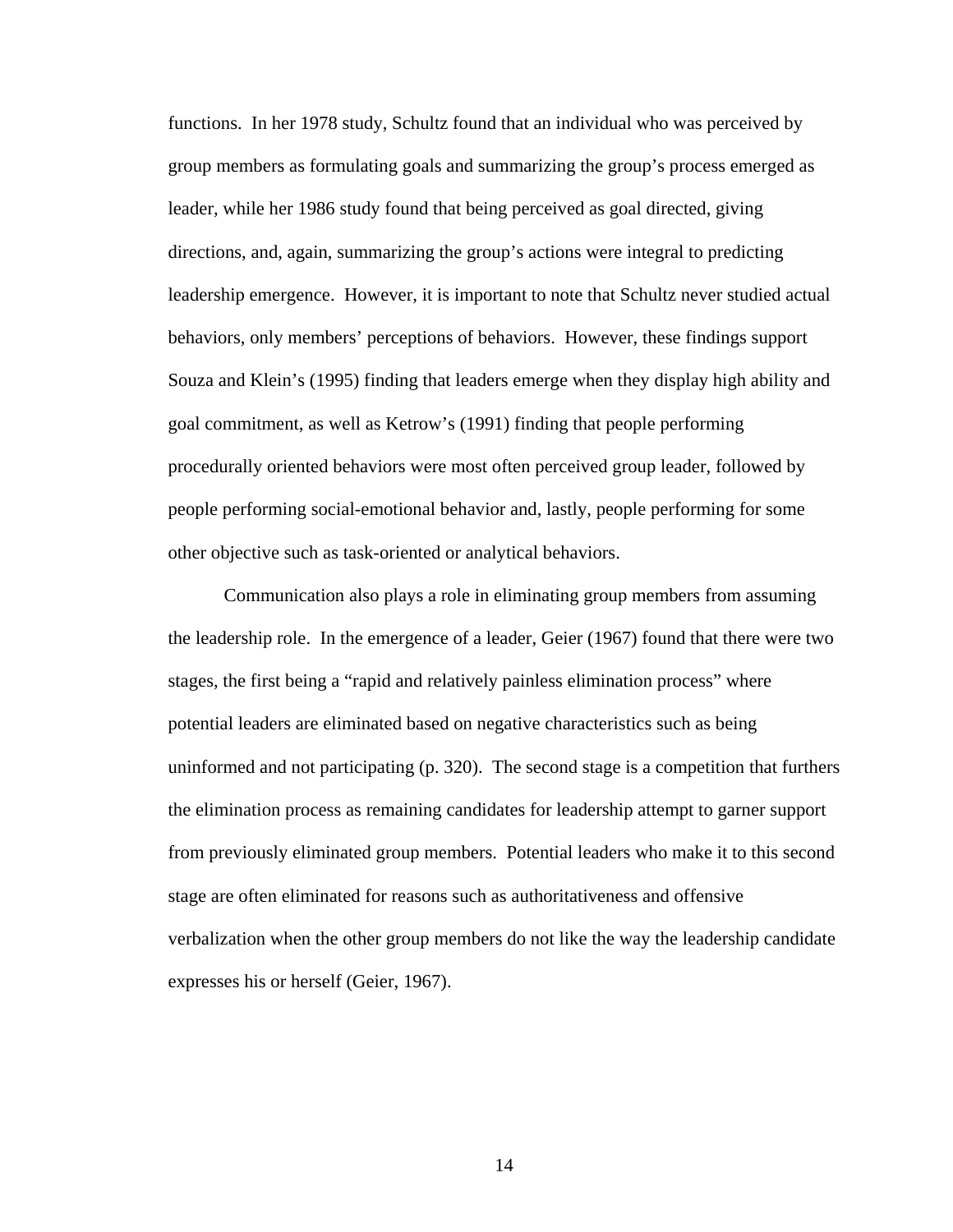functions. In her 1978 study, Schultz found that an individual who was perceived by group members as formulating goals and summarizing the group's process emerged as leader, while her 1986 study found that being perceived as goal directed, giving directions, and, again, summarizing the group's actions were integral to predicting leadership emergence. However, it is important to note that Schultz never studied actual behaviors, only members' perceptions of behaviors. However, these findings support Souza and Klein's (1995) finding that leaders emerge when they display high ability and goal commitment, as well as Ketrow's (1991) finding that people performing procedurally oriented behaviors were most often perceived group leader, followed by people performing social-emotional behavior and, lastly, people performing for some other objective such as task-oriented or analytical behaviors.

Communication also plays a role in eliminating group members from assuming the leadership role. In the emergence of a leader, Geier (1967) found that there were two stages, the first being a "rapid and relatively painless elimination process" where potential leaders are eliminated based on negative characteristics such as being uninformed and not participating (p. 320). The second stage is a competition that furthers the elimination process as remaining candidates for leadership attempt to garner support from previously eliminated group members. Potential leaders who make it to this second stage are often eliminated for reasons such as authoritativeness and offensive verbalization when the other group members do not like the way the leadership candidate expresses his or herself (Geier, 1967).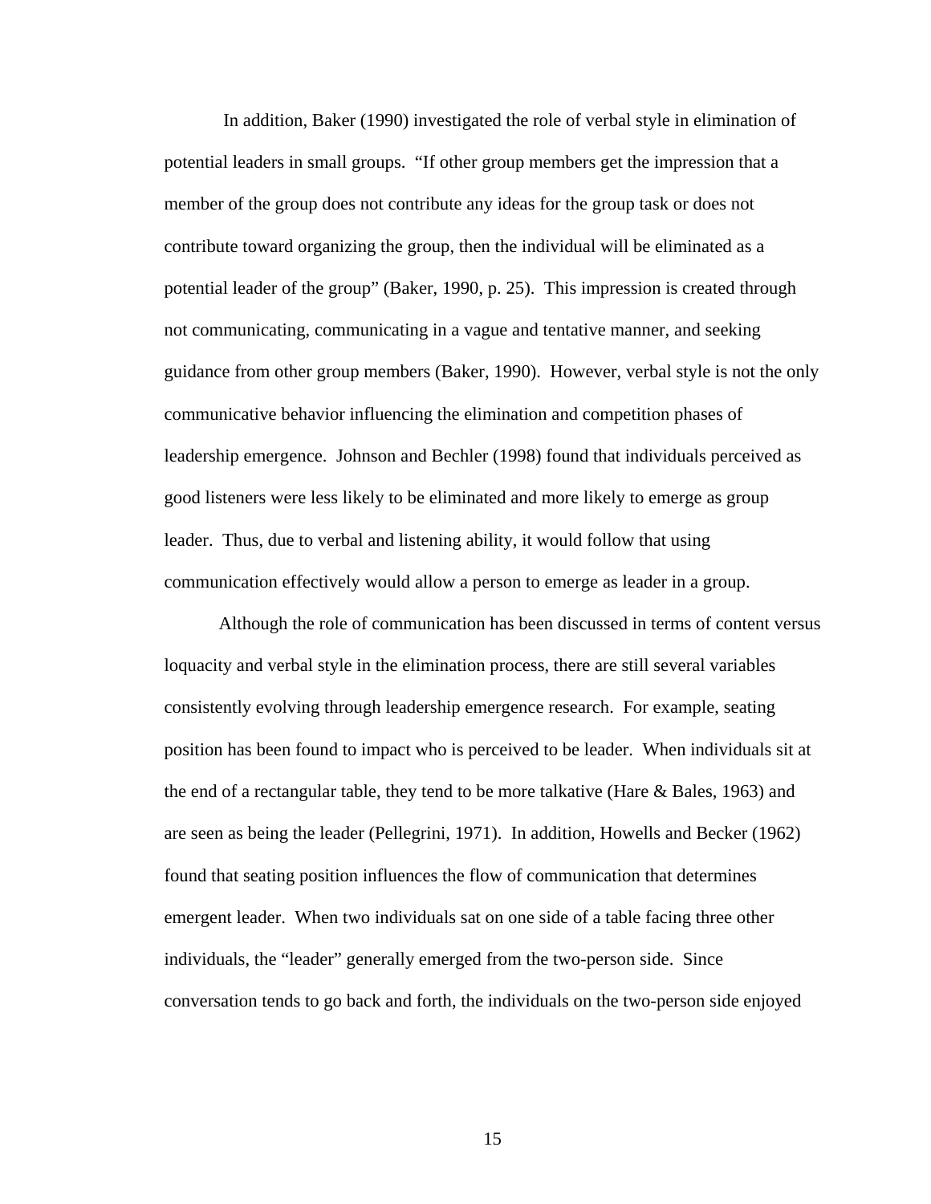In addition, Baker (1990) investigated the role of verbal style in elimination of potential leaders in small groups. "If other group members get the impression that a member of the group does not contribute any ideas for the group task or does not contribute toward organizing the group, then the individual will be eliminated as a potential leader of the group" (Baker, 1990, p. 25). This impression is created through not communicating, communicating in a vague and tentative manner, and seeking guidance from other group members (Baker, 1990). However, verbal style is not the only communicative behavior influencing the elimination and competition phases of leadership emergence. Johnson and Bechler (1998) found that individuals perceived as good listeners were less likely to be eliminated and more likely to emerge as group leader. Thus, due to verbal and listening ability, it would follow that using communication effectively would allow a person to emerge as leader in a group.

Although the role of communication has been discussed in terms of content versus loquacity and verbal style in the elimination process, there are still several variables consistently evolving through leadership emergence research. For example, seating position has been found to impact who is perceived to be leader. When individuals sit at the end of a rectangular table, they tend to be more talkative (Hare & Bales, 1963) and are seen as being the leader (Pellegrini, 1971). In addition, Howells and Becker (1962) found that seating position influences the flow of communication that determines emergent leader. When two individuals sat on one side of a table facing three other individuals, the "leader" generally emerged from the two-person side. Since conversation tends to go back and forth, the individuals on the two-person side enjoyed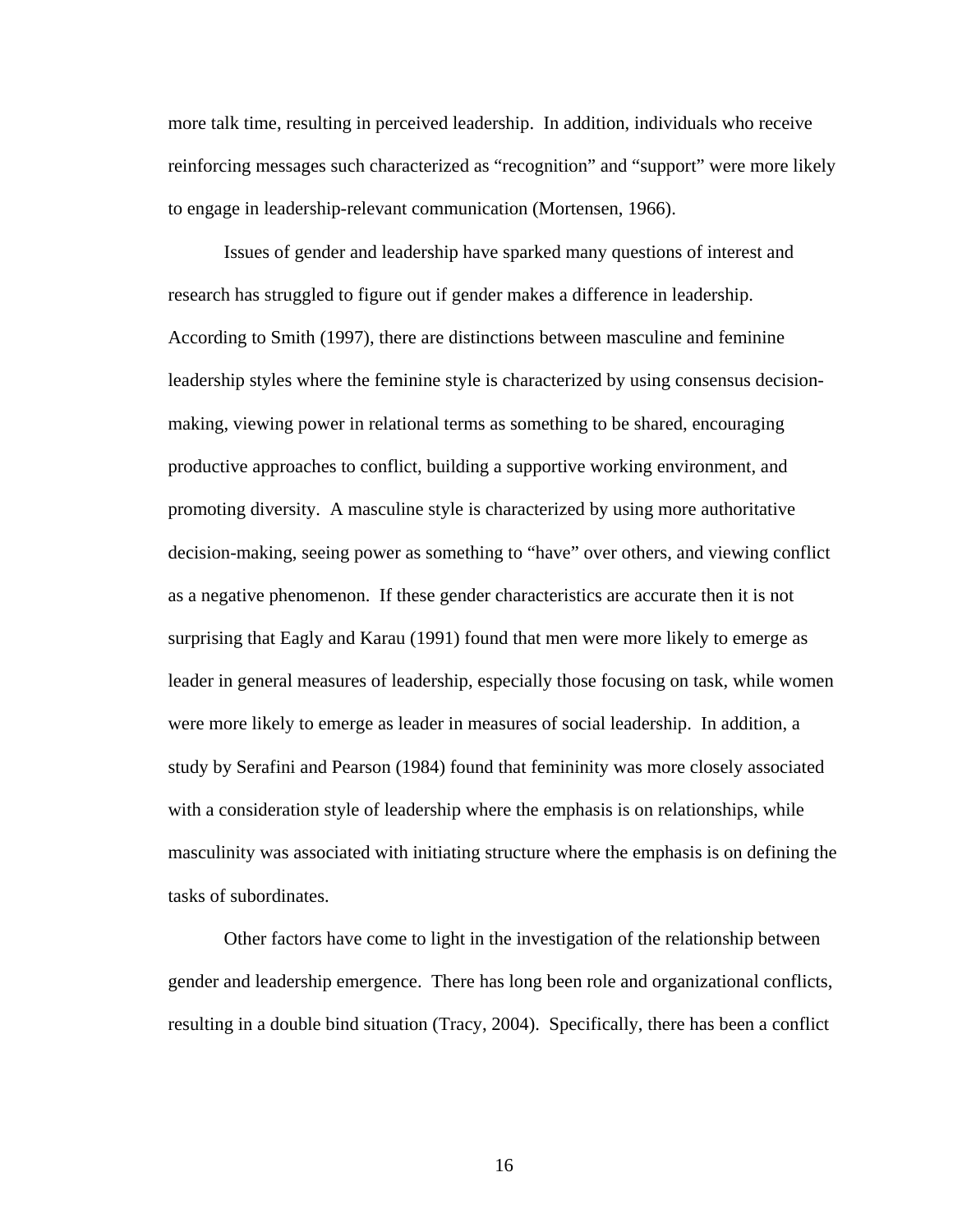more talk time, resulting in perceived leadership. In addition, individuals who receive reinforcing messages such characterized as "recognition" and "support" were more likely to engage in leadership-relevant communication (Mortensen, 1966).

Issues of gender and leadership have sparked many questions of interest and research has struggled to figure out if gender makes a difference in leadership. According to Smith (1997), there are distinctions between masculine and feminine leadership styles where the feminine style is characterized by using consensus decision-making, viewing power in relational terms as something to be shared, encouraging productive approaches to conflict, building a supportive working environment, and promoting diversity. A masculine style is characterized by using more authoritative decision-making, seeing power as something to "have" over others, and viewing conflict as a negative phenomenon. If these gender characteristics are accurate then it is not surprising that Eagly and Karau (1991) found that men were more likely to emerge as leader in general measures of leadership, especially those focusing on task, while women were more likely to emerge as leader in measures of social leadership. In addition, a study by Serafini and Pearson (1984) found that femininity was more closely associated with a consideration style of leadership where the emphasis is on relationships, while masculinity was associated with initiating structure where the emphasis is on defining the tasks of subordinates.

Other factors have come to light in the investigation of the relationship between gender and leadership emergence. There has long been role and organizational conflicts, resulting in a double bind situation (Tracy, 2004). Specifically, there has been a conflict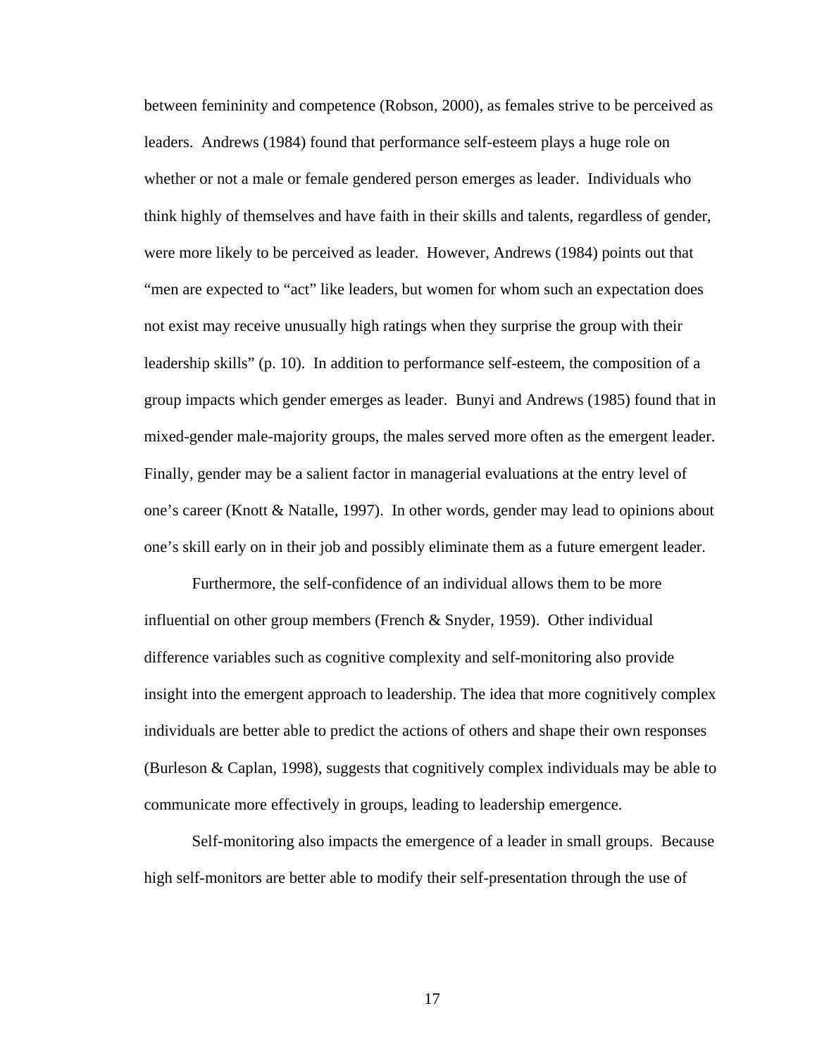between femininity and competence (Robson, 2000), as females strive to be perceived as leaders. Andrews (1984) found that performance self-esteem plays a huge role on whether or not a male or female gendered person emerges as leader. Individuals who think highly of themselves and have faith in their skills and talents, regardless of gender, were more likely to be perceived as leader. However, Andrews (1984) points out that "men are expected to "act" like leaders, but women for whom such an expectation does not exist may receive unusually high ratings when they surprise the group with their leadership skills" (p. 10). In addition to performance self-esteem, the composition of a group impacts which gender emerges as leader. Bunyi and Andrews (1985) found that in mixed-gender male-majority groups, the males served more often as the emergent leader. Finally, gender may be a salient factor in managerial evaluations at the entry level of one's career (Knott & Natalle, 1997). In other words, gender may lead to opinions about one's skill early on in their job and possibly eliminate them as a future emergent leader.

Furthermore, the self-confidence of an individual allows them to be more influential on other group members (French & Snyder, 1959). Other individual difference variables such as cognitive complexity and self-monitoring also provide insight into the emergent approach to leadership. The idea that more cognitively complex individuals are better able to predict the actions of others and shape their own responses (Burleson & Caplan, 1998), suggests that cognitively complex individuals may be able to communicate more effectively in groups, leading to leadership emergence.

Self-monitoring also impacts the emergence of a leader in small groups. Because high self-monitors are better able to modify their self-presentation through the use of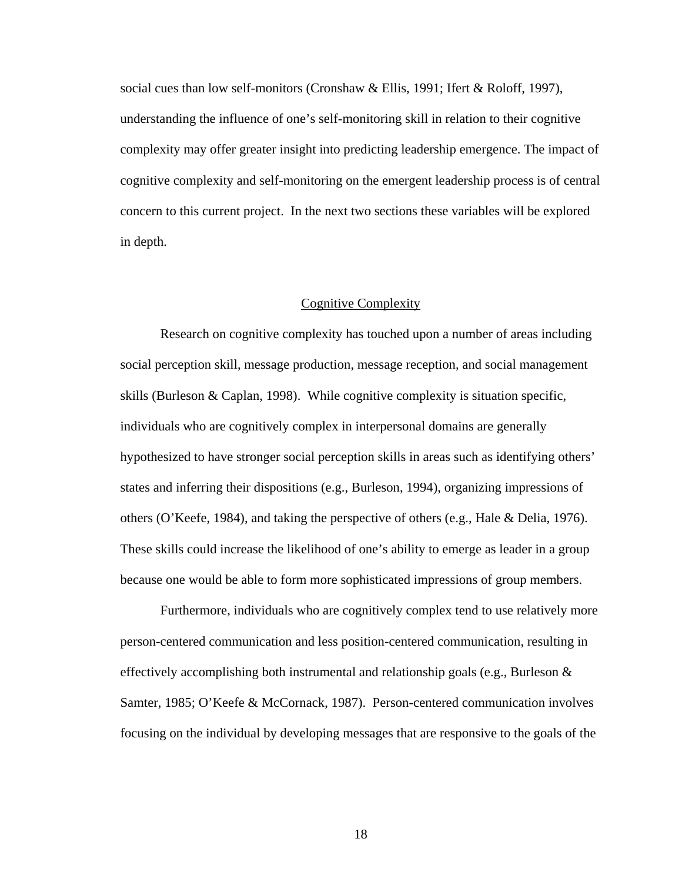social cues than low self-monitors (Cronshaw & Ellis, 1991; Ifert & Roloff, 1997), understanding the influence of one's self-monitoring skill in relation to their cognitive complexity may offer greater insight into predicting leadership emergence. The impact of cognitive complexity and self-monitoring on the emergent leadership process is of central concern to this current project. In the next two sections these variables will be explored in depth.

## Cognitive Complexity

Research on cognitive complexity has touched upon a number of areas including social perception skill, message production, message reception, and social management skills (Burleson & Caplan, 1998). While cognitive complexity is situation specific, individuals who are cognitively complex in interpersonal domains are generally hypothesized to have stronger social perception skills in areas such as identifying others' states and inferring their dispositions (e.g., Burleson, 1994), organizing impressions of others (O'Keefe, 1984), and taking the perspective of others (e.g., Hale & Delia, 1976). These skills could increase the likelihood of one's ability to emerge as leader in a group because one would be able to form more sophisticated impressions of group members.

Furthermore, individuals who are cognitively complex tend to use relatively more person-centered communication and less position-centered communication, resulting in effectively accomplishing both instrumental and relationship goals (e.g., Burleson & Samter, 1985; O'Keefe & McCornack, 1987). Person-centered communication involves focusing on the individual by developing messages that are responsive to the goals of the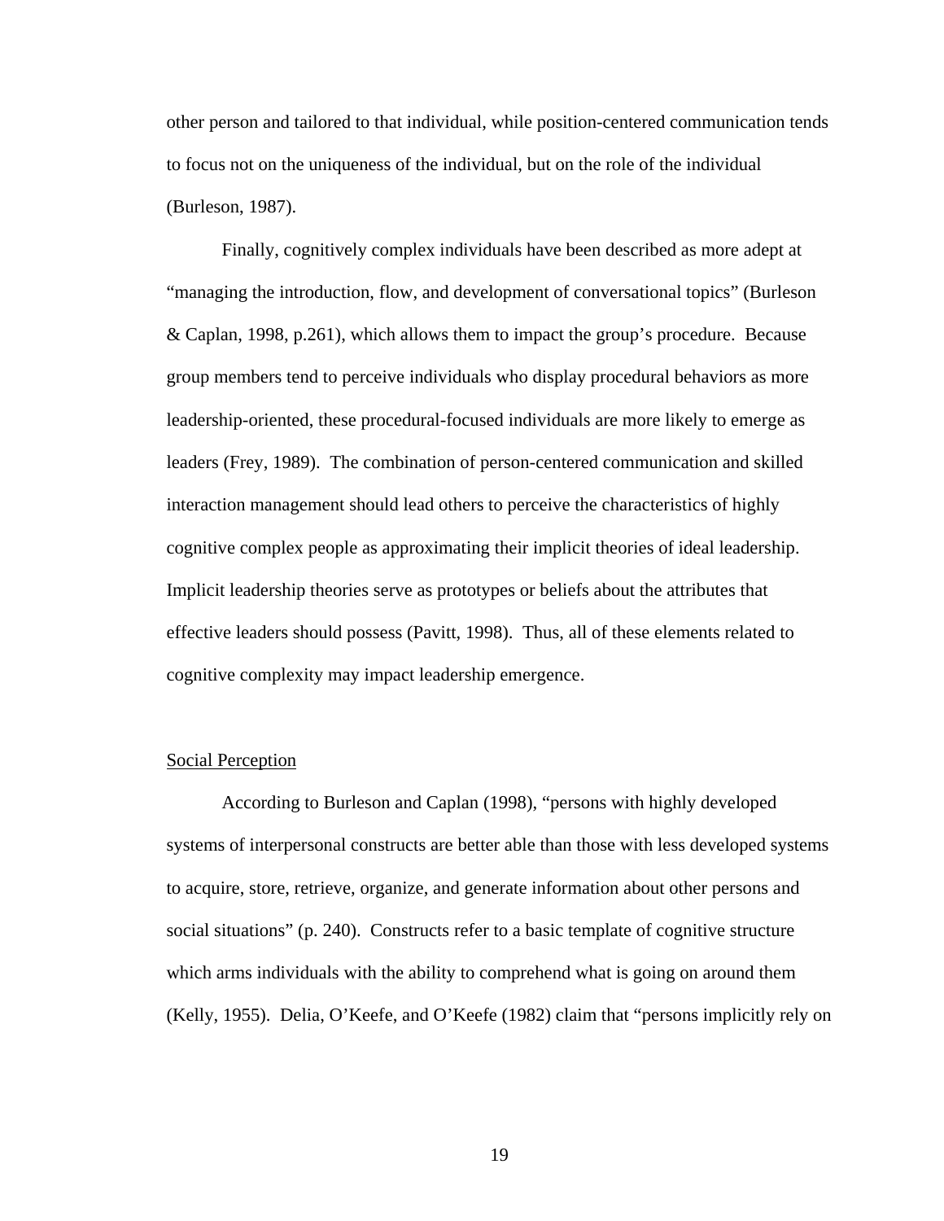other person and tailored to that individual, while position-centered communication tends to focus not on the uniqueness of the individual, but on the role of the individual (Burleson, 1987).

Finally, cognitively complex individuals have been described as more adept at "managing the introduction, flow, and development of conversational topics" (Burleson & Caplan, 1998, p.261), which allows them to impact the group's procedure. Because group members tend to perceive individuals who display procedural behaviors as more leadership-oriented, these procedural-focused individuals are more likely to emerge as leaders (Frey, 1989). The combination of person-centered communication and skilled interaction management should lead others to perceive the characteristics of highly cognitive complex people as approximating their implicit theories of ideal leadership. Implicit leadership theories serve as prototypes or beliefs about the attributes that effective leaders should possess (Pavitt, 1998). Thus, all of these elements related to cognitive complexity may impact leadership emergence.

## Social Perception

According to Burleson and Caplan (1998), "persons with highly developed systems of interpersonal constructs are better able than those with less developed systems to acquire, store, retrieve, organize, and generate information about other persons and social situations" (p. 240). Constructs refer to a basic template of cognitive structure which arms individuals with the ability to comprehend what is going on around them (Kelly, 1955). Delia, O'Keefe, and O'Keefe (1982) claim that "persons implicitly rely on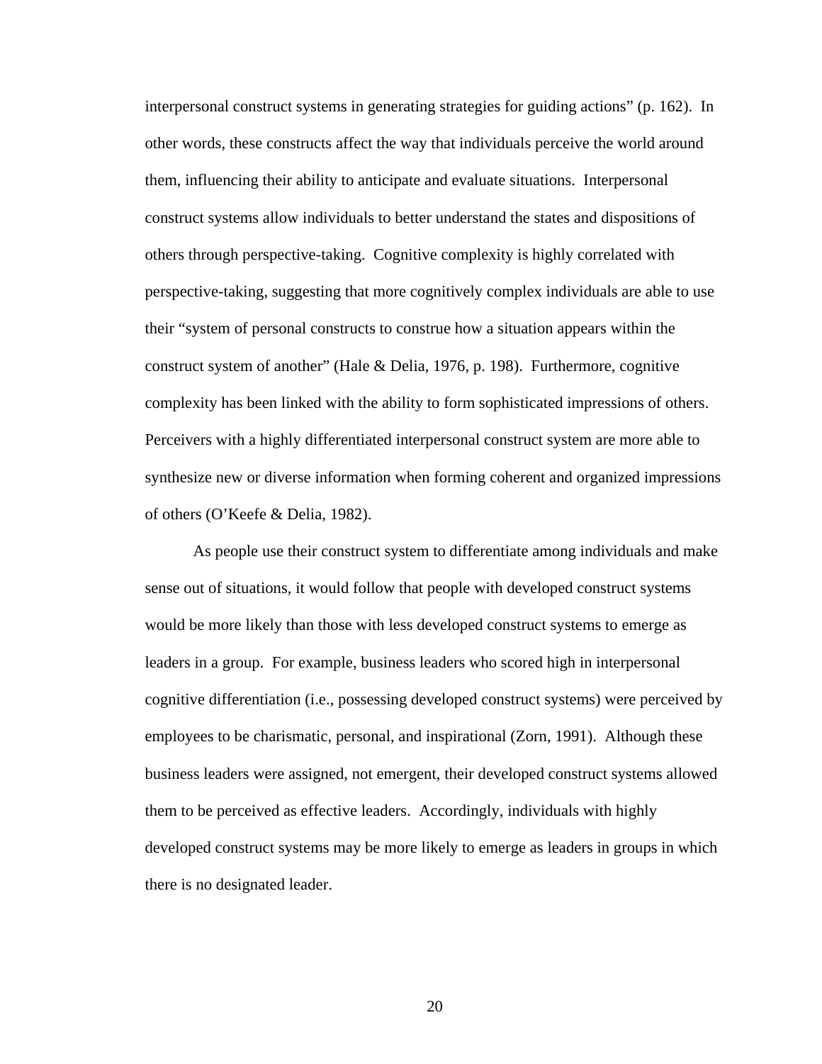interpersonal construct systems in generating strategies for guiding actions" (p. 162). In other words, these constructs affect the way that individuals perceive the world around them, influencing their ability to anticipate and evaluate situations. Interpersonal construct systems allow individuals to better understand the states and dispositions of others through perspective-taking. Cognitive complexity is highly correlated with perspective-taking, suggesting that more cognitively complex individuals are able to use their "system of personal constructs to construe how a situation appears within the construct system of another" (Hale & Delia, 1976, p. 198). Furthermore, cognitive complexity has been linked with the ability to form sophisticated impressions of others. Perceivers with a highly differentiated interpersonal construct system are more able to synthesize new or diverse information when forming coherent and organized impressions of others (O'Keefe & Delia, 1982).

As people use their construct system to differentiate among individuals and make sense out of situations, it would follow that people with developed construct systems would be more likely than those with less developed construct systems to emerge as leaders in a group. For example, business leaders who scored high in interpersonal cognitive differentiation (i.e., possessing developed construct systems) were perceived by employees to be charismatic, personal, and inspirational (Zorn, 1991). Although these business leaders were assigned, not emergent, their developed construct systems allowed them to be perceived as effective leaders. Accordingly, individuals with highly developed construct systems may be more likely to emerge as leaders in groups in which there is no designated leader.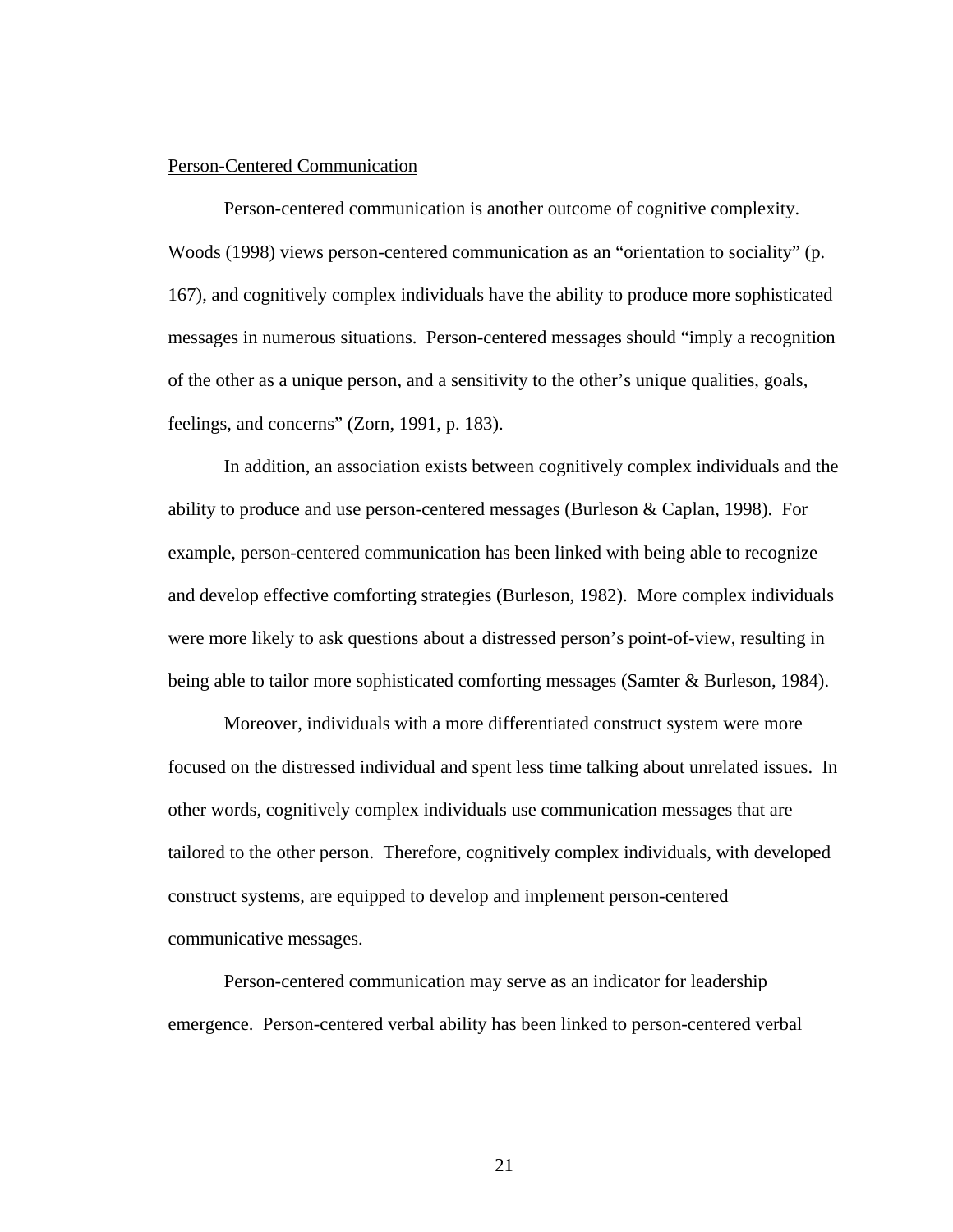<u>Person-Centered Communication</u>

Person-centered communication is another outcome of cognitive complexity. Woods (1998) views person-centered communication as an "orientation to sociality" (p. 167), and cognitively complex individuals have the ability to produce more sophisticated messages in numerous situations. Person-centered messages should "imply a recognition of the other as a unique person, and a sensitivity to the other's unique qualities, goals, feelings, and concerns" (Zorn, 1991, p. 183).

In addition, an association exists between cognitively complex individuals and the ability to produce and use person-centered messages (Burleson & Caplan, 1998). For example, person-centered communication has been linked with being able to recognize and develop effective comforting strategies (Burleson, 1982). More complex individuals were more likely to ask questions about a distressed person's point-of-view, resulting in being able to tailor more sophisticated comforting messages (Samter & Burleson, 1984).

Moreover, individuals with a more differentiated construct system were more focused on the distressed individual and spent less time talking about unrelated issues. In other words, cognitively complex individuals use communication messages that are tailored to the other person. Therefore, cognitively complex individuals, with developed construct systems, are equipped to develop and implement person-centered communicative messages.

Person-centered communication may serve as an indicator for leadership emergence. Person-centered verbal ability has been linked to person-centered verbal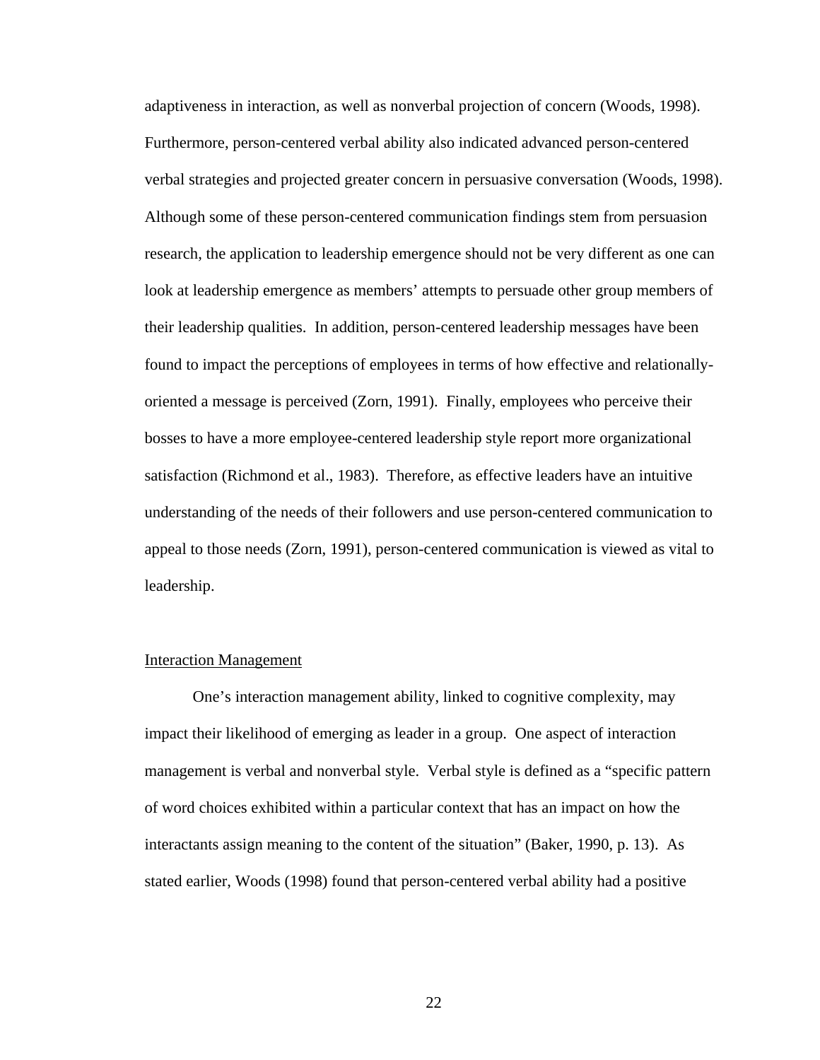adaptiveness in interaction, as well as nonverbal projection of concern (Woods, 1998). Furthermore, person-centered verbal ability also indicated advanced person-centered verbal strategies and projected greater concern in persuasive conversation (Woods, 1998). Although some of these person-centered communication findings stem from persuasion research, the application to leadership emergence should not be very different as one can look at leadership emergence as members' attempts to persuade other group members of their leadership qualities. In addition, person-centered leadership messages have been found to impact the perceptions of employees in terms of how effective and relationally-oriented a message is perceived (Zorn, 1991). Finally, employees who perceive their bosses to have a more employee-centered leadership style report more organizational satisfaction (Richmond et al., 1983). Therefore, as effective leaders have an intuitive understanding of the needs of their followers and use person-centered communication to appeal to those needs (Zorn, 1991), person-centered communication is viewed as vital to leadership.

### Interaction Management

One's interaction management ability, linked to cognitive complexity, may impact their likelihood of emerging as leader in a group. One aspect of interaction management is verbal and nonverbal style. Verbal style is defined as a "specific pattern of word choices exhibited within a particular context that has an impact on how the interactants assign meaning to the content of the situation" (Baker, 1990, p. 13). As stated earlier, Woods (1998) found that person-centered verbal ability had a positive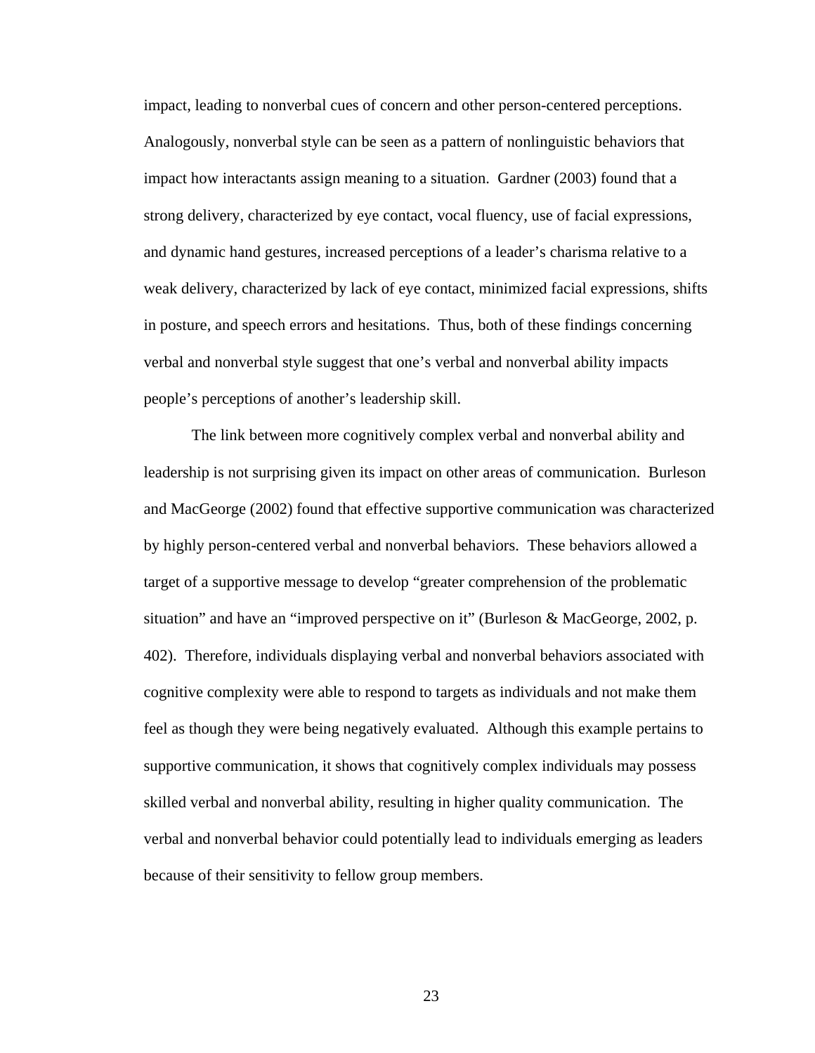impact, leading to nonverbal cues of concern and other person-centered perceptions. Analogously, nonverbal style can be seen as a pattern of nonlinguistic behaviors that impact how interactants assign meaning to a situation. Gardner (2003) found that a strong delivery, characterized by eye contact, vocal fluency, use of facial expressions, and dynamic hand gestures, increased perceptions of a leader's charisma relative to a weak delivery, characterized by lack of eye contact, minimized facial expressions, shifts in posture, and speech errors and hesitations. Thus, both of these findings concerning verbal and nonverbal style suggest that one's verbal and nonverbal ability impacts people's perceptions of another's leadership skill.

The link between more cognitively complex verbal and nonverbal ability and leadership is not surprising given its impact on other areas of communication. Burleson and MacGeorge (2002) found that effective supportive communication was characterized by highly person-centered verbal and nonverbal behaviors. These behaviors allowed a target of a supportive message to develop "greater comprehension of the problematic situation" and have an "improved perspective on it" (Burleson & MacGeorge, 2002, p. 402). Therefore, individuals displaying verbal and nonverbal behaviors associated with cognitive complexity were able to respond to targets as individuals and not make them feel as though they were being negatively evaluated. Although this example pertains to supportive communication, it shows that cognitively complex individuals may possess skilled verbal and nonverbal ability, resulting in higher quality communication. The verbal and nonverbal behavior could potentially lead to individuals emerging as leaders because of their sensitivity to fellow group members.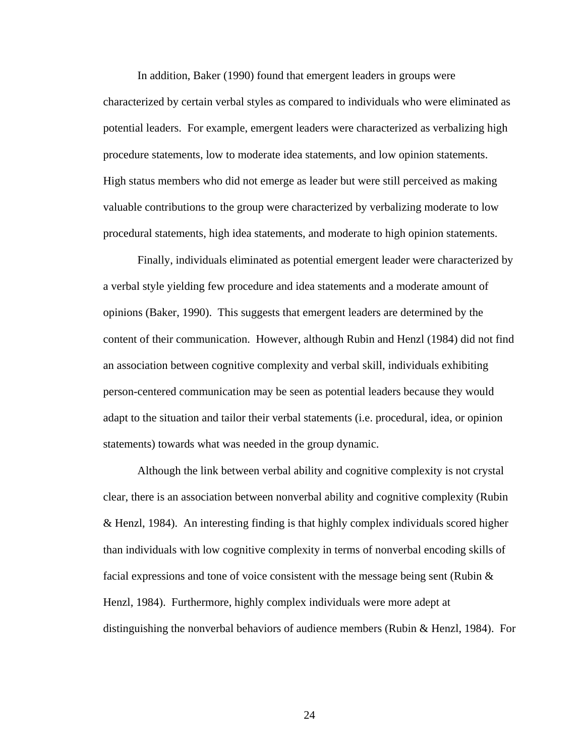In addition, Baker (1990) found that emergent leaders in groups were characterized by certain verbal styles as compared to individuals who were eliminated as potential leaders. For example, emergent leaders were characterized as verbalizing high procedure statements, low to moderate idea statements, and low opinion statements. High status members who did not emerge as leader but were still perceived as making valuable contributions to the group were characterized by verbalizing moderate to low procedural statements, high idea statements, and moderate to high opinion statements.

Finally, individuals eliminated as potential emergent leader were characterized by a verbal style yielding few procedure and idea statements and a moderate amount of opinions (Baker, 1990). This suggests that emergent leaders are determined by the content of their communication. However, although Rubin and Henzl (1984) did not find an association between cognitive complexity and verbal skill, individuals exhibiting person-centered communication may be seen as potential leaders because they would adapt to the situation and tailor their verbal statements (i.e. procedural, idea, or opinion statements) towards what was needed in the group dynamic.

Although the link between verbal ability and cognitive complexity is not crystal clear, there is an association between nonverbal ability and cognitive complexity (Rubin & Henzl, 1984). An interesting finding is that highly complex individuals scored higher than individuals with low cognitive complexity in terms of nonverbal encoding skills of facial expressions and tone of voice consistent with the message being sent (Rubin & Henzl, 1984). Furthermore, highly complex individuals were more adept at distinguishing the nonverbal behaviors of audience members (Rubin & Henzl, 1984). For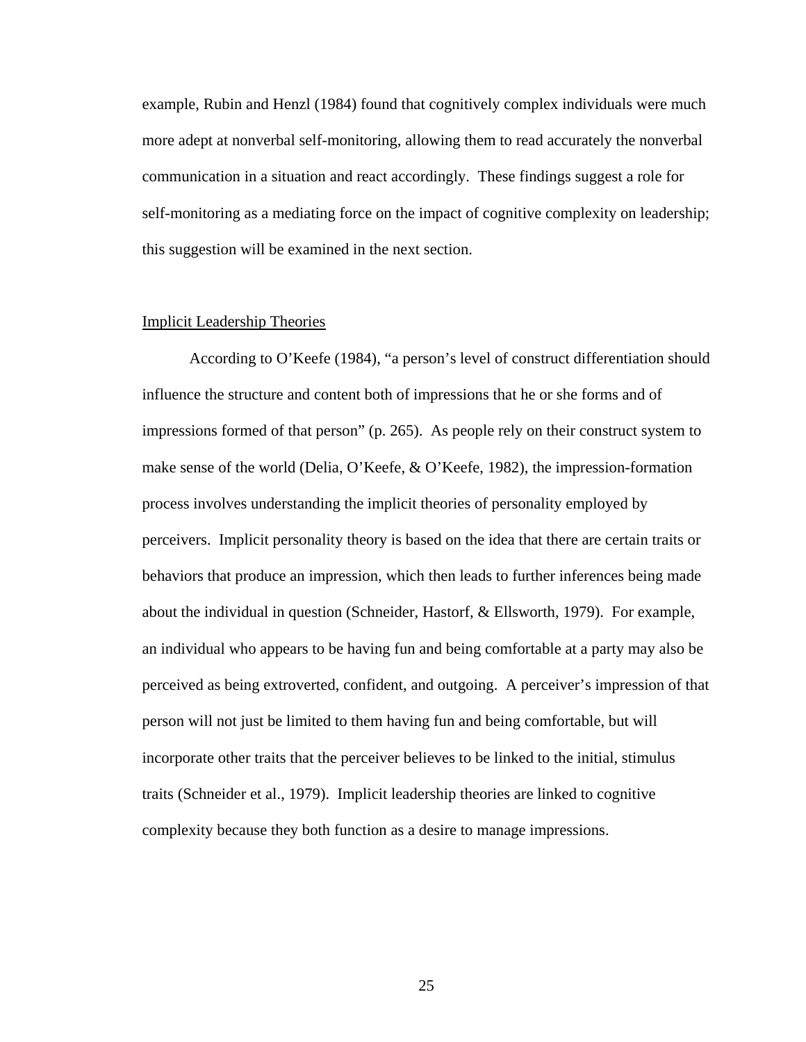example, Rubin and Henzl (1984) found that cognitively complex individuals were much more adept at nonverbal self-monitoring, allowing them to read accurately the nonverbal communication in a situation and react accordingly. These findings suggest a role for self-monitoring as a mediating force on the impact of cognitive complexity on leadership; this suggestion will be examined in the next section.

## Implicit Leadership Theories

According to O'Keefe (1984), "a person's level of construct differentiation should influence the structure and content both of impressions that he or she forms and of impressions formed of that person" (p. 265). As people rely on their construct system to make sense of the world (Delia, O'Keefe, & O'Keefe, 1982), the impression-formation process involves understanding the implicit theories of personality employed by perceivers. Implicit personality theory is based on the idea that there are certain traits or behaviors that produce an impression, which then leads to further inferences being made about the individual in question (Schneider, Hastorf, & Ellsworth, 1979). For example, an individual who appears to be having fun and being comfortable at a party may also be perceived as being extroverted, confident, and outgoing. A perceiver's impression of that person will not just be limited to them having fun and being comfortable, but will incorporate other traits that the perceiver believes to be linked to the initial, stimulus traits (Schneider et al., 1979). Implicit leadership theories are linked to cognitive complexity because they both function as a desire to manage impressions.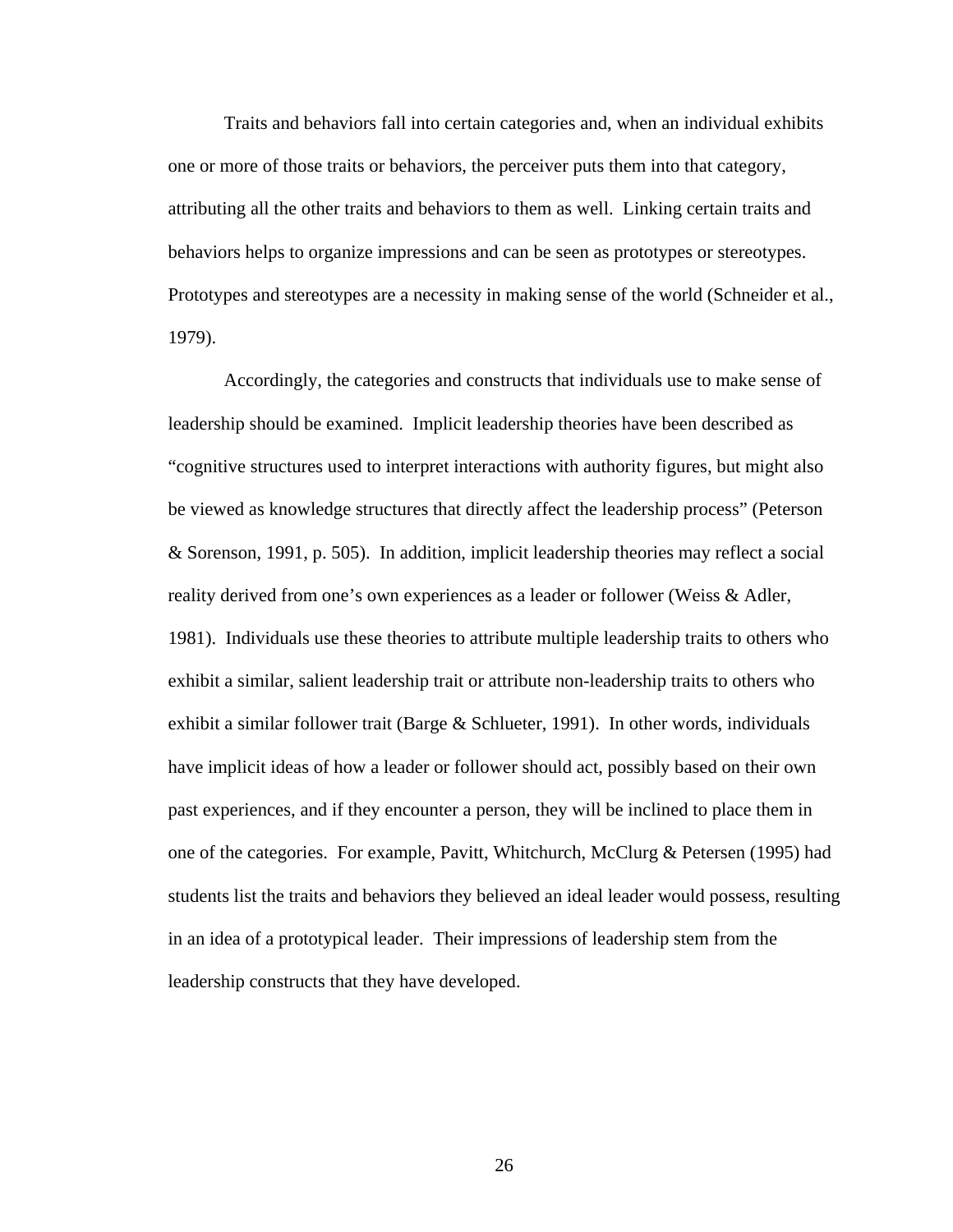Traits and behaviors fall into certain categories and, when an individual exhibits one or more of those traits or behaviors, the perceiver puts them into that category, attributing all the other traits and behaviors to them as well. Linking certain traits and behaviors helps to organize impressions and can be seen as prototypes or stereotypes. Prototypes and stereotypes are a necessity in making sense of the world (Schneider et al., 1979).

Accordingly, the categories and constructs that individuals use to make sense of leadership should be examined. Implicit leadership theories have been described as "cognitive structures used to interpret interactions with authority figures, but might also be viewed as knowledge structures that directly affect the leadership process" (Peterson & Sorenson, 1991, p. 505). In addition, implicit leadership theories may reflect a social reality derived from one's own experiences as a leader or follower (Weiss & Adler, 1981). Individuals use these theories to attribute multiple leadership traits to others who exhibit a similar, salient leadership trait or attribute non-leadership traits to others who exhibit a similar follower trait (Barge & Schlueter, 1991). In other words, individuals have implicit ideas of how a leader or follower should act, possibly based on their own past experiences, and if they encounter a person, they will be inclined to place them in one of the categories. For example, Pavitt, Whitchurch, McClurg & Petersen (1995) had students list the traits and behaviors they believed an ideal leader would possess, resulting in an idea of a prototypical leader. Their impressions of leadership stem from the leadership constructs that they have developed.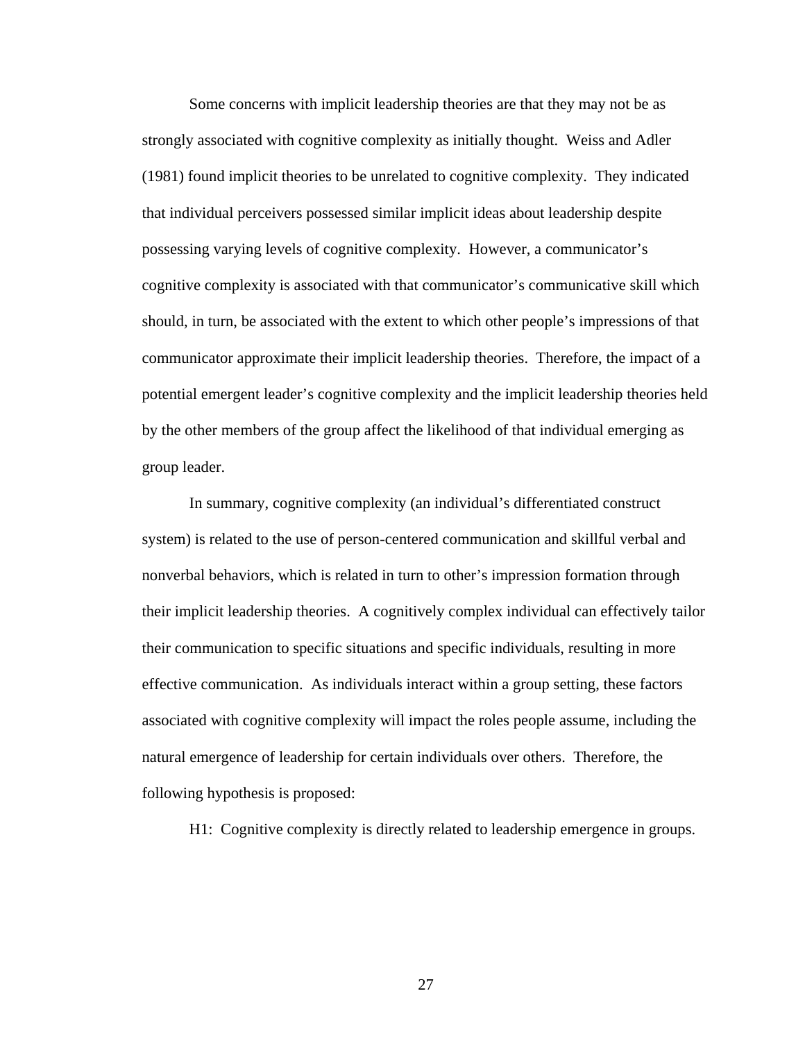Some concerns with implicit leadership theories are that they may not be as strongly associated with cognitive complexity as initially thought. Weiss and Adler (1981) found implicit theories to be unrelated to cognitive complexity. They indicated that individual perceivers possessed similar implicit ideas about leadership despite possessing varying levels of cognitive complexity. However, a communicator's cognitive complexity is associated with that communicator's communicative skill which should, in turn, be associated with the extent to which other people's impressions of that communicator approximate their implicit leadership theories. Therefore, the impact of a potential emergent leader's cognitive complexity and the implicit leadership theories held by the other members of the group affect the likelihood of that individual emerging as group leader.

In summary, cognitive complexity (an individual's differentiated construct system) is related to the use of person-centered communication and skillful verbal and nonverbal behaviors, which is related in turn to other's impression formation through their implicit leadership theories. A cognitively complex individual can effectively tailor their communication to specific situations and specific individuals, resulting in more effective communication. As individuals interact within a group setting, these factors associated with cognitive complexity will impact the roles people assume, including the natural emergence of leadership for certain individuals over others. Therefore, the following hypothesis is proposed:

H1: Cognitive complexity is directly related to leadership emergence in groups.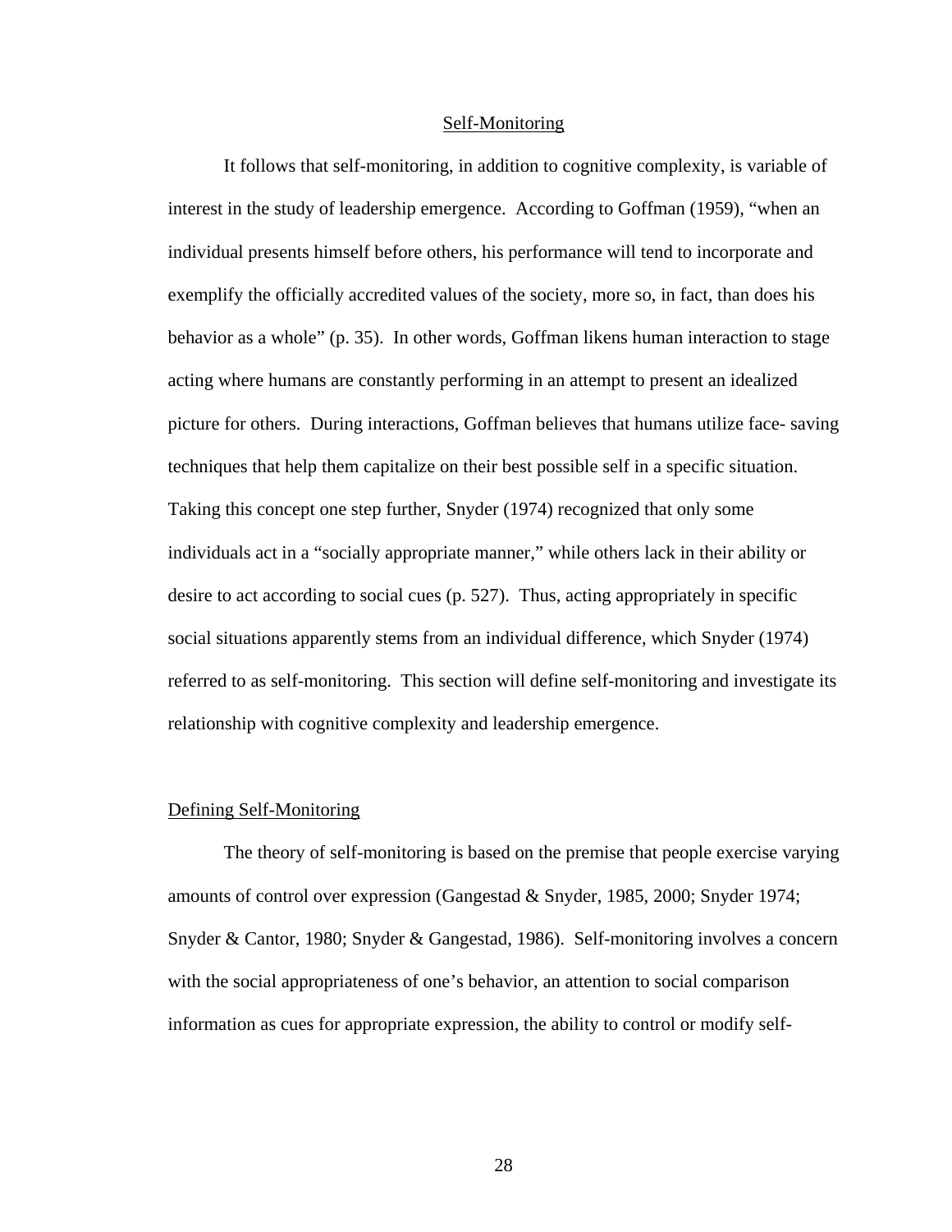## Self-Monitoring

It follows that self-monitoring, in addition to cognitive complexity, is variable of interest in the study of leadership emergence. According to Goffman (1959), "when an individual presents himself before others, his performance will tend to incorporate and exemplify the officially accredited values of the society, more so, in fact, than does his behavior as a whole" (p. 35). In other words, Goffman likens human interaction to stage acting where humans are constantly performing in an attempt to present an idealized picture for others. During interactions, Goffman believes that humans utilize face- saving techniques that help them capitalize on their best possible self in a specific situation. Taking this concept one step further, Snyder (1974) recognized that only some individuals act in a "socially appropriate manner," while others lack in their ability or desire to act according to social cues (p. 527). Thus, acting appropriately in specific social situations apparently stems from an individual difference, which Snyder (1974) referred to as self-monitoring. This section will define self-monitoring and investigate its relationship with cognitive complexity and leadership emergence.

### Defining Self-Monitoring

The theory of self-monitoring is based on the premise that people exercise varying amounts of control over expression (Gangestad & Snyder, 1985, 2000; Snyder 1974; Snyder & Cantor, 1980; Snyder & Gangestad, 1986). Self-monitoring involves a concern with the social appropriateness of one's behavior, an attention to social comparison information as cues for appropriate expression, the ability to control or modify self-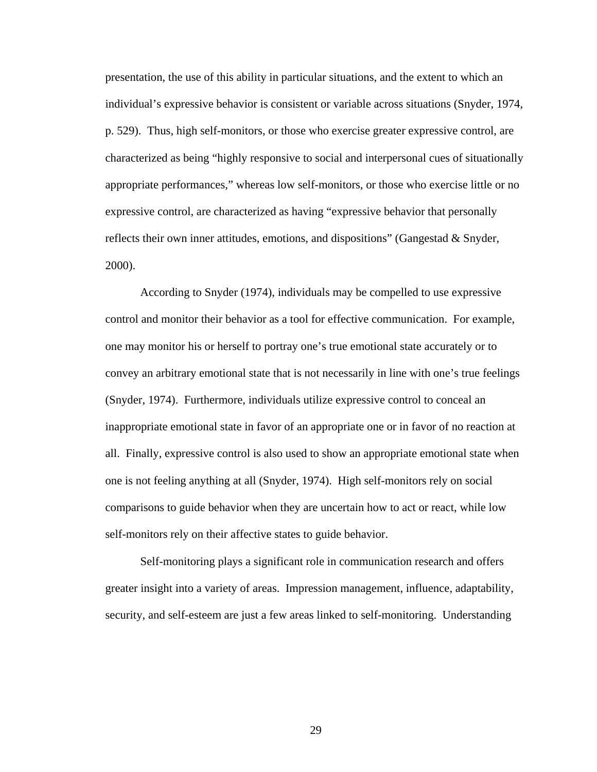presentation, the use of this ability in particular situations, and the extent to which an individual's expressive behavior is consistent or variable across situations (Snyder, 1974, p. 529). Thus, high self-monitors, or those who exercise greater expressive control, are characterized as being "highly responsive to social and interpersonal cues of situationally appropriate performances," whereas low self-monitors, or those who exercise little or no expressive control, are characterized as having "expressive behavior that personally reflects their own inner attitudes, emotions, and dispositions" (Gangestad & Snyder, 2000).

According to Snyder (1974), individuals may be compelled to use expressive control and monitor their behavior as a tool for effective communication. For example, one may monitor his or herself to portray one's true emotional state accurately or to convey an arbitrary emotional state that is not necessarily in line with one's true feelings (Snyder, 1974). Furthermore, individuals utilize expressive control to conceal an inappropriate emotional state in favor of an appropriate one or in favor of no reaction at all. Finally, expressive control is also used to show an appropriate emotional state when one is not feeling anything at all (Snyder, 1974). High self-monitors rely on social comparisons to guide behavior when they are uncertain how to act or react, while low self-monitors rely on their affective states to guide behavior.

Self-monitoring plays a significant role in communication research and offers greater insight into a variety of areas. Impression management, influence, adaptability, security, and self-esteem are just a few areas linked to self-monitoring. Understanding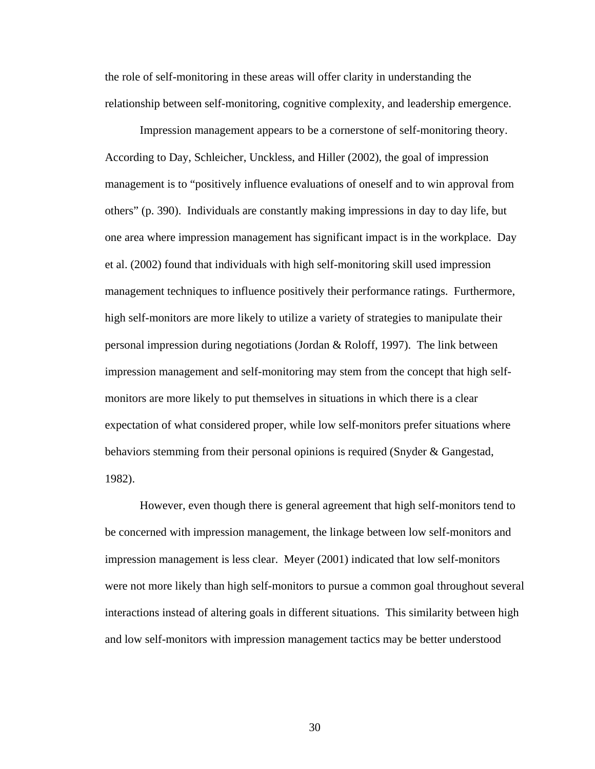the role of self-monitoring in these areas will offer clarity in understanding the relationship between self-monitoring, cognitive complexity, and leadership emergence.

Impression management appears to be a cornerstone of self-monitoring theory. According to Day, Schleicher, Unckless, and Hiller (2002), the goal of impression management is to "positively influence evaluations of oneself and to win approval from others" (p. 390). Individuals are constantly making impressions in day to day life, but one area where impression management has significant impact is in the workplace. Day et al. (2002) found that individuals with high self-monitoring skill used impression management techniques to influence positively their performance ratings. Furthermore, high self-monitors are more likely to utilize a variety of strategies to manipulate their personal impression during negotiations (Jordan & Roloff, 1997). The link between impression management and self-monitoring may stem from the concept that high self-monitors are more likely to put themselves in situations in which there is a clear expectation of what considered proper, while low self-monitors prefer situations where behaviors stemming from their personal opinions is required (Snyder & Gangestad, 1982).

However, even though there is general agreement that high self-monitors tend to be concerned with impression management, the linkage between low self-monitors and impression management is less clear. Meyer (2001) indicated that low self-monitors were not more likely than high self-monitors to pursue a common goal throughout several interactions instead of altering goals in different situations. This similarity between high and low self-monitors with impression management tactics may be better understood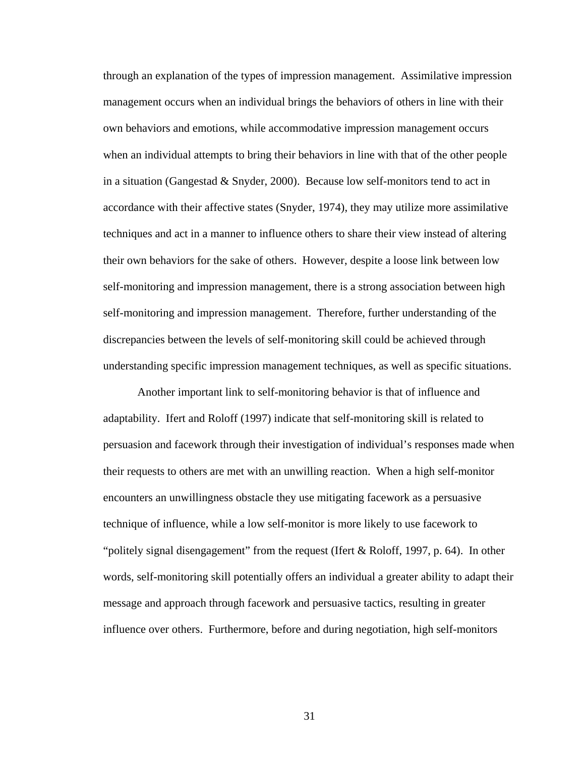through an explanation of the types of impression management. Assimilative impression management occurs when an individual brings the behaviors of others in line with their own behaviors and emotions, while accommodative impression management occurs when an individual attempts to bring their behaviors in line with that of the other people in a situation (Gangestad & Snyder, 2000). Because low self-monitors tend to act in accordance with their affective states (Snyder, 1974), they may utilize more assimilative techniques and act in a manner to influence others to share their view instead of altering their own behaviors for the sake of others. However, despite a loose link between low self-monitoring and impression management, there is a strong association between high self-monitoring and impression management. Therefore, further understanding of the discrepancies between the levels of self-monitoring skill could be achieved through understanding specific impression management techniques, as well as specific situations.

Another important link to self-monitoring behavior is that of influence and adaptability. Ifert and Roloff (1997) indicate that self-monitoring skill is related to persuasion and facework through their investigation of individual's responses made when their requests to others are met with an unwilling reaction. When a high self-monitor encounters an unwillingness obstacle they use mitigating facework as a persuasive technique of influence, while a low self-monitor is more likely to use facework to "politely signal disengagement" from the request (Ifert & Roloff, 1997, p. 64). In other words, self-monitoring skill potentially offers an individual a greater ability to adapt their message and approach through facework and persuasive tactics, resulting in greater influence over others. Furthermore, before and during negotiation, high self-monitors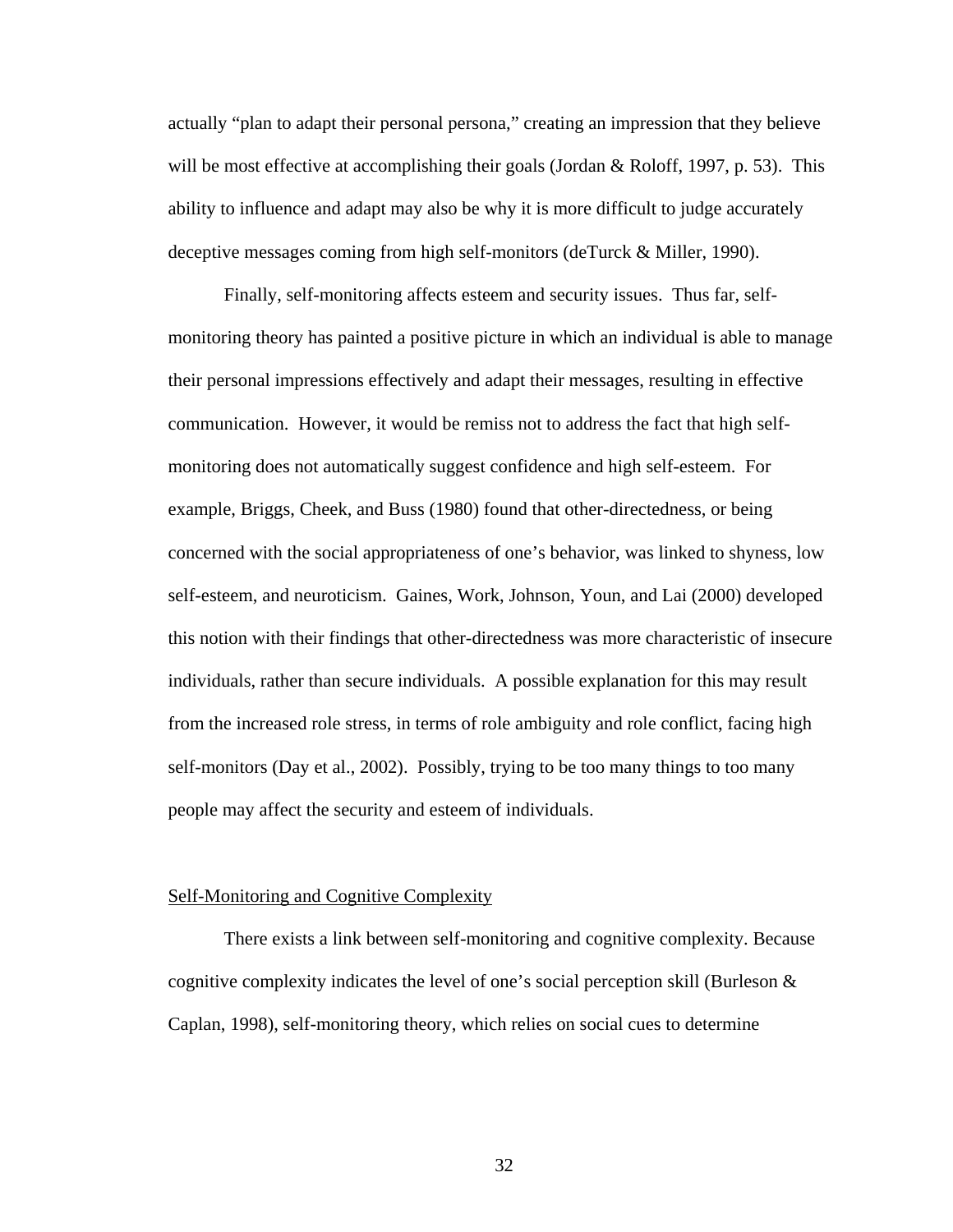actually "plan to adapt their personal persona," creating an impression that they believe will be most effective at accomplishing their goals (Jordan & Roloff, 1997, p. 53). This ability to influence and adapt may also be why it is more difficult to judge accurately deceptive messages coming from high self-monitors (deTurck & Miller, 1990).

Finally, self-monitoring affects esteem and security issues. Thus far, self-monitoring theory has painted a positive picture in which an individual is able to manage their personal impressions effectively and adapt their messages, resulting in effective communication. However, it would be remiss not to address the fact that high self-monitoring does not automatically suggest confidence and high self-esteem. For example, Briggs, Cheek, and Buss (1980) found that other-directedness, or being concerned with the social appropriateness of one's behavior, was linked to shyness, low self-esteem, and neuroticism. Gaines, Work, Johnson, Youn, and Lai (2000) developed this notion with their findings that other-directedness was more characteristic of insecure individuals, rather than secure individuals. A possible explanation for this may result from the increased role stress, in terms of role ambiguity and role conflict, facing high self-monitors (Day et al., 2002). Possibly, trying to be too many things to too many people may affect the security and esteem of individuals.

## Self-Monitoring and Cognitive Complexity

There exists a link between self-monitoring and cognitive complexity. Because cognitive complexity indicates the level of one's social perception skill (Burleson & Caplan, 1998), self-monitoring theory, which relies on social cues to determine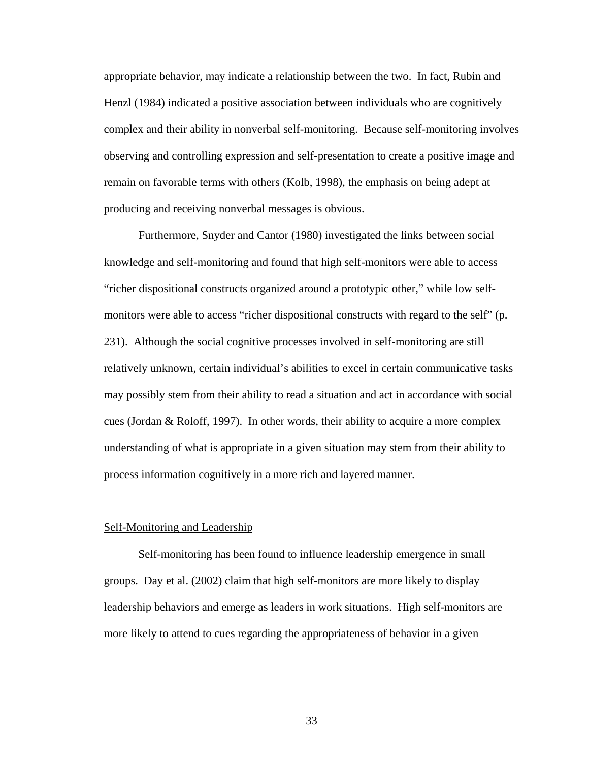appropriate behavior, may indicate a relationship between the two. In fact, Rubin and Henzl (1984) indicated a positive association between individuals who are cognitively complex and their ability in nonverbal self-monitoring. Because self-monitoring involves observing and controlling expression and self-presentation to create a positive image and remain on favorable terms with others (Kolb, 1998), the emphasis on being adept at producing and receiving nonverbal messages is obvious.

Furthermore, Snyder and Cantor (1980) investigated the links between social knowledge and self-monitoring and found that high self-monitors were able to access "richer dispositional constructs organized around a prototypic other," while low self-monitors were able to access "richer dispositional constructs with regard to the self" (p. 231). Although the social cognitive processes involved in self-monitoring are still relatively unknown, certain individual's abilities to excel in certain communicative tasks may possibly stem from their ability to read a situation and act in accordance with social cues (Jordan & Roloff, 1997). In other words, their ability to acquire a more complex understanding of what is appropriate in a given situation may stem from their ability to process information cognitively in a more rich and layered manner.

## Self-Monitoring and Leadership

Self-monitoring has been found to influence leadership emergence in small groups. Day et al. (2002) claim that high self-monitors are more likely to display leadership behaviors and emerge as leaders in work situations. High self-monitors are more likely to attend to cues regarding the appropriateness of behavior in a given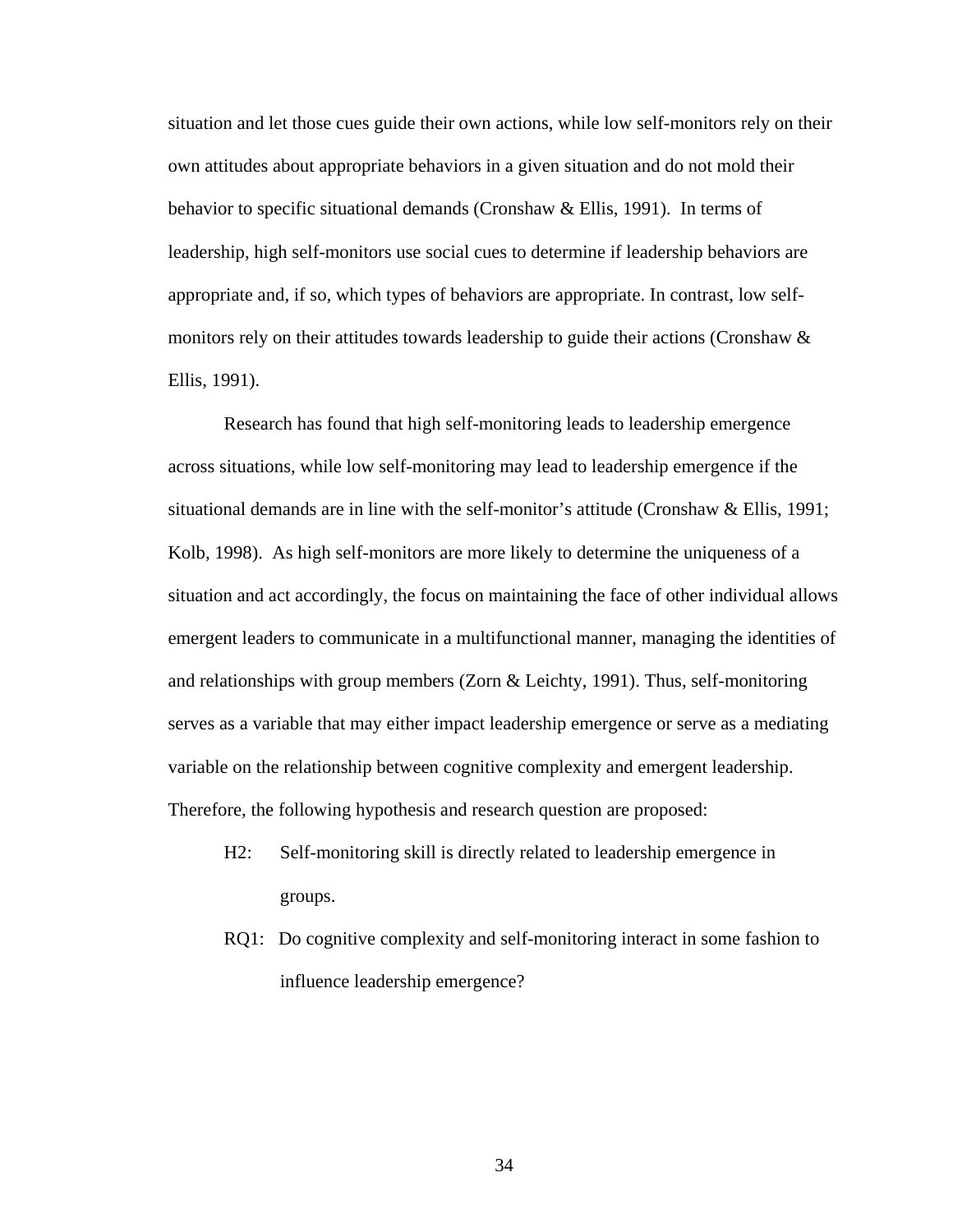situation and let those cues guide their own actions, while low self-monitors rely on their own attitudes about appropriate behaviors in a given situation and do not mold their behavior to specific situational demands (Cronshaw & Ellis, 1991). In terms of leadership, high self-monitors use social cues to determine if leadership behaviors are appropriate and, if so, which types of behaviors are appropriate. In contrast, low self-monitors rely on their attitudes towards leadership to guide their actions (Cronshaw & Ellis, 1991).

Research has found that high self-monitoring leads to leadership emergence across situations, while low self-monitoring may lead to leadership emergence if the situational demands are in line with the self-monitor's attitude (Cronshaw & Ellis, 1991; Kolb, 1998). As high self-monitors are more likely to determine the uniqueness of a situation and act accordingly, the focus on maintaining the face of other individual allows emergent leaders to communicate in a multifunctional manner, managing the identities of and relationships with group members (Zorn & Leichty, 1991). Thus, self-monitoring serves as a variable that may either impact leadership emergence or serve as a mediating variable on the relationship between cognitive complexity and emergent leadership. Therefore, the following hypothesis and research question are proposed:

H2: Self-monitoring skill is directly related to leadership emergence in groups.

RQ1: Do cognitive complexity and self-monitoring interact in some fashion to influence leadership emergence?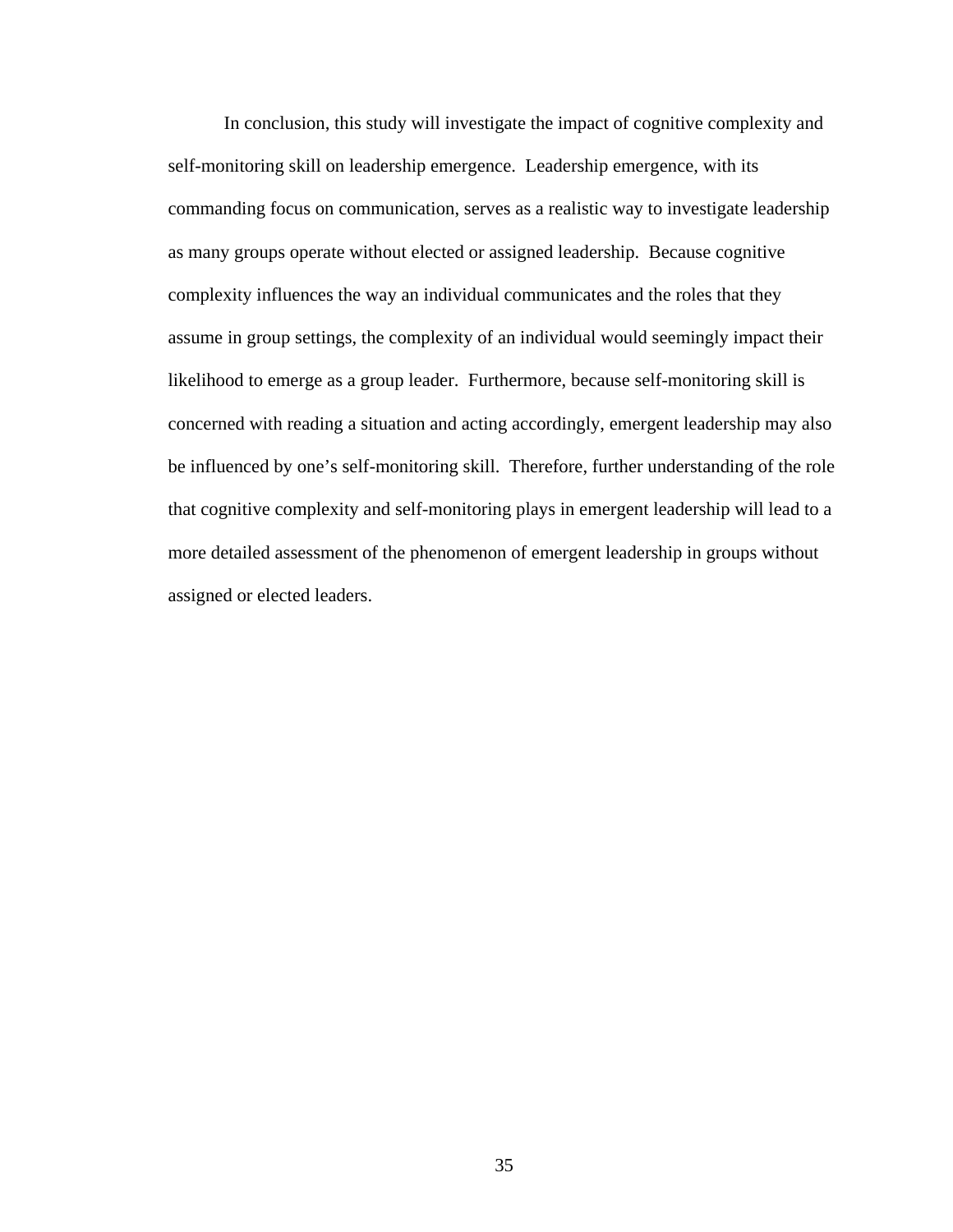In conclusion, this study will investigate the impact of cognitive complexity and self-monitoring skill on leadership emergence.  Leadership emergence, with its commanding focus on communication, serves as a realistic way to investigate leadership as many groups operate without elected or assigned leadership.  Because cognitive complexity influences the way an individual communicates and the roles that they assume in group settings, the complexity of an individual would seemingly impact their likelihood to emerge as a group leader.  Furthermore, because self-monitoring skill is concerned with reading a situation and acting accordingly, emergent leadership may also be influenced by one's self-monitoring skill.  Therefore, further understanding of the role that cognitive complexity and self-monitoring plays in emergent leadership will lead to a more detailed assessment of the phenomenon of emergent leadership in groups without assigned or elected leaders.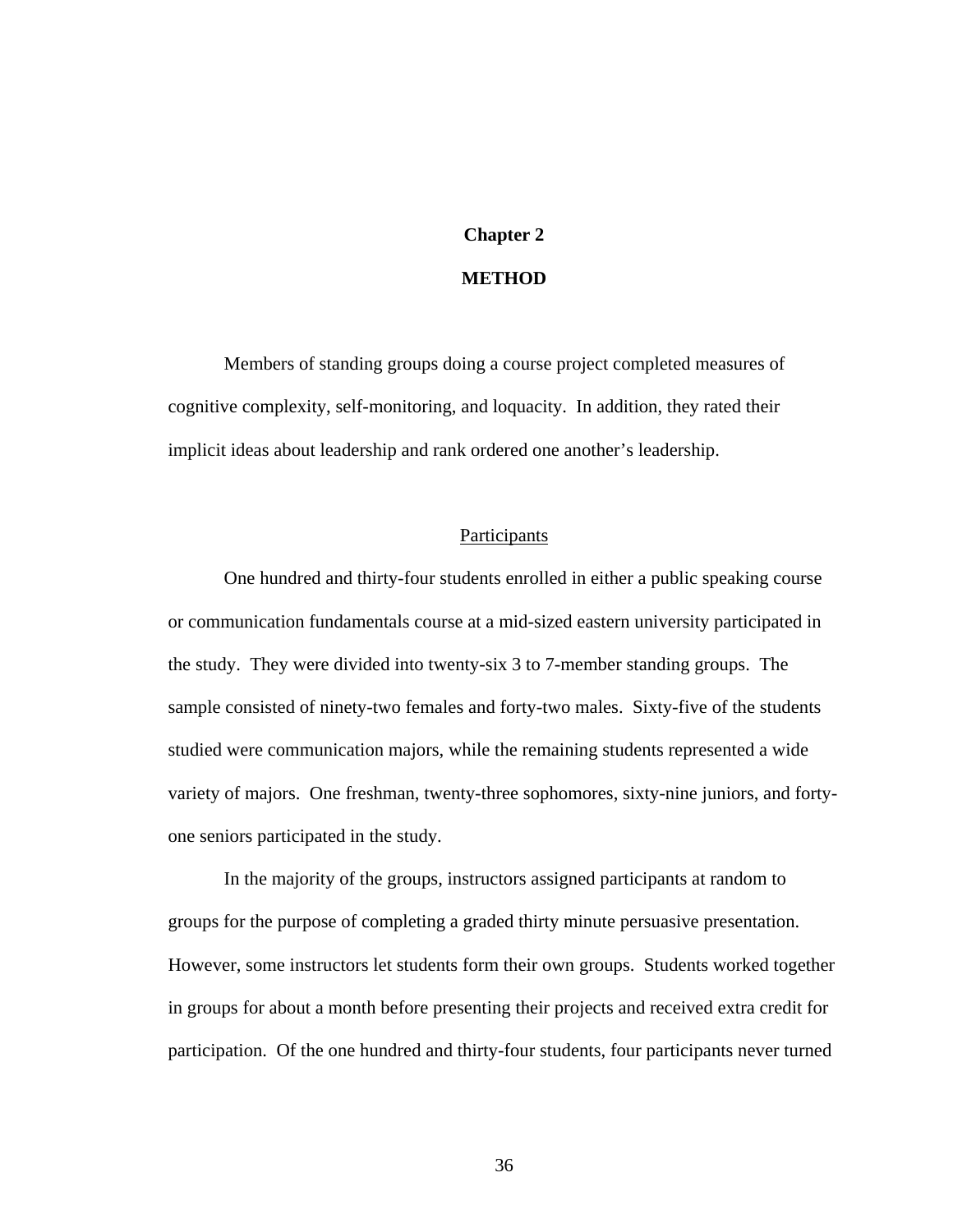# Chapter 2

# METHOD

Members of standing groups doing a course project completed measures of cognitive complexity, self-monitoring, and loquacity. In addition, they rated their implicit ideas about leadership and rank ordered one another's leadership.

## Participants

One hundred and thirty-four students enrolled in either a public speaking course or communication fundamentals course at a mid-sized eastern university participated in the study. They were divided into twenty-six 3 to 7-member standing groups. The sample consisted of ninety-two females and forty-two males. Sixty-five of the students studied were communication majors, while the remaining students represented a wide variety of majors. One freshman, twenty-three sophomores, sixty-nine juniors, and forty-one seniors participated in the study.

In the majority of the groups, instructors assigned participants at random to groups for the purpose of completing a graded thirty minute persuasive presentation. However, some instructors let students form their own groups. Students worked together in groups for about a month before presenting their projects and received extra credit for participation. Of the one hundred and thirty-four students, four participants never turned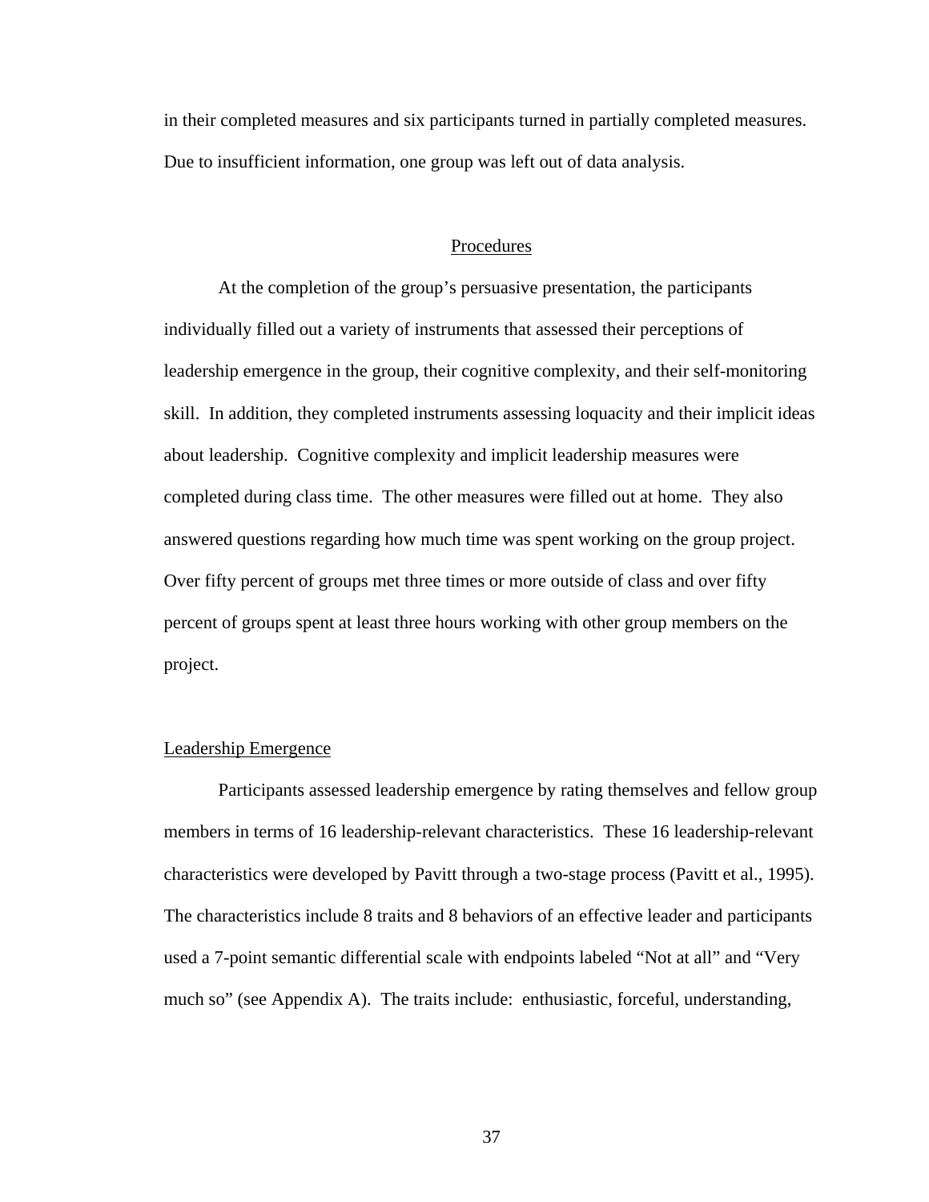in their completed measures and six participants turned in partially completed measures. Due to insufficient information, one group was left out of data analysis.

## Procedures

At the completion of the group's persuasive presentation, the participants individually filled out a variety of instruments that assessed their perceptions of leadership emergence in the group, their cognitive complexity, and their self-monitoring skill. In addition, they completed instruments assessing loquacity and their implicit ideas about leadership. Cognitive complexity and implicit leadership measures were completed during class time. The other measures were filled out at home. They also answered questions regarding how much time was spent working on the group project. Over fifty percent of groups met three times or more outside of class and over fifty percent of groups spent at least three hours working with other group members on the project.

### Leadership Emergence

Participants assessed leadership emergence by rating themselves and fellow group members in terms of 16 leadership-relevant characteristics. These 16 leadership-relevant characteristics were developed by Pavitt through a two-stage process (Pavitt et al., 1995). The characteristics include 8 traits and 8 behaviors of an effective leader and participants used a 7-point semantic differential scale with endpoints labeled "Not at all" and "Very much so" (see Appendix A). The traits include: enthusiastic, forceful, understanding,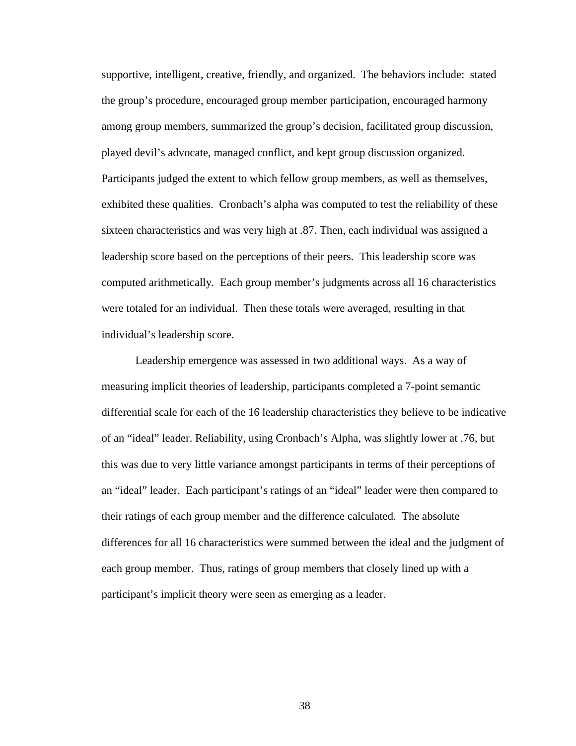supportive, intelligent, creative, friendly, and organized. The behaviors include: stated the group's procedure, encouraged group member participation, encouraged harmony among group members, summarized the group's decision, facilitated group discussion, played devil's advocate, managed conflict, and kept group discussion organized. Participants judged the extent to which fellow group members, as well as themselves, exhibited these qualities. Cronbach's alpha was computed to test the reliability of these sixteen characteristics and was very high at .87. Then, each individual was assigned a leadership score based on the perceptions of their peers. This leadership score was computed arithmetically. Each group member's judgments across all 16 characteristics were totaled for an individual. Then these totals were averaged, resulting in that individual's leadership score.

Leadership emergence was assessed in two additional ways. As a way of measuring implicit theories of leadership, participants completed a 7-point semantic differential scale for each of the 16 leadership characteristics they believe to be indicative of an "ideal" leader. Reliability, using Cronbach's Alpha, was slightly lower at .76, but this was due to very little variance amongst participants in terms of their perceptions of an "ideal" leader. Each participant's ratings of an "ideal" leader were then compared to their ratings of each group member and the difference calculated. The absolute differences for all 16 characteristics were summed between the ideal and the judgment of each group member. Thus, ratings of group members that closely lined up with a participant's implicit theory were seen as emerging as a leader.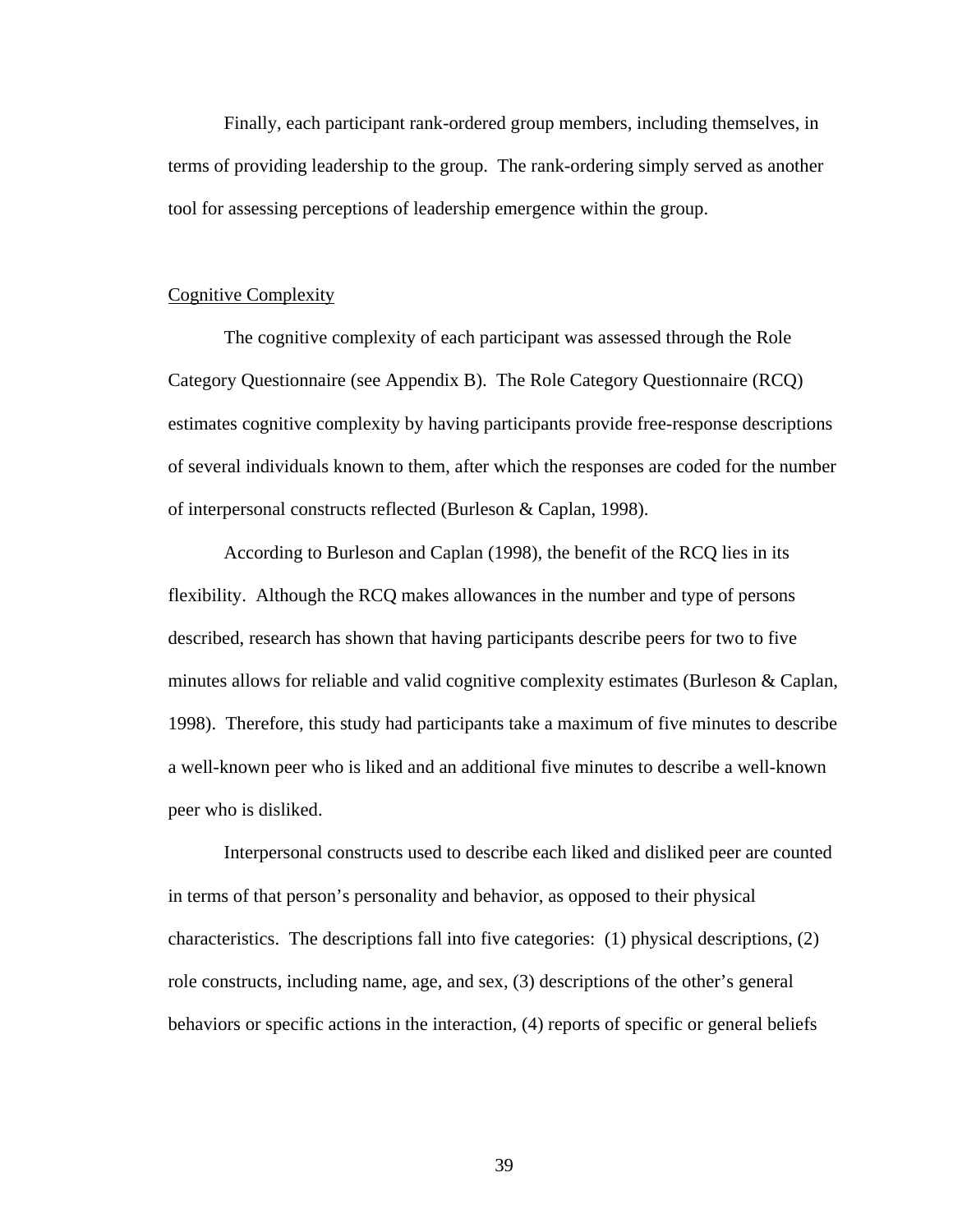Finally, each participant rank-ordered group members, including themselves, in terms of providing leadership to the group. The rank-ordering simply served as another tool for assessing perceptions of leadership emergence within the group.

## Cognitive Complexity

The cognitive complexity of each participant was assessed through the Role Category Questionnaire (see Appendix B). The Role Category Questionnaire (RCQ) estimates cognitive complexity by having participants provide free-response descriptions of several individuals known to them, after which the responses are coded for the number of interpersonal constructs reflected (Burleson & Caplan, 1998).

According to Burleson and Caplan (1998), the benefit of the RCQ lies in its flexibility. Although the RCQ makes allowances in the number and type of persons described, research has shown that having participants describe peers for two to five minutes allows for reliable and valid cognitive complexity estimates (Burleson & Caplan, 1998). Therefore, this study had participants take a maximum of five minutes to describe a well-known peer who is liked and an additional five minutes to describe a well-known peer who is disliked.

Interpersonal constructs used to describe each liked and disliked peer are counted in terms of that person's personality and behavior, as opposed to their physical characteristics. The descriptions fall into five categories: (1) physical descriptions, (2) role constructs, including name, age, and sex, (3) descriptions of the other's general behaviors or specific actions in the interaction, (4) reports of specific or general beliefs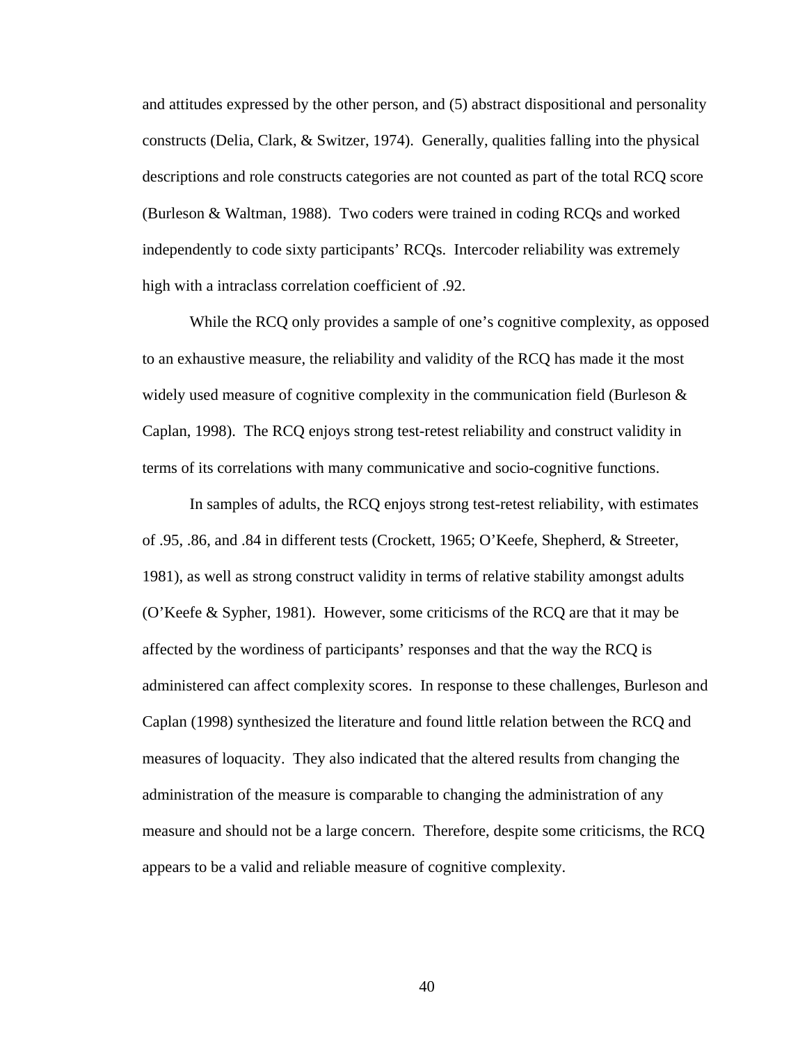and attitudes expressed by the other person, and (5) abstract dispositional and personality constructs (Delia, Clark, & Switzer, 1974). Generally, qualities falling into the physical descriptions and role constructs categories are not counted as part of the total RCQ score (Burleson & Waltman, 1988). Two coders were trained in coding RCQs and worked independently to code sixty participants' RCQs. Intercoder reliability was extremely high with a intraclass correlation coefficient of .92.

While the RCQ only provides a sample of one's cognitive complexity, as opposed to an exhaustive measure, the reliability and validity of the RCQ has made it the most widely used measure of cognitive complexity in the communication field (Burleson & Caplan, 1998). The RCQ enjoys strong test-retest reliability and construct validity in terms of its correlations with many communicative and socio-cognitive functions.

In samples of adults, the RCQ enjoys strong test-retest reliability, with estimates of .95, .86, and .84 in different tests (Crockett, 1965; O'Keefe, Shepherd, & Streeter, 1981), as well as strong construct validity in terms of relative stability amongst adults (O'Keefe & Sypher, 1981). However, some criticisms of the RCQ are that it may be affected by the wordiness of participants' responses and that the way the RCQ is administered can affect complexity scores. In response to these challenges, Burleson and Caplan (1998) synthesized the literature and found little relation between the RCQ and measures of loquacity. They also indicated that the altered results from changing the administration of the measure is comparable to changing the administration of any measure and should not be a large concern. Therefore, despite some criticisms, the RCQ appears to be a valid and reliable measure of cognitive complexity.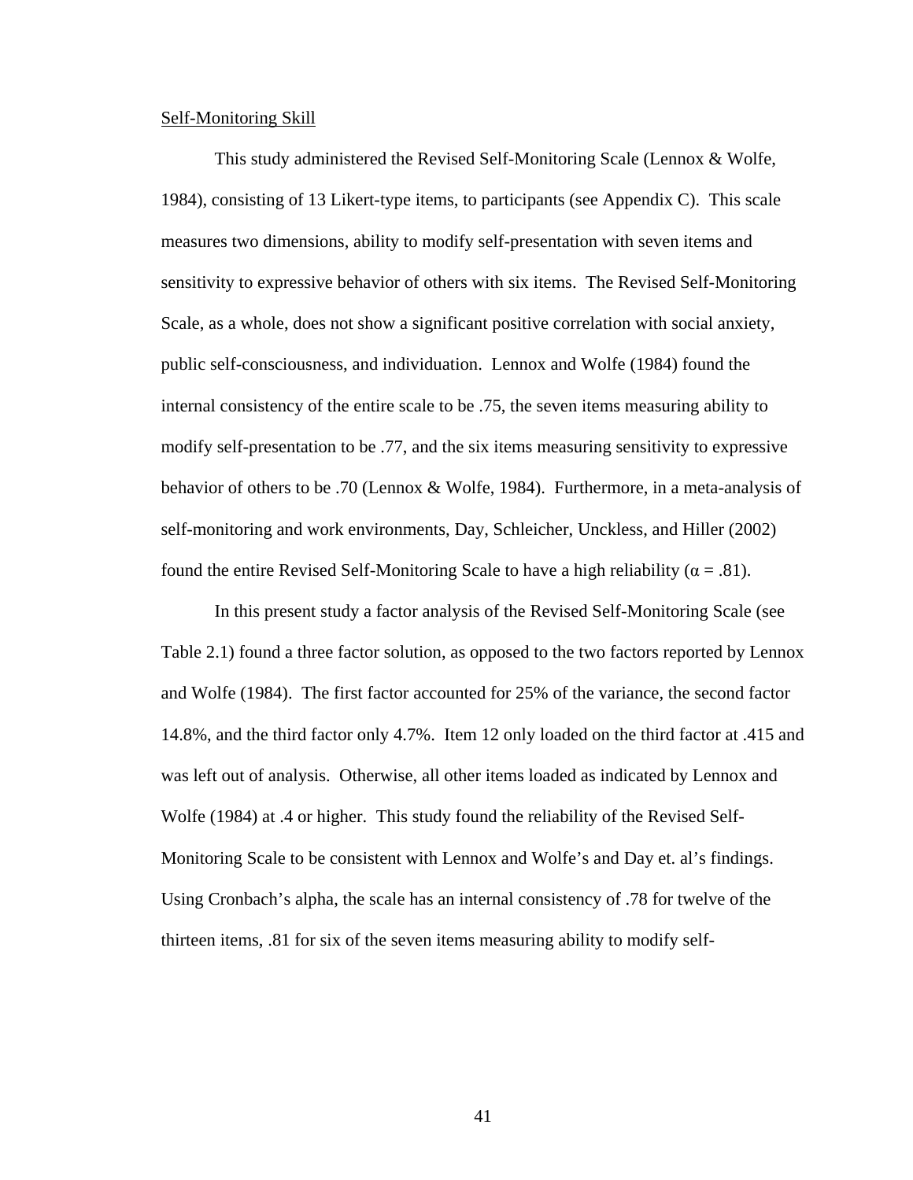<u>Self-Monitoring Skill</u>

This study administered the Revised Self-Monitoring Scale (Lennox & Wolfe, 1984), consisting of 13 Likert-type items, to participants (see Appendix C). This scale measures two dimensions, ability to modify self-presentation with seven items and sensitivity to expressive behavior of others with six items. The Revised Self-Monitoring Scale, as a whole, does not show a significant positive correlation with social anxiety, public self-consciousness, and individuation. Lennox and Wolfe (1984) found the internal consistency of the entire scale to be .75, the seven items measuring ability to modify self-presentation to be .77, and the six items measuring sensitivity to expressive behavior of others to be .70 (Lennox & Wolfe, 1984). Furthermore, in a meta-analysis of self-monitoring and work environments, Day, Schleicher, Unckless, and Hiller (2002) found the entire Revised Self-Monitoring Scale to have a high reliability ($\alpha = .81$).

In this present study a factor analysis of the Revised Self-Monitoring Scale (see Table 2.1) found a three factor solution, as opposed to the two factors reported by Lennox and Wolfe (1984). The first factor accounted for 25% of the variance, the second factor 14.8%, and the third factor only 4.7%. Item 12 only loaded on the third factor at .415 and was left out of analysis. Otherwise, all other items loaded as indicated by Lennox and Wolfe (1984) at .4 or higher. This study found the reliability of the Revised Self-Monitoring Scale to be consistent with Lennox and Wolfe's and Day et. al's findings. Using Cronbach's alpha, the scale has an internal consistency of .78 for twelve of the thirteen items, .81 for six of the seven items measuring ability to modify self-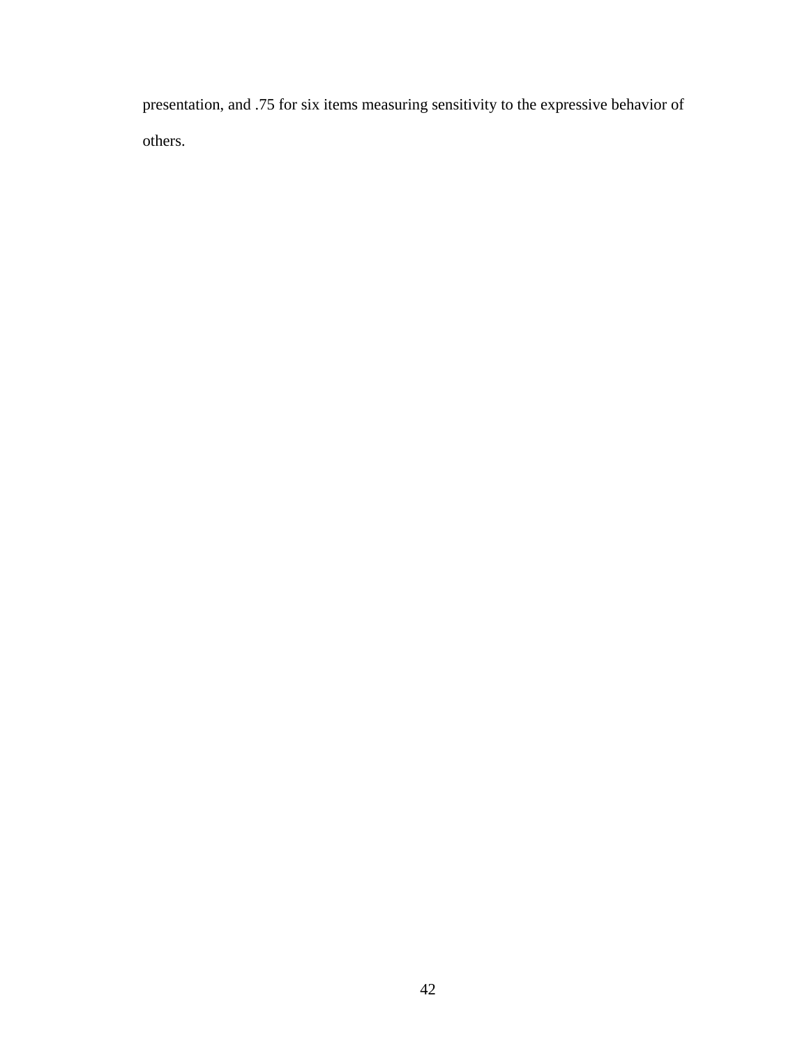presentation, and .75 for six items measuring sensitivity to the expressive behavior of others.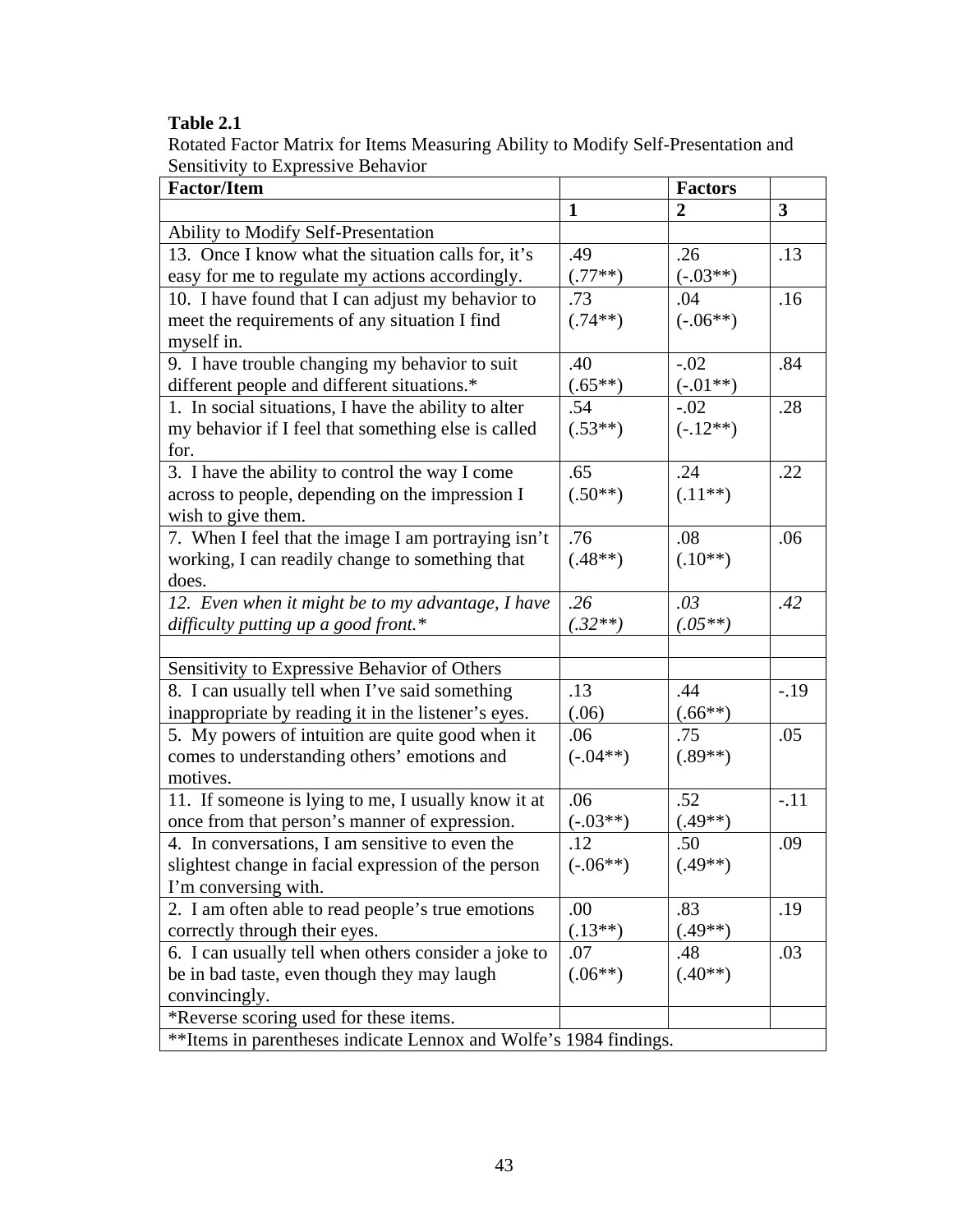**Table 2.1**

Rotated Factor Matrix for Items Measuring Ability to Modify Self-Presentation and Sensitivity to Expressive Behavior

| Factor/Item | | Factors | |
|---|---|---|---|
| | 1 | 2 | 3 |
| Ability to Modify Self-Presentation | | | |
| 13. Once I know what the situation calls for, it's easy for me to regulate my actions accordingly. | .49 (.77**) | .26 (-.03**) | .13 |
| 10. I have found that I can adjust my behavior to meet the requirements of any situation I find myself in. | .73 (.74**) | .04 (-.06**) | .16 |
| 9. I have trouble changing my behavior to suit different people and different situations.* | .40 (.65**) | -.02 (-.01**) | .84 |
| 1. In social situations, I have the ability to alter my behavior if I feel that something else is called for. | .54 (.53**) | -.02 (-.12**) | .28 |
| 3. I have the ability to control the way I come across to people, depending on the impression I wish to give them. | .65 (.50**) | .24 (.11**) | .22 |
| 7. When I feel that the image I am portraying isn't working, I can readily change to something that does. | .76 (.48**) | .08 (.10**) | .06 |
| *12. Even when it might be to my advantage, I have difficulty putting up a good front.** | *.26 (.32**)* | *.03 (.05**)* | *.42* |
| | | | |
| Sensitivity to Expressive Behavior of Others | | | |
| 8. I can usually tell when I've said something inappropriate by reading it in the listener's eyes. | .13 (.06) | .44 (.66**) | -.19 |
| 5. My powers of intuition are quite good when it comes to understanding others' emotions and motives. | .06 (-.04**) | .75 (.89**) | .05 |
| 11. If someone is lying to me, I usually know it at once from that person's manner of expression. | .06 (-.03**) | .52 (.49**) | -.11 |
| 4. In conversations, I am sensitive to even the slightest change in facial expression of the person I'm conversing with. | .12 (-.06**) | .50 (.49**) | .09 |
| 2. I am often able to read people's true emotions correctly through their eyes. | .00 (.13**) | .83 (.49**) | .19 |
| 6. I can usually tell when others consider a joke to be in bad taste, even though they may laugh convincingly. | .07 (.06**) | .48 (.40**) | .03 |
| *Reverse scoring used for these items. | | | |
| **Items in parentheses indicate Lennox and Wolfe's 1984 findings. | | | |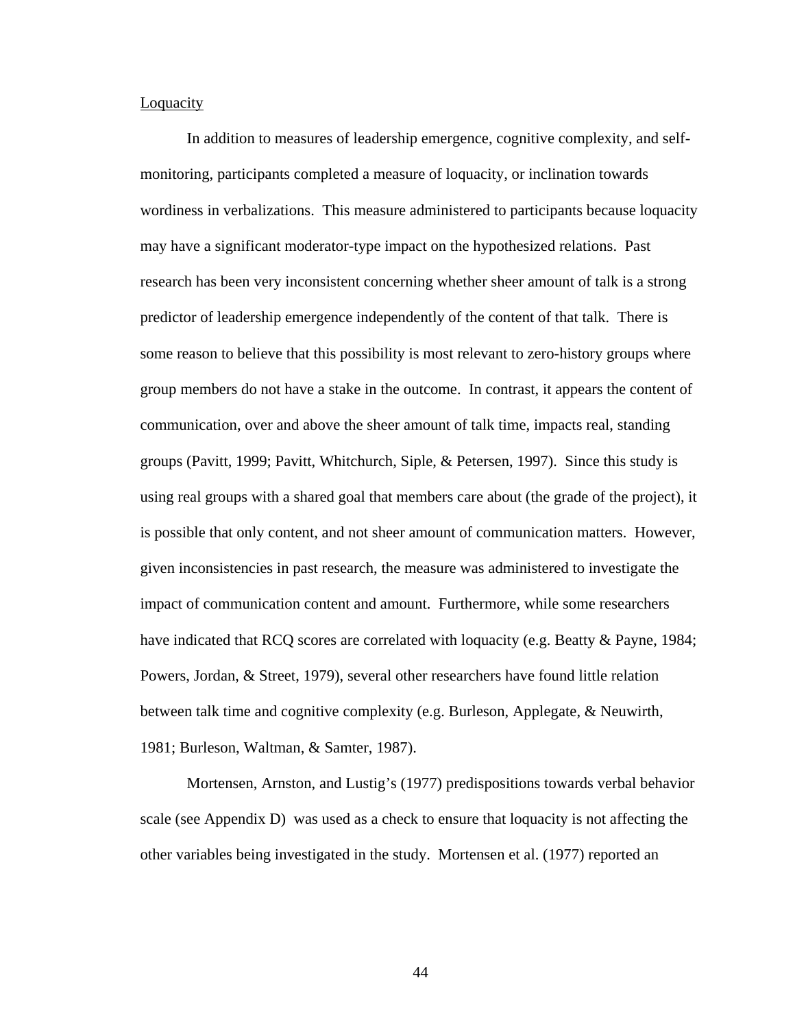Loquacity

In addition to measures of leadership emergence, cognitive complexity, and self-monitoring, participants completed a measure of loquacity, or inclination towards wordiness in verbalizations. This measure administered to participants because loquacity may have a significant moderator-type impact on the hypothesized relations. Past research has been very inconsistent concerning whether sheer amount of talk is a strong predictor of leadership emergence independently of the content of that talk. There is some reason to believe that this possibility is most relevant to zero-history groups where group members do not have a stake in the outcome. In contrast, it appears the content of communication, over and above the sheer amount of talk time, impacts real, standing groups (Pavitt, 1999; Pavitt, Whitchurch, Siple, & Petersen, 1997). Since this study is using real groups with a shared goal that members care about (the grade of the project), it is possible that only content, and not sheer amount of communication matters. However, given inconsistencies in past research, the measure was administered to investigate the impact of communication content and amount. Furthermore, while some researchers have indicated that RCQ scores are correlated with loquacity (e.g. Beatty & Payne, 1984; Powers, Jordan, & Street, 1979), several other researchers have found little relation between talk time and cognitive complexity (e.g. Burleson, Applegate, & Neuwirth, 1981; Burleson, Waltman, & Samter, 1987).

Mortensen, Arnston, and Lustig's (1977) predispositions towards verbal behavior scale (see Appendix D) was used as a check to ensure that loquacity is not affecting the other variables being investigated in the study. Mortensen et al. (1977) reported an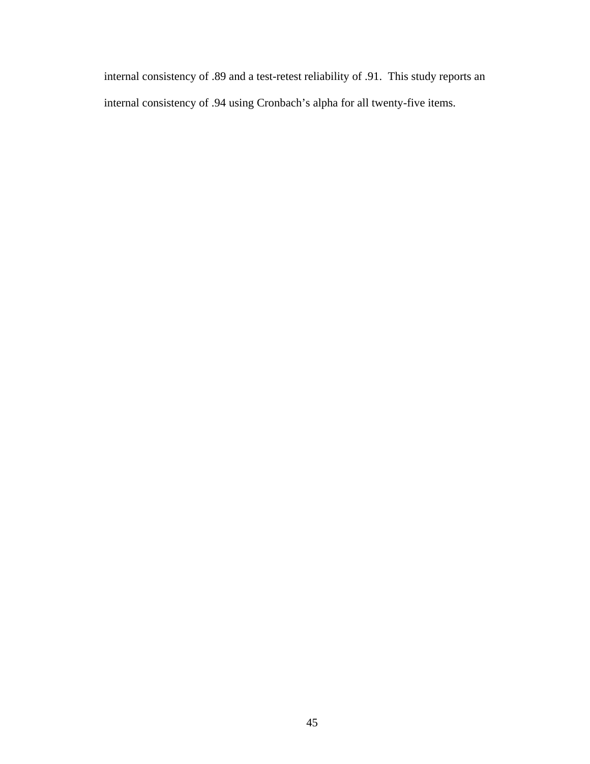internal consistency of .89 and a test-retest reliability of .91. This study reports an internal consistency of .94 using Cronbach's alpha for all twenty-five items.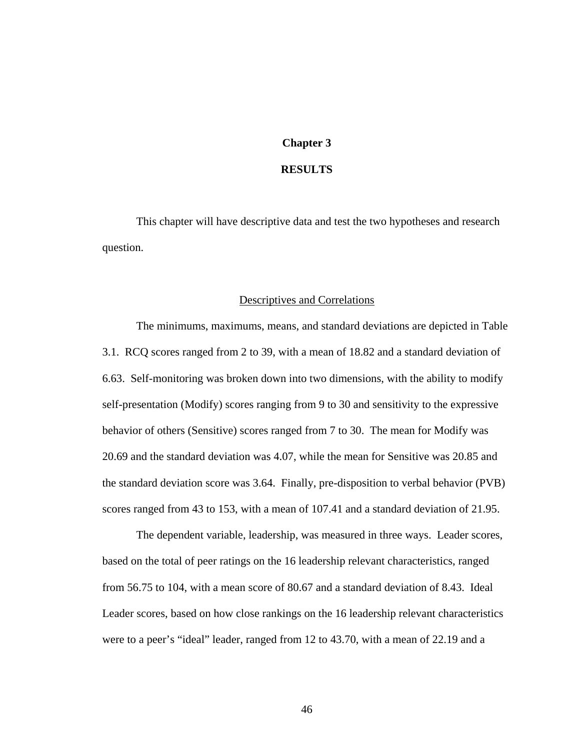# Chapter 3

# RESULTS

This chapter will have descriptive data and test the two hypotheses and research question.

## Descriptives and Correlations

The minimums, maximums, means, and standard deviations are depicted in Table 3.1. RCQ scores ranged from 2 to 39, with a mean of 18.82 and a standard deviation of 6.63. Self-monitoring was broken down into two dimensions, with the ability to modify self-presentation (Modify) scores ranging from 9 to 30 and sensitivity to the expressive behavior of others (Sensitive) scores ranged from 7 to 30. The mean for Modify was 20.69 and the standard deviation was 4.07, while the mean for Sensitive was 20.85 and the standard deviation score was 3.64. Finally, pre-disposition to verbal behavior (PVB) scores ranged from 43 to 153, with a mean of 107.41 and a standard deviation of 21.95.

The dependent variable, leadership, was measured in three ways. Leader scores, based on the total of peer ratings on the 16 leadership relevant characteristics, ranged from 56.75 to 104, with a mean score of 80.67 and a standard deviation of 8.43. Ideal Leader scores, based on how close rankings on the 16 leadership relevant characteristics were to a peer's "ideal" leader, ranged from 12 to 43.70, with a mean of 22.19 and a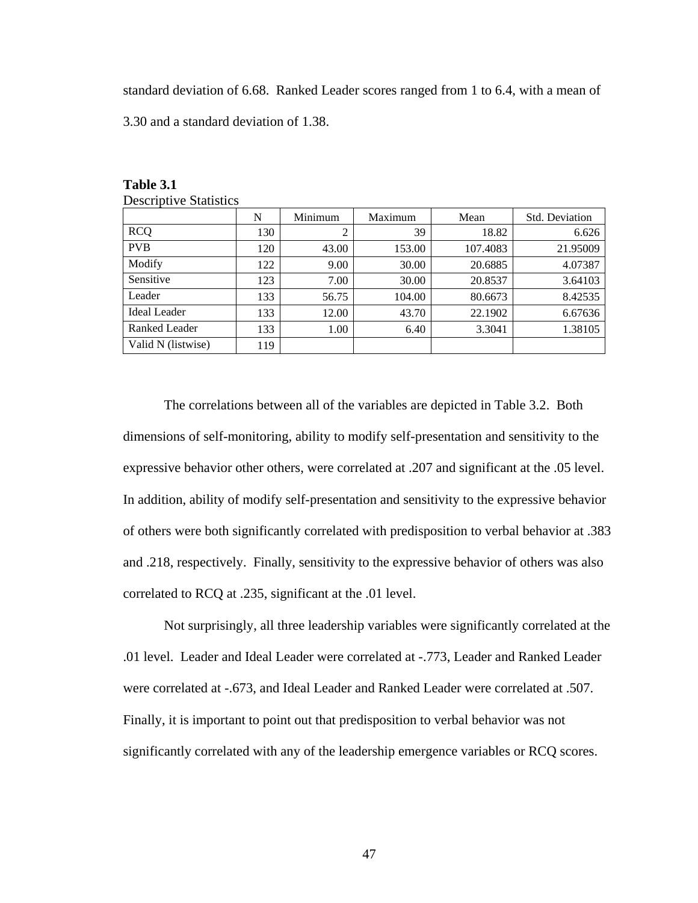standard deviation of 6.68. Ranked Leader scores ranged from 1 to 6.4, with a mean of 3.30 and a standard deviation of 1.38.

**Table 3.1**
Descriptive Statistics

| | N | Minimum | Maximum | Mean | Std. Deviation |
|---|---|---|---|---|---|
| RCQ | 130 | 2 | 39 | 18.82 | 6.626 |
| PVB | 120 | 43.00 | 153.00 | 107.4083 | 21.95009 |
| Modify | 122 | 9.00 | 30.00 | 20.6885 | 4.07387 |
| Sensitive | 123 | 7.00 | 30.00 | 20.8537 | 3.64103 |
| Leader | 133 | 56.75 | 104.00 | 80.6673 | 8.42535 |
| Ideal Leader | 133 | 12.00 | 43.70 | 22.1902 | 6.67636 |
| Ranked Leader | 133 | 1.00 | 6.40 | 3.3041 | 1.38105 |
| Valid N (listwise) | 119 | | | | |

The correlations between all of the variables are depicted in Table 3.2. Both dimensions of self-monitoring, ability to modify self-presentation and sensitivity to the expressive behavior other others, were correlated at .207 and significant at the .05 level. In addition, ability of modify self-presentation and sensitivity to the expressive behavior of others were both significantly correlated with predisposition to verbal behavior at .383 and .218, respectively. Finally, sensitivity to the expressive behavior of others was also correlated to RCQ at .235, significant at the .01 level.

Not surprisingly, all three leadership variables were significantly correlated at the .01 level. Leader and Ideal Leader were correlated at -.773, Leader and Ranked Leader were correlated at -.673, and Ideal Leader and Ranked Leader were correlated at .507. Finally, it is important to point out that predisposition to verbal behavior was not significantly correlated with any of the leadership emergence variables or RCQ scores.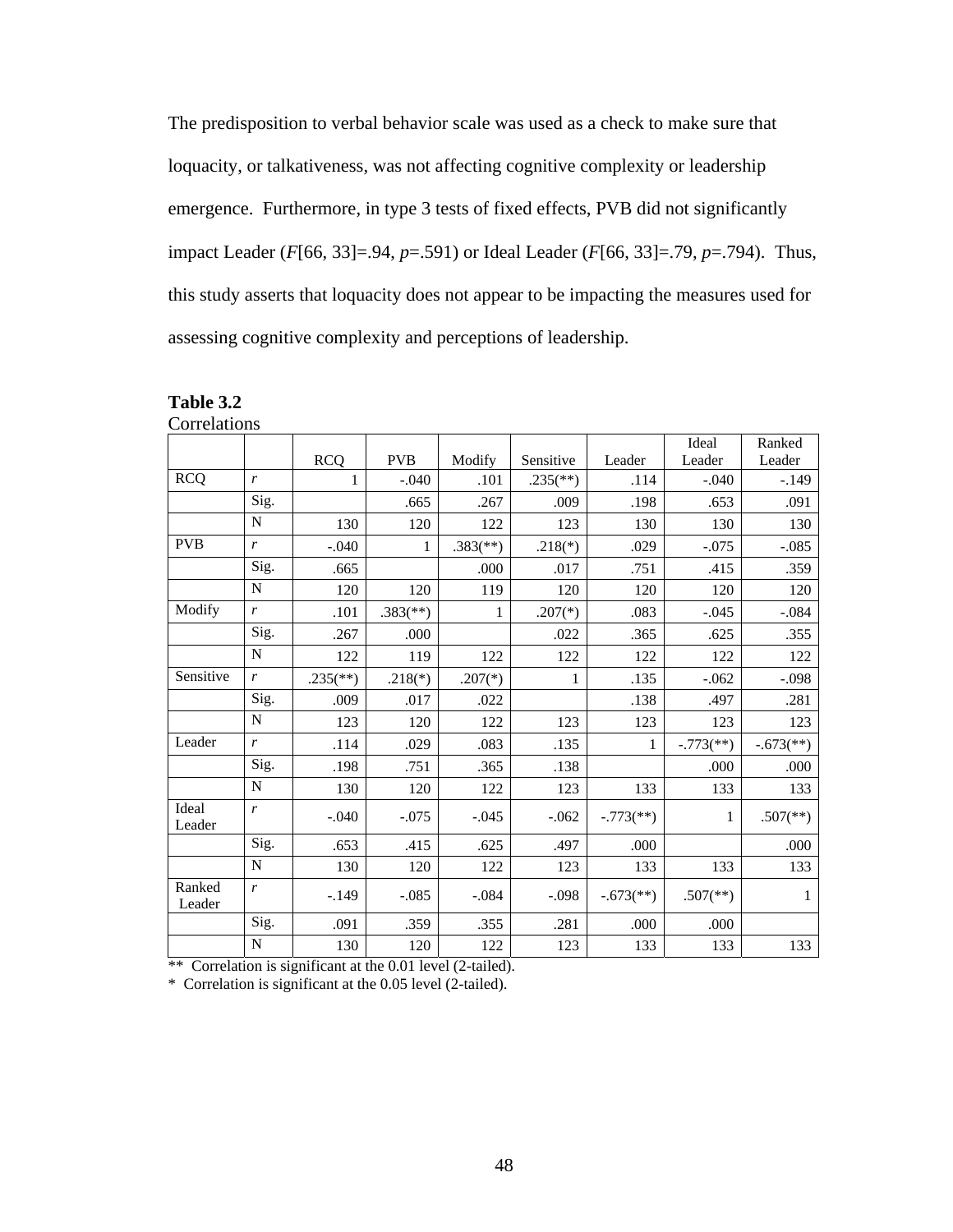The predisposition to verbal behavior scale was used as a check to make sure that loquacity, or talkativeness, was not affecting cognitive complexity or leadership emergence. Furthermore, in type 3 tests of fixed effects, PVB did not significantly impact Leader ($F$[66, 33]=.94, $p$=.591) or Ideal Leader ($F$[66, 33]=.79, $p$=.794). Thus, this study asserts that loquacity does not appear to be impacting the measures used for assessing cognitive complexity and perceptions of leadership.

**Table 3.2**

Correlations

| | | RCQ | PVB | Modify | Sensitive | Leader | Ideal Leader | Ranked Leader |
|---|---|---|---|---|---|---|---|---|
| RCQ | *r* | 1 | -.040 | .101 | .235(**) | .114 | -.040 | -.149 |
| | Sig. | | .665 | .267 | .009 | .198 | .653 | .091 |
| | N | 130 | 120 | 122 | 123 | 130 | 130 | 130 |
| PVB | *r* | -.040 | 1 | .383(**) | .218(*) | .029 | -.075 | -.085 |
| | Sig. | .665 | | .000 | .017 | .751 | .415 | .359 |
| | N | 120 | 120 | 119 | 120 | 120 | 120 | 120 |
| Modify | *r* | .101 | .383(**) | 1 | .207(*) | .083 | -.045 | -.084 |
| | Sig. | .267 | .000 | | .022 | .365 | .625 | .355 |
| | N | 122 | 119 | 122 | 122 | 122 | 122 | 122 |
| Sensitive | *r* | .235(**) | .218(*) | .207(*) | 1 | .135 | -.062 | -.098 |
| | Sig. | .009 | .017 | .022 | | .138 | .497 | .281 |
| | N | 123 | 120 | 122 | 123 | 123 | 123 | 123 |
| Leader | *r* | .114 | .029 | .083 | .135 | 1 | -.773(**) | -.673(**) |
| | Sig. | .198 | .751 | .365 | .138 | | .000 | .000 |
| | N | 130 | 120 | 122 | 123 | 133 | 133 | 133 |
| Ideal Leader | *r* | -.040 | -.075 | -.045 | -.062 | -.773(**) | 1 | .507(**) |
| | Sig. | .653 | .415 | .625 | .497 | .000 | | .000 |
| | N | 130 | 120 | 122 | 123 | 133 | 133 | 133 |
| Ranked Leader | *r* | -.149 | -.085 | -.084 | -.098 | -.673(**) | .507(**) | 1 |
| | Sig. | .091 | .359 | .355 | .281 | .000 | .000 | |
| | N | 130 | 120 | 122 | 123 | 133 | 133 | 133 |

** Correlation is significant at the 0.01 level (2-tailed).

* Correlation is significant at the 0.05 level (2-tailed).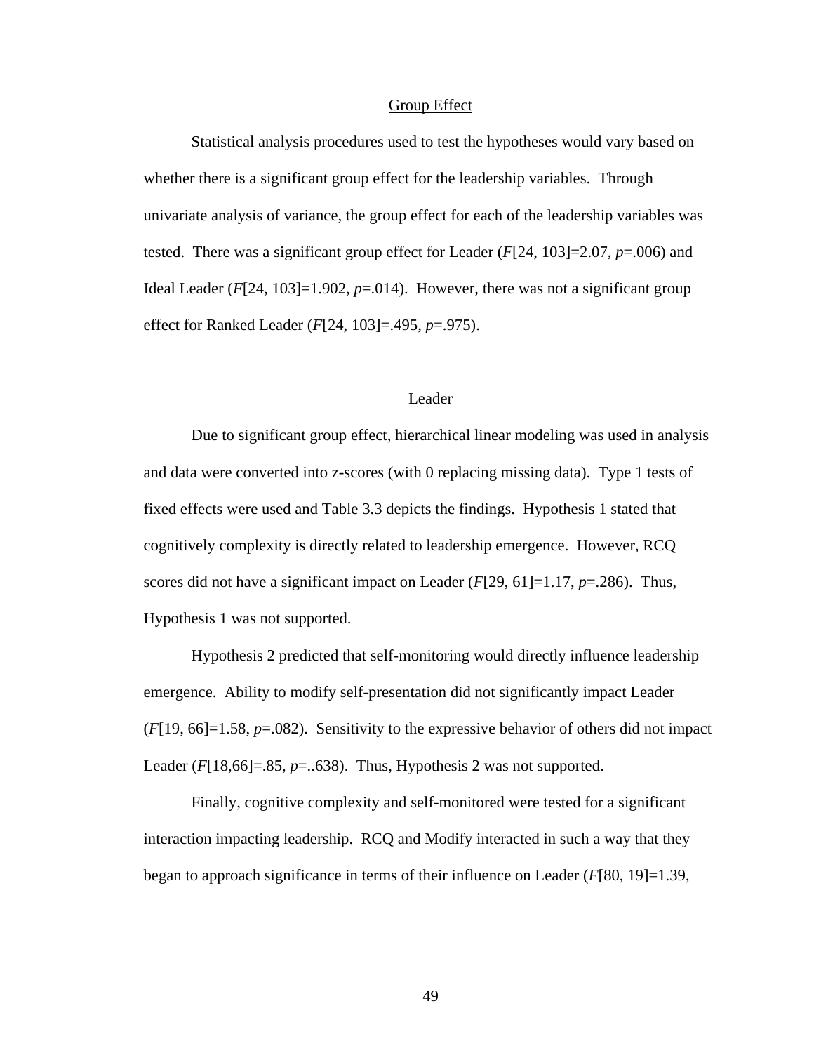## Group Effect

Statistical analysis procedures used to test the hypotheses would vary based on whether there is a significant group effect for the leadership variables. Through univariate analysis of variance, the group effect for each of the leadership variables was tested. There was a significant group effect for Leader ($F$[24, 103]=2.07, $p$=.006) and Ideal Leader ($F$[24, 103]=1.902, $p$=.014). However, there was not a significant group effect for Ranked Leader ($F$[24, 103]=.495, $p$=.975).

## Leader

Due to significant group effect, hierarchical linear modeling was used in analysis and data were converted into z-scores (with 0 replacing missing data). Type 1 tests of fixed effects were used and Table 3.3 depicts the findings. Hypothesis 1 stated that cognitively complexity is directly related to leadership emergence. However, RCQ scores did not have a significant impact on Leader ($F$[29, 61]=1.17, $p$=.286). Thus, Hypothesis 1 was not supported.

Hypothesis 2 predicted that self-monitoring would directly influence leadership emergence. Ability to modify self-presentation did not significantly impact Leader ($F$[19, 66]=1.58, $p$=.082). Sensitivity to the expressive behavior of others did not impact Leader ($F$[18,66]=.85, $p$=..638). Thus, Hypothesis 2 was not supported.

Finally, cognitive complexity and self-monitored were tested for a significant interaction impacting leadership. RCQ and Modify interacted in such a way that they began to approach significance in terms of their influence on Leader ($F$[80, 19]=1.39,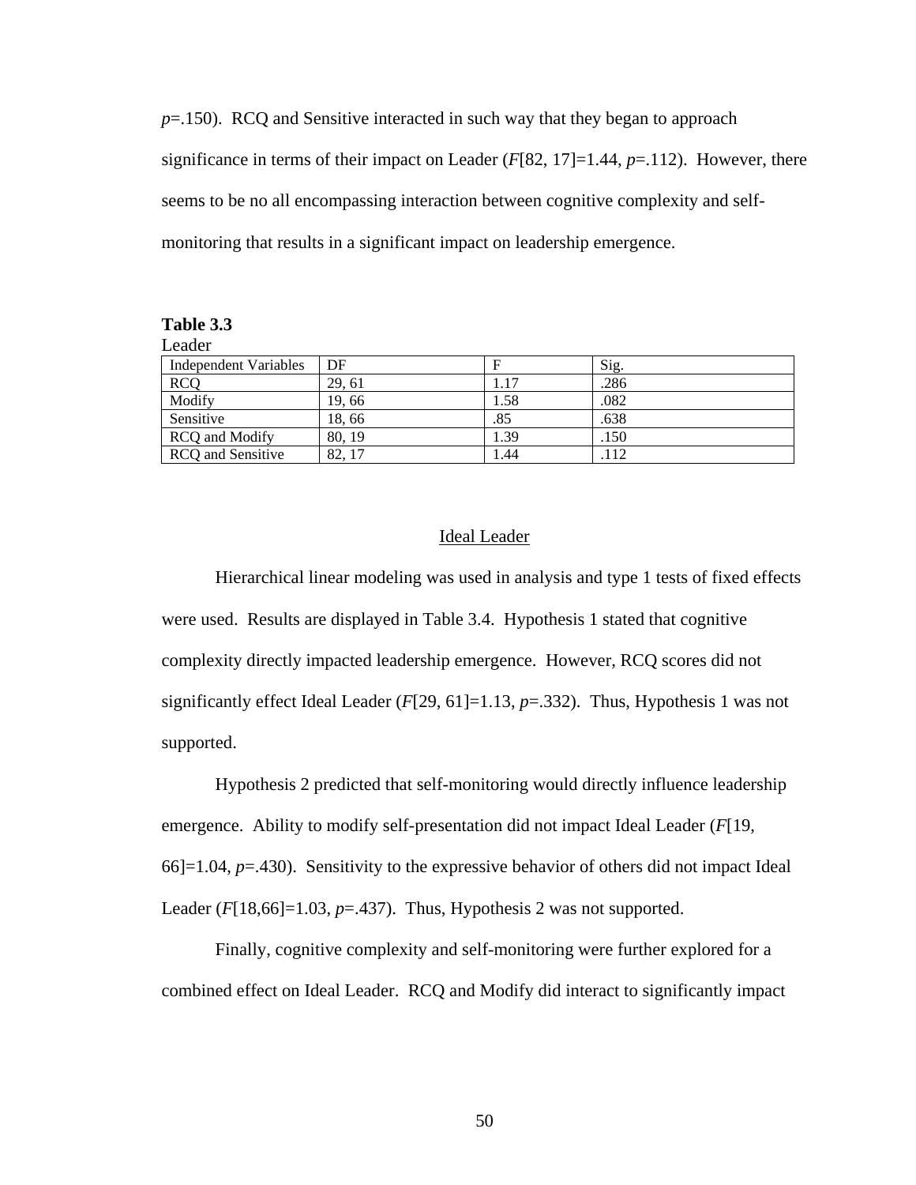*p*=.150). RCQ and Sensitive interacted in such way that they began to approach significance in terms of their impact on Leader (*F*[82, 17]=1.44, *p*=.112). However, there seems to be no all encompassing interaction between cognitive complexity and self-monitoring that results in a significant impact on leadership emergence.

**Table 3.3**

Leader

| Independent Variables | DF | F | Sig. |
|---|---|---|---|
| RCQ | 29, 61 | 1.17 | .286 |
| Modify | 19, 66 | 1.58 | .082 |
| Sensitive | 18, 66 | .85 | .638 |
| RCQ and Modify | 80, 19 | 1.39 | .150 |
| RCQ and Sensitive | 82, 17 | 1.44 | .112 |

<u>Ideal Leader</u>

Hierarchical linear modeling was used in analysis and type 1 tests of fixed effects were used. Results are displayed in Table 3.4. Hypothesis 1 stated that cognitive complexity directly impacted leadership emergence. However, RCQ scores did not significantly effect Ideal Leader (*F*[29, 61]=1.13, *p*=.332). Thus, Hypothesis 1 was not supported.

Hypothesis 2 predicted that self-monitoring would directly influence leadership emergence. Ability to modify self-presentation did not impact Ideal Leader (*F*[19, 66]=1.04, *p*=.430). Sensitivity to the expressive behavior of others did not impact Ideal Leader (*F*[18,66]=1.03, *p*=.437). Thus, Hypothesis 2 was not supported.

Finally, cognitive complexity and self-monitoring were further explored for a combined effect on Ideal Leader. RCQ and Modify did interact to significantly impact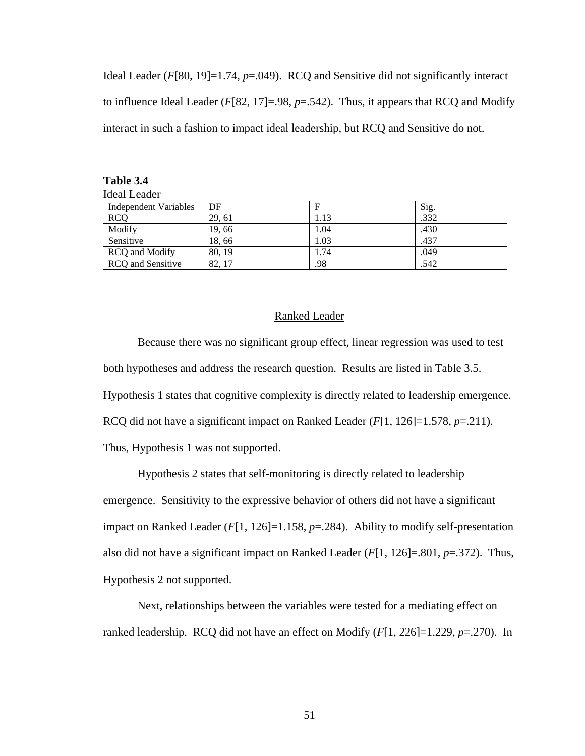Ideal Leader ($F$[80, 19]=1.74, $p$=.049). RCQ and Sensitive did not significantly interact to influence Ideal Leader ($F$[82, 17]=.98, $p$=.542). Thus, it appears that RCQ and Modify interact in such a fashion to impact ideal leadership, but RCQ and Sensitive do not.

**Table 3.4**
Ideal Leader

| Independent Variables | DF | F | Sig. |
|---|---|---|---|
| RCQ | 29, 61 | 1.13 | .332 |
| Modify | 19, 66 | 1.04 | .430 |
| Sensitive | 18, 66 | 1.03 | .437 |
| RCQ and Modify | 80, 19 | 1.74 | .049 |
| RCQ and Sensitive | 82, 17 | .98 | .542 |

## Ranked Leader

Because there was no significant group effect, linear regression was used to test both hypotheses and address the research question. Results are listed in Table 3.5. Hypothesis 1 states that cognitive complexity is directly related to leadership emergence. RCQ did not have a significant impact on Ranked Leader ($F$[1, 126]=1.578, $p$=.211). Thus, Hypothesis 1 was not supported.

Hypothesis 2 states that self-monitoring is directly related to leadership emergence. Sensitivity to the expressive behavior of others did not have a significant impact on Ranked Leader ($F$[1, 126]=1.158, $p$=.284). Ability to modify self-presentation also did not have a significant impact on Ranked Leader ($F$[1, 126]=.801, $p$=.372). Thus, Hypothesis 2 not supported.

Next, relationships between the variables were tested for a mediating effect on ranked leadership. RCQ did not have an effect on Modify ($F$[1, 226]=1.229, $p$=.270). In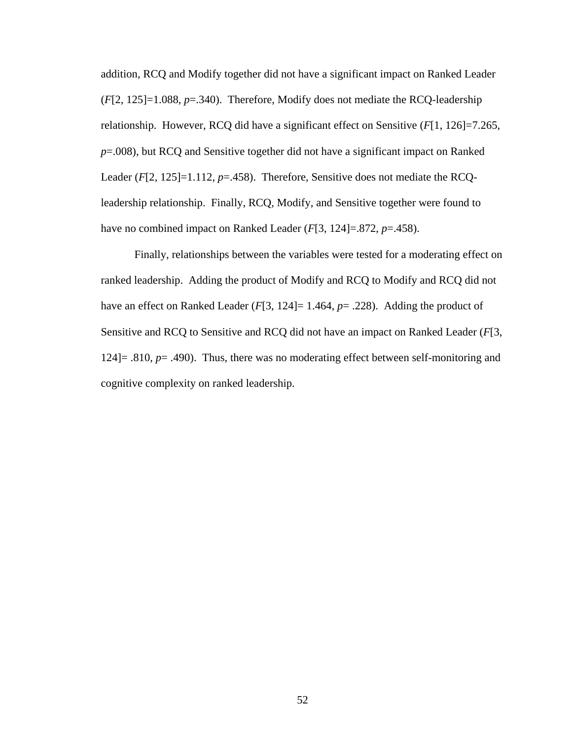addition, RCQ and Modify together did not have a significant impact on Ranked Leader ($F$[2, 125]=1.088, $p$=.340). Therefore, Modify does not mediate the RCQ-leadership relationship. However, RCQ did have a significant effect on Sensitive ($F$[1, 126]=7.265, $p$=.008), but RCQ and Sensitive together did not have a significant impact on Ranked Leader ($F$[2, 125]=1.112, $p$=.458). Therefore, Sensitive does not mediate the RCQ-leadership relationship. Finally, RCQ, Modify, and Sensitive together were found to have no combined impact on Ranked Leader ($F$[3, 124]=.872, $p$=.458).

Finally, relationships between the variables were tested for a moderating effect on ranked leadership. Adding the product of Modify and RCQ to Modify and RCQ did not have an effect on Ranked Leader ($F$[3, 124]= 1.464, $p$= .228). Adding the product of Sensitive and RCQ to Sensitive and RCQ did not have an impact on Ranked Leader ($F$[3, 124]= .810, $p$= .490). Thus, there was no moderating effect between self-monitoring and cognitive complexity on ranked leadership.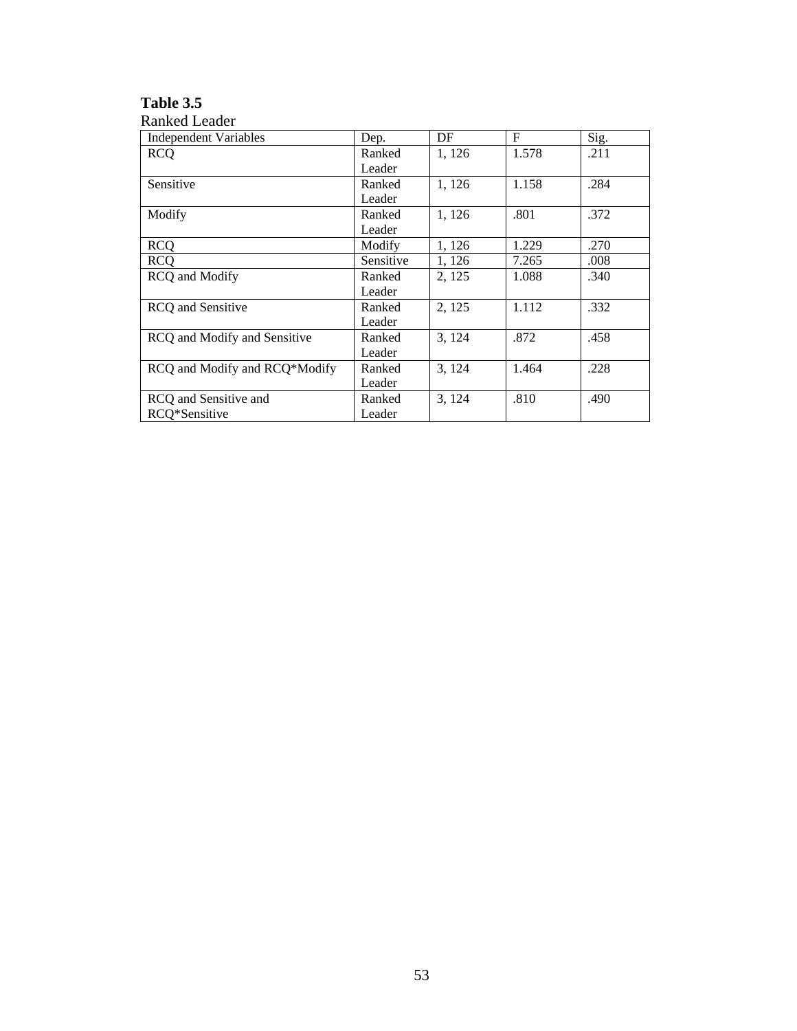**Table 3.5**
Ranked Leader

| Independent Variables | Dep. | DF | F | Sig. |
|---|---|---|---|---|
| RCQ | Ranked Leader | 1, 126 | 1.578 | .211 |
| Sensitive | Ranked Leader | 1, 126 | 1.158 | .284 |
| Modify | Ranked Leader | 1, 126 | .801 | .372 |
| RCQ | Modify | 1, 126 | 1.229 | .270 |
| RCQ | Sensitive | 1, 126 | 7.265 | .008 |
| RCQ and Modify | Ranked Leader | 2, 125 | 1.088 | .340 |
| RCQ and Sensitive | Ranked Leader | 2, 125 | 1.112 | .332 |
| RCQ and Modify and Sensitive | Ranked Leader | 3, 124 | .872 | .458 |
| RCQ and Modify and RCQ*Modify | Ranked Leader | 3, 124 | 1.464 | .228 |
| RCQ and Sensitive and RCQ*Sensitive | Ranked Leader | 3, 124 | .810 | .490 |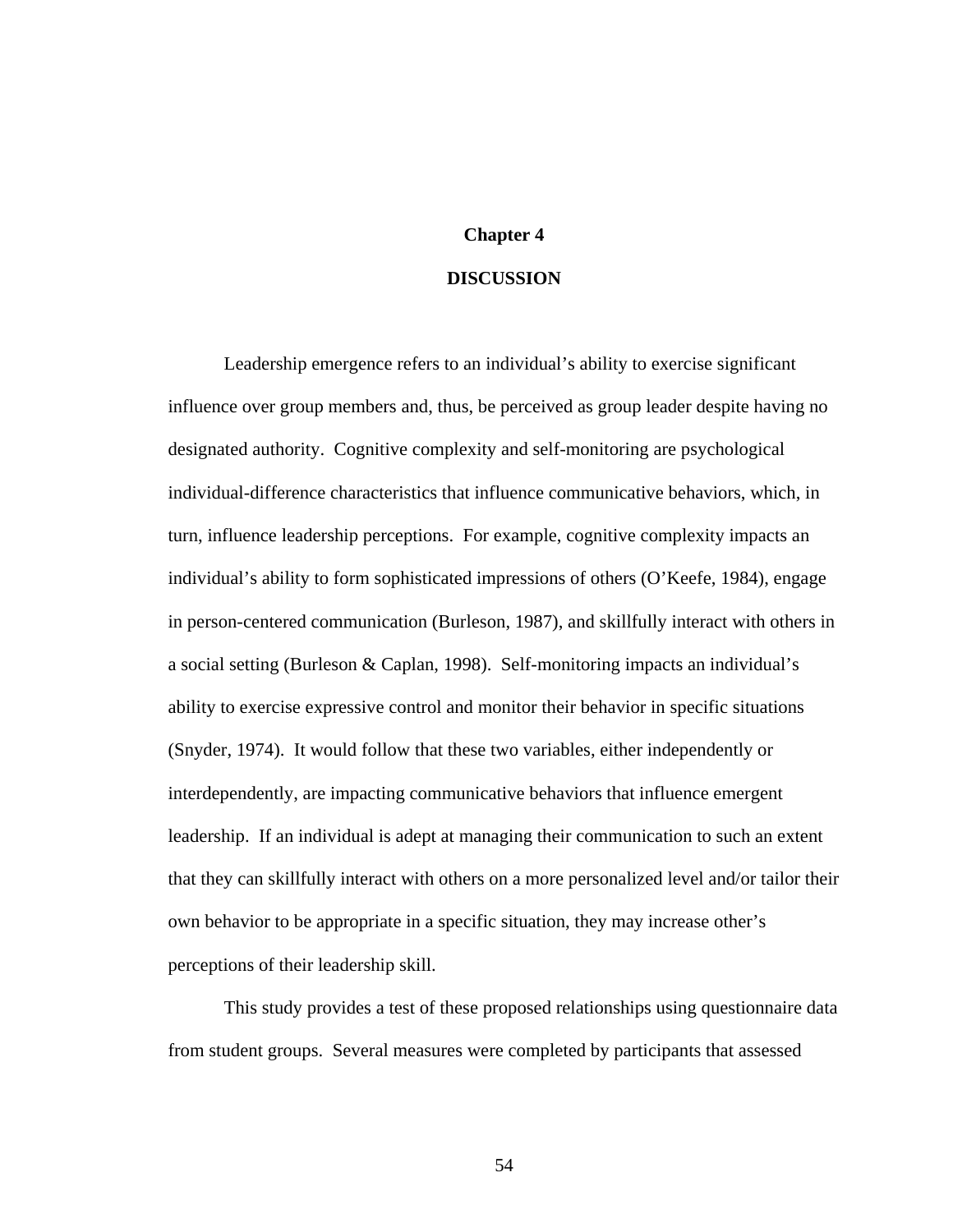# Chapter 4

## DISCUSSION

Leadership emergence refers to an individual’s ability to exercise significant influence over group members and, thus, be perceived as group leader despite having no designated authority. Cognitive complexity and self-monitoring are psychological individual-difference characteristics that influence communicative behaviors, which, in turn, influence leadership perceptions. For example, cognitive complexity impacts an individual’s ability to form sophisticated impressions of others (O’Keefe, 1984), engage in person-centered communication (Burleson, 1987), and skillfully interact with others in a social setting (Burleson & Caplan, 1998). Self-monitoring impacts an individual’s ability to exercise expressive control and monitor their behavior in specific situations (Snyder, 1974). It would follow that these two variables, either independently or interdependently, are impacting communicative behaviors that influence emergent leadership. If an individual is adept at managing their communication to such an extent that they can skillfully interact with others on a more personalized level and/or tailor their own behavior to be appropriate in a specific situation, they may increase other’s perceptions of their leadership skill.

This study provides a test of these proposed relationships using questionnaire data from student groups. Several measures were completed by participants that assessed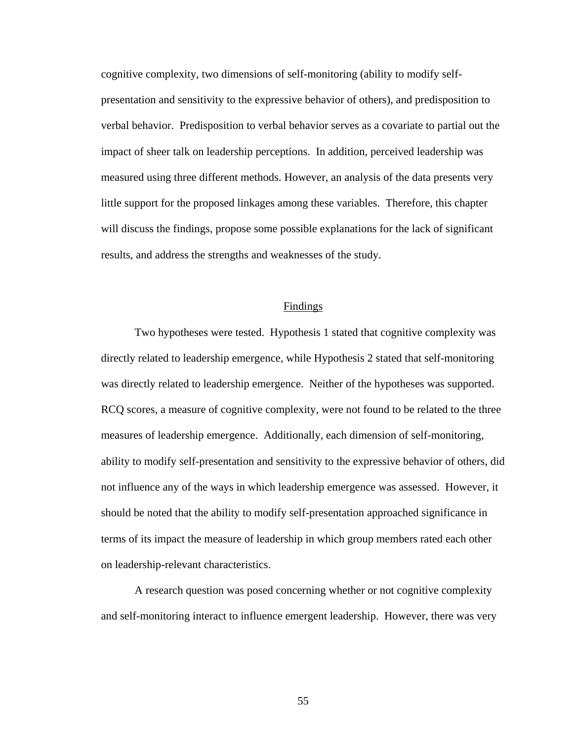cognitive complexity, two dimensions of self-monitoring (ability to modify self-presentation and sensitivity to the expressive behavior of others), and predisposition to verbal behavior. Predisposition to verbal behavior serves as a covariate to partial out the impact of sheer talk on leadership perceptions. In addition, perceived leadership was measured using three different methods. However, an analysis of the data presents very little support for the proposed linkages among these variables. Therefore, this chapter will discuss the findings, propose some possible explanations for the lack of significant results, and address the strengths and weaknesses of the study.

## Findings

Two hypotheses were tested. Hypothesis 1 stated that cognitive complexity was directly related to leadership emergence, while Hypothesis 2 stated that self-monitoring was directly related to leadership emergence. Neither of the hypotheses was supported. RCQ scores, a measure of cognitive complexity, were not found to be related to the three measures of leadership emergence. Additionally, each dimension of self-monitoring, ability to modify self-presentation and sensitivity to the expressive behavior of others, did not influence any of the ways in which leadership emergence was assessed. However, it should be noted that the ability to modify self-presentation approached significance in terms of its impact the measure of leadership in which group members rated each other on leadership-relevant characteristics.

A research question was posed concerning whether or not cognitive complexity and self-monitoring interact to influence emergent leadership. However, there was very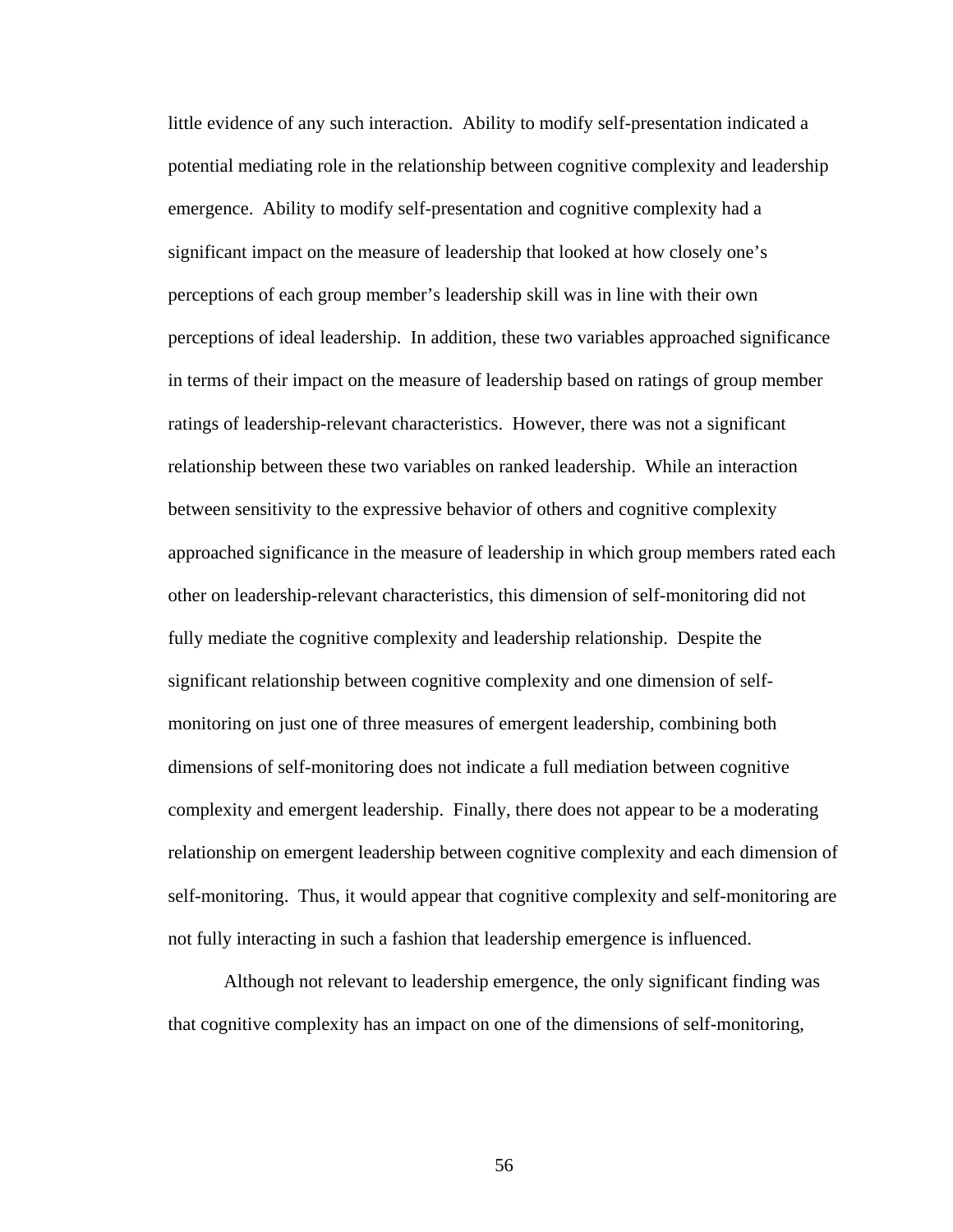little evidence of any such interaction. Ability to modify self-presentation indicated a potential mediating role in the relationship between cognitive complexity and leadership emergence. Ability to modify self-presentation and cognitive complexity had a significant impact on the measure of leadership that looked at how closely one's perceptions of each group member's leadership skill was in line with their own perceptions of ideal leadership. In addition, these two variables approached significance in terms of their impact on the measure of leadership based on ratings of group member ratings of leadership-relevant characteristics. However, there was not a significant relationship between these two variables on ranked leadership. While an interaction between sensitivity to the expressive behavior of others and cognitive complexity approached significance in the measure of leadership in which group members rated each other on leadership-relevant characteristics, this dimension of self-monitoring did not fully mediate the cognitive complexity and leadership relationship. Despite the significant relationship between cognitive complexity and one dimension of self-monitoring on just one of three measures of emergent leadership, combining both dimensions of self-monitoring does not indicate a full mediation between cognitive complexity and emergent leadership. Finally, there does not appear to be a moderating relationship on emergent leadership between cognitive complexity and each dimension of self-monitoring. Thus, it would appear that cognitive complexity and self-monitoring are not fully interacting in such a fashion that leadership emergence is influenced.

Although not relevant to leadership emergence, the only significant finding was that cognitive complexity has an impact on one of the dimensions of self-monitoring,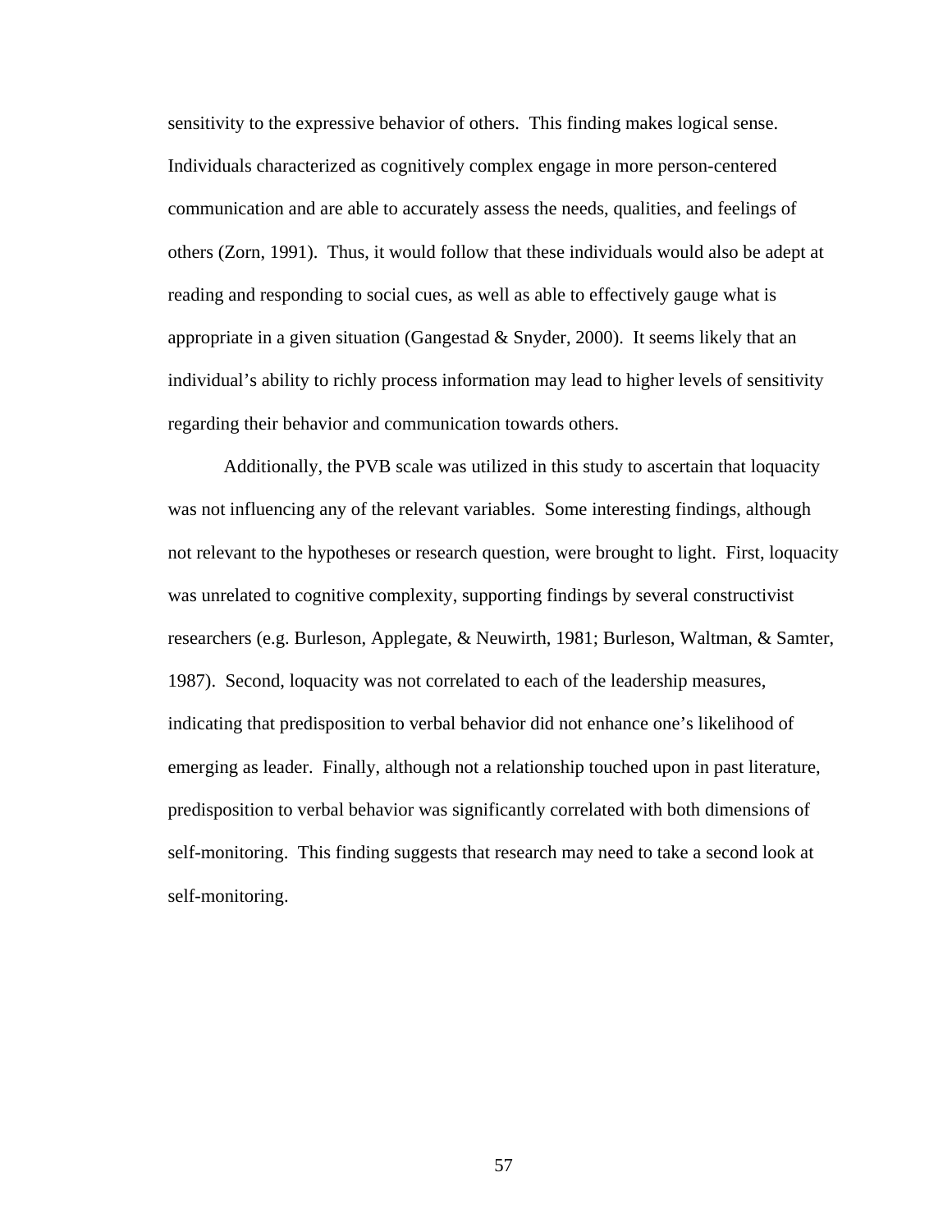sensitivity to the expressive behavior of others. This finding makes logical sense. Individuals characterized as cognitively complex engage in more person-centered communication and are able to accurately assess the needs, qualities, and feelings of others (Zorn, 1991). Thus, it would follow that these individuals would also be adept at reading and responding to social cues, as well as able to effectively gauge what is appropriate in a given situation (Gangestad & Snyder, 2000). It seems likely that an individual's ability to richly process information may lead to higher levels of sensitivity regarding their behavior and communication towards others.

Additionally, the PVB scale was utilized in this study to ascertain that loquacity was not influencing any of the relevant variables. Some interesting findings, although not relevant to the hypotheses or research question, were brought to light. First, loquacity was unrelated to cognitive complexity, supporting findings by several constructivist researchers (e.g. Burleson, Applegate, & Neuwirth, 1981; Burleson, Waltman, & Samter, 1987). Second, loquacity was not correlated to each of the leadership measures, indicating that predisposition to verbal behavior did not enhance one's likelihood of emerging as leader. Finally, although not a relationship touched upon in past literature, predisposition to verbal behavior was significantly correlated with both dimensions of self-monitoring. This finding suggests that research may need to take a second look at self-monitoring.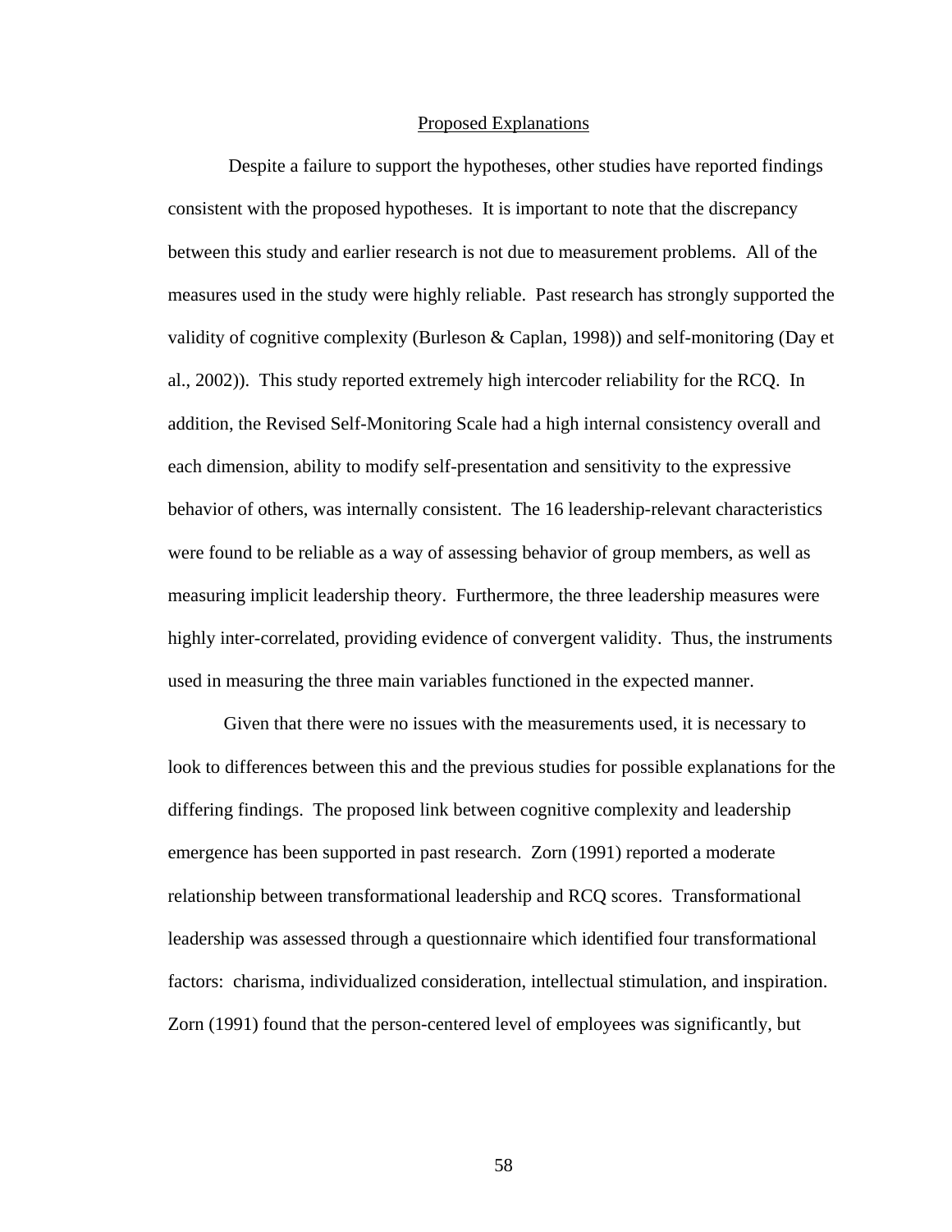## Proposed Explanations

Despite a failure to support the hypotheses, other studies have reported findings consistent with the proposed hypotheses. It is important to note that the discrepancy between this study and earlier research is not due to measurement problems. All of the measures used in the study were highly reliable. Past research has strongly supported the validity of cognitive complexity (Burleson & Caplan, 1998)) and self-monitoring (Day et al., 2002)). This study reported extremely high intercoder reliability for the RCQ. In addition, the Revised Self-Monitoring Scale had a high internal consistency overall and each dimension, ability to modify self-presentation and sensitivity to the expressive behavior of others, was internally consistent. The 16 leadership-relevant characteristics were found to be reliable as a way of assessing behavior of group members, as well as measuring implicit leadership theory. Furthermore, the three leadership measures were highly inter-correlated, providing evidence of convergent validity. Thus, the instruments used in measuring the three main variables functioned in the expected manner.

Given that there were no issues with the measurements used, it is necessary to look to differences between this and the previous studies for possible explanations for the differing findings. The proposed link between cognitive complexity and leadership emergence has been supported in past research. Zorn (1991) reported a moderate relationship between transformational leadership and RCQ scores. Transformational leadership was assessed through a questionnaire which identified four transformational factors: charisma, individualized consideration, intellectual stimulation, and inspiration. Zorn (1991) found that the person-centered level of employees was significantly, but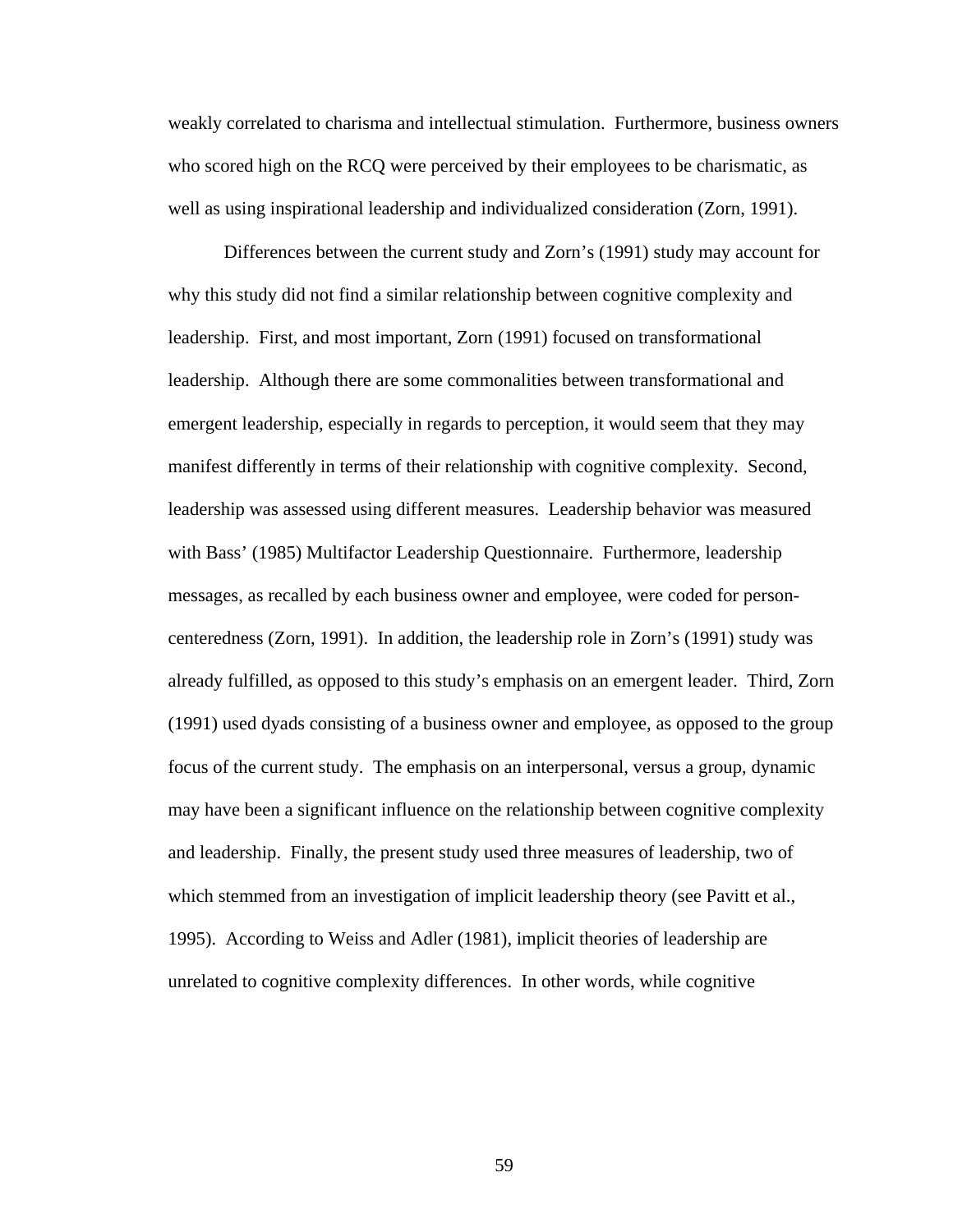weakly correlated to charisma and intellectual stimulation. Furthermore, business owners who scored high on the RCQ were perceived by their employees to be charismatic, as well as using inspirational leadership and individualized consideration (Zorn, 1991).

Differences between the current study and Zorn's (1991) study may account for why this study did not find a similar relationship between cognitive complexity and leadership. First, and most important, Zorn (1991) focused on transformational leadership. Although there are some commonalities between transformational and emergent leadership, especially in regards to perception, it would seem that they may manifest differently in terms of their relationship with cognitive complexity. Second, leadership was assessed using different measures. Leadership behavior was measured with Bass' (1985) Multifactor Leadership Questionnaire. Furthermore, leadership messages, as recalled by each business owner and employee, were coded for person-centeredness (Zorn, 1991). In addition, the leadership role in Zorn's (1991) study was already fulfilled, as opposed to this study's emphasis on an emergent leader. Third, Zorn (1991) used dyads consisting of a business owner and employee, as opposed to the group focus of the current study. The emphasis on an interpersonal, versus a group, dynamic may have been a significant influence on the relationship between cognitive complexity and leadership. Finally, the present study used three measures of leadership, two of which stemmed from an investigation of implicit leadership theory (see Pavitt et al., 1995). According to Weiss and Adler (1981), implicit theories of leadership are unrelated to cognitive complexity differences. In other words, while cognitive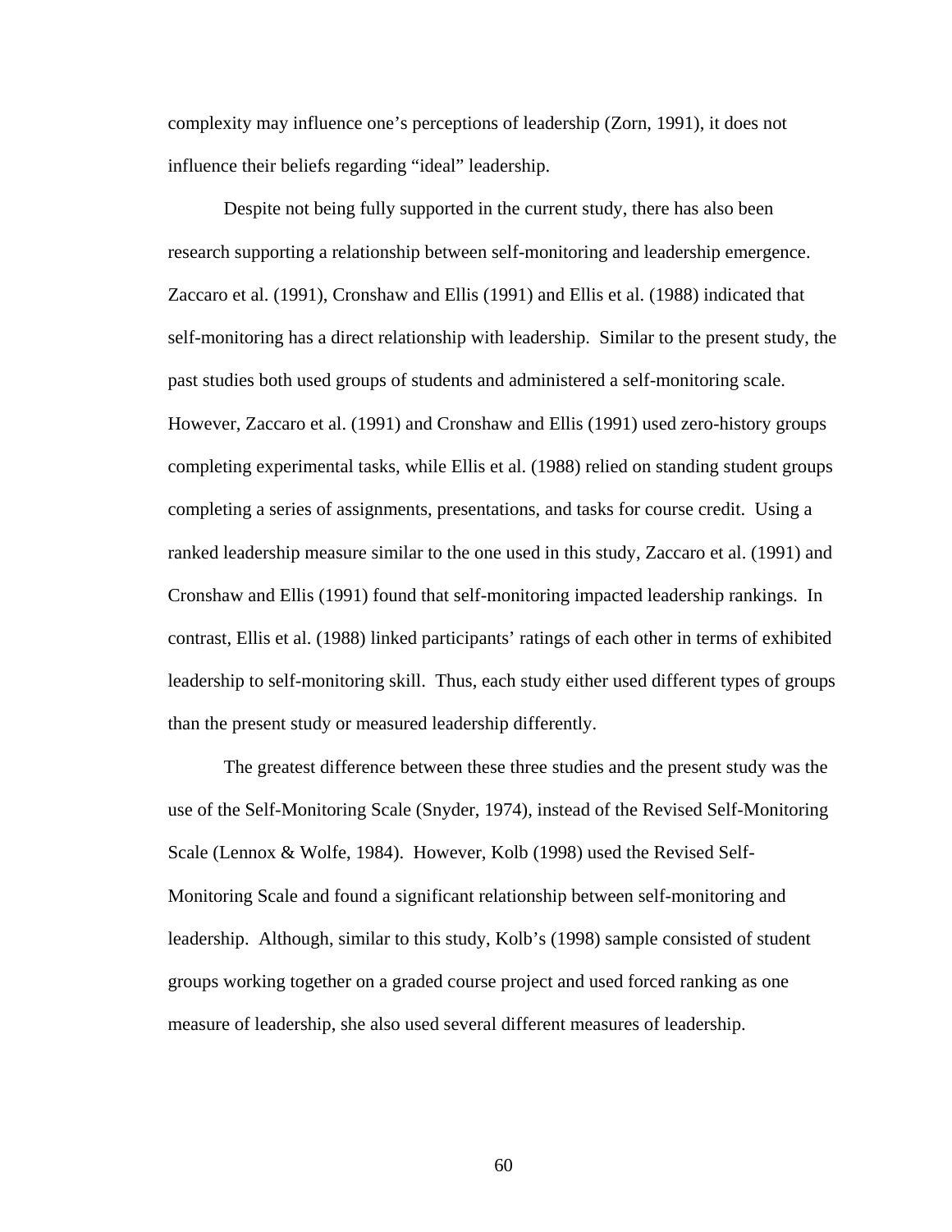complexity may influence one's perceptions of leadership (Zorn, 1991), it does not influence their beliefs regarding "ideal" leadership.

Despite not being fully supported in the current study, there has also been research supporting a relationship between self-monitoring and leadership emergence. Zaccaro et al. (1991), Cronshaw and Ellis (1991) and Ellis et al. (1988) indicated that self-monitoring has a direct relationship with leadership. Similar to the present study, the past studies both used groups of students and administered a self-monitoring scale. However, Zaccaro et al. (1991) and Cronshaw and Ellis (1991) used zero-history groups completing experimental tasks, while Ellis et al. (1988) relied on standing student groups completing a series of assignments, presentations, and tasks for course credit. Using a ranked leadership measure similar to the one used in this study, Zaccaro et al. (1991) and Cronshaw and Ellis (1991) found that self-monitoring impacted leadership rankings. In contrast, Ellis et al. (1988) linked participants' ratings of each other in terms of exhibited leadership to self-monitoring skill. Thus, each study either used different types of groups than the present study or measured leadership differently.

The greatest difference between these three studies and the present study was the use of the Self-Monitoring Scale (Snyder, 1974), instead of the Revised Self-Monitoring Scale (Lennox & Wolfe, 1984). However, Kolb (1998) used the Revised Self-Monitoring Scale and found a significant relationship between self-monitoring and leadership. Although, similar to this study, Kolb's (1998) sample consisted of student groups working together on a graded course project and used forced ranking as one measure of leadership, she also used several different measures of leadership.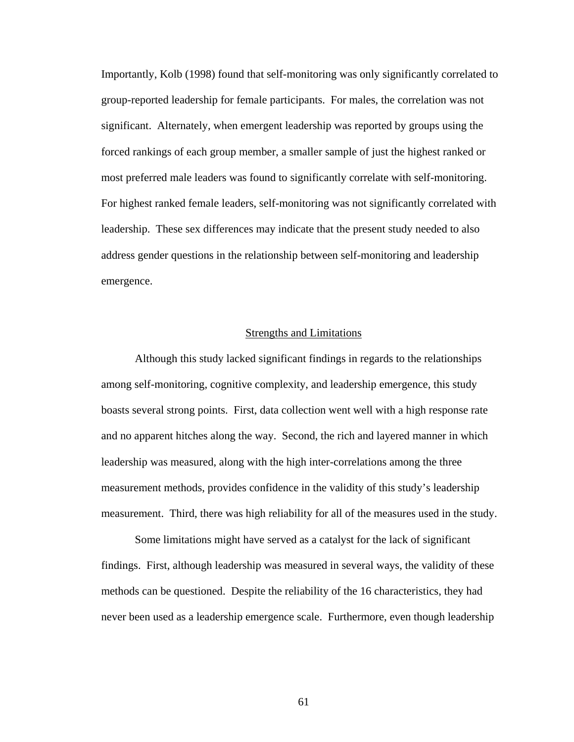Importantly, Kolb (1998) found that self-monitoring was only significantly correlated to group-reported leadership for female participants. For males, the correlation was not significant. Alternately, when emergent leadership was reported by groups using the forced rankings of each group member, a smaller sample of just the highest ranked or most preferred male leaders was found to significantly correlate with self-monitoring. For highest ranked female leaders, self-monitoring was not significantly correlated with leadership. These sex differences may indicate that the present study needed to also address gender questions in the relationship between self-monitoring and leadership emergence.

## Strengths and Limitations

Although this study lacked significant findings in regards to the relationships among self-monitoring, cognitive complexity, and leadership emergence, this study boasts several strong points. First, data collection went well with a high response rate and no apparent hitches along the way. Second, the rich and layered manner in which leadership was measured, along with the high inter-correlations among the three measurement methods, provides confidence in the validity of this study's leadership measurement. Third, there was high reliability for all of the measures used in the study.

Some limitations might have served as a catalyst for the lack of significant findings. First, although leadership was measured in several ways, the validity of these methods can be questioned. Despite the reliability of the 16 characteristics, they had never been used as a leadership emergence scale. Furthermore, even though leadership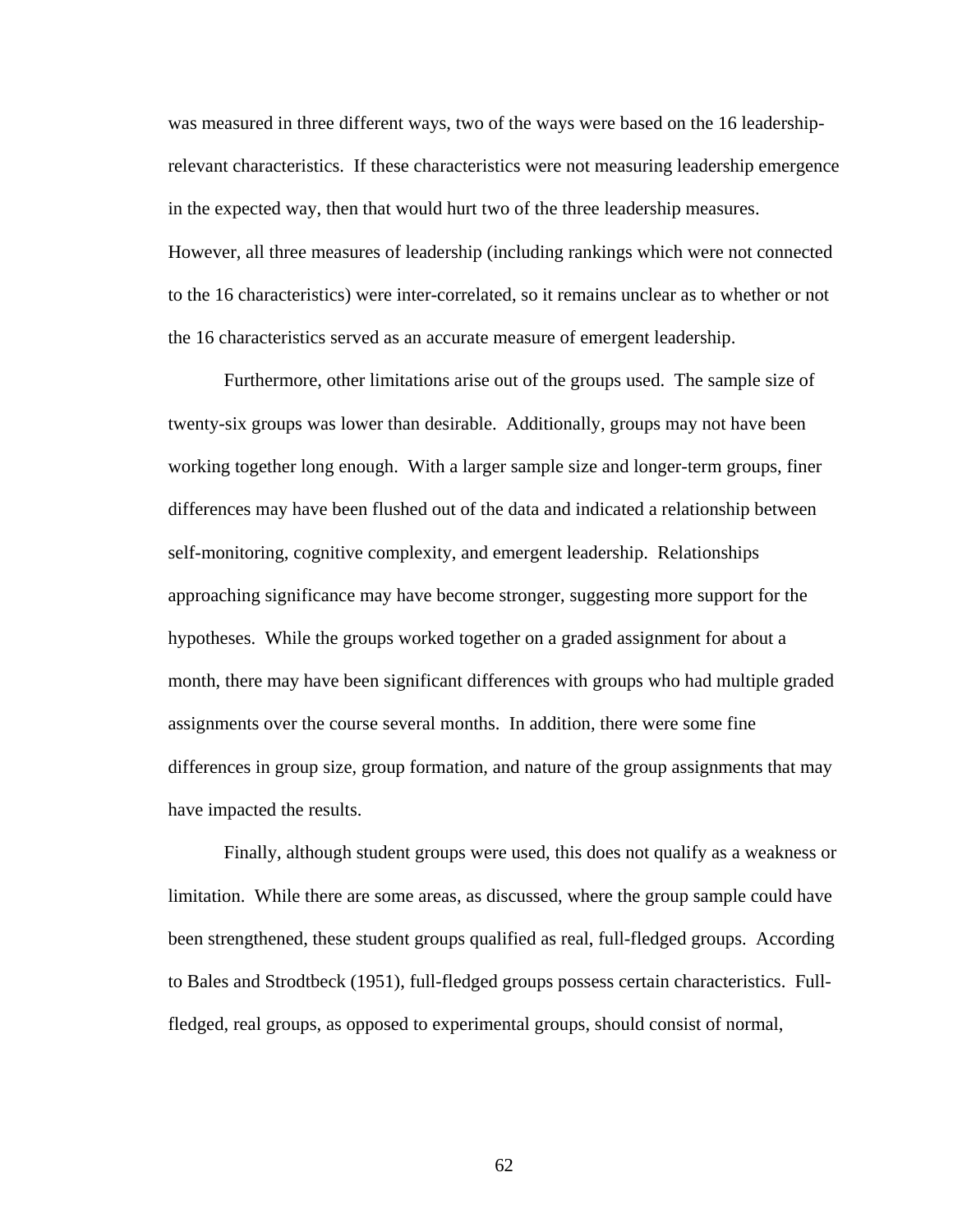was measured in three different ways, two of the ways were based on the 16 leadership-relevant characteristics. If these characteristics were not measuring leadership emergence in the expected way, then that would hurt two of the three leadership measures. However, all three measures of leadership (including rankings which were not connected to the 16 characteristics) were inter-correlated, so it remains unclear as to whether or not the 16 characteristics served as an accurate measure of emergent leadership.

Furthermore, other limitations arise out of the groups used. The sample size of twenty-six groups was lower than desirable. Additionally, groups may not have been working together long enough. With a larger sample size and longer-term groups, finer differences may have been flushed out of the data and indicated a relationship between self-monitoring, cognitive complexity, and emergent leadership. Relationships approaching significance may have become stronger, suggesting more support for the hypotheses. While the groups worked together on a graded assignment for about a month, there may have been significant differences with groups who had multiple graded assignments over the course several months. In addition, there were some fine differences in group size, group formation, and nature of the group assignments that may have impacted the results.

Finally, although student groups were used, this does not qualify as a weakness or limitation. While there are some areas, as discussed, where the group sample could have been strengthened, these student groups qualified as real, full-fledged groups. According to Bales and Strodtbeck (1951), full-fledged groups possess certain characteristics. Full-fledged, real groups, as opposed to experimental groups, should consist of normal,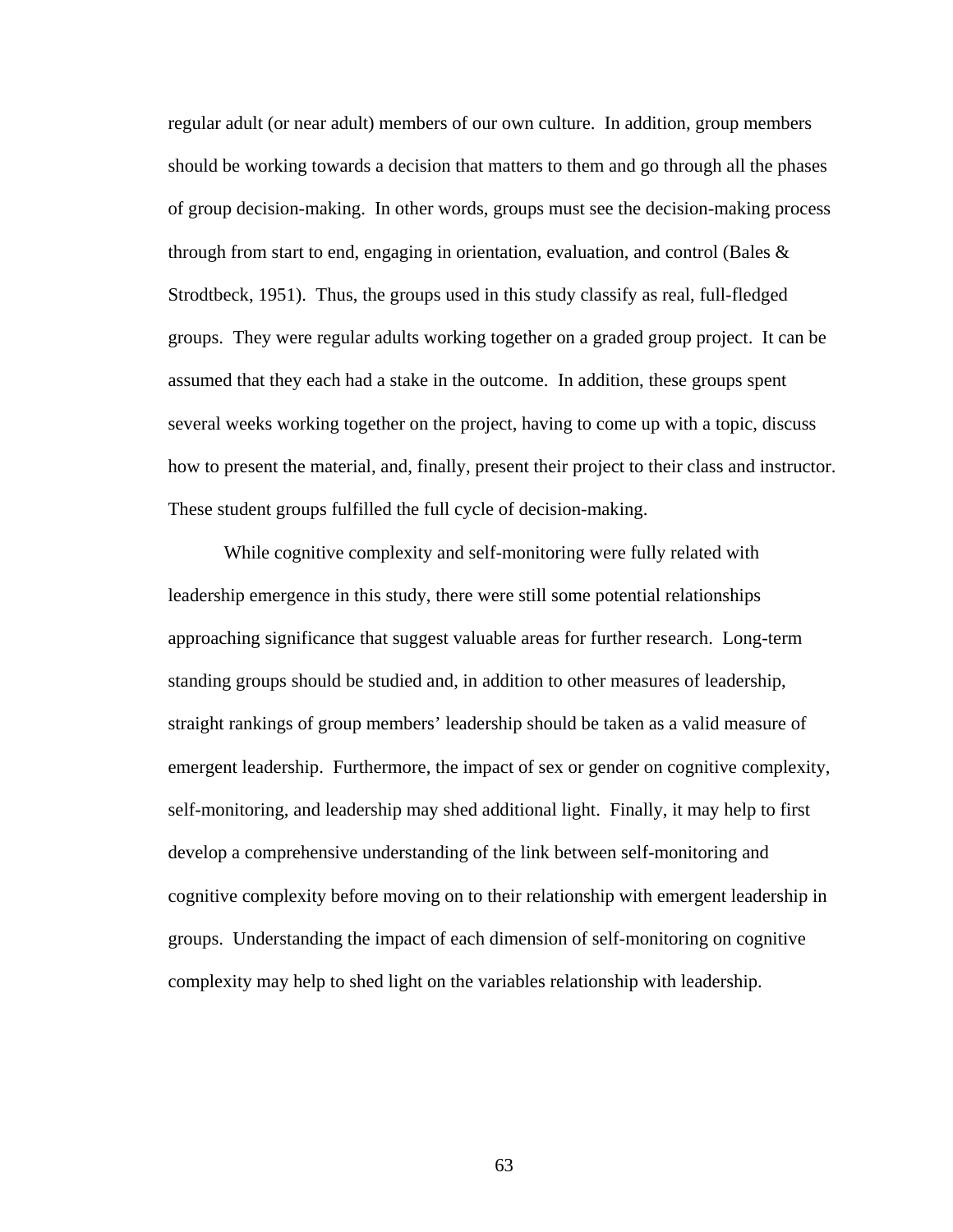regular adult (or near adult) members of our own culture. In addition, group members should be working towards a decision that matters to them and go through all the phases of group decision-making. In other words, groups must see the decision-making process through from start to end, engaging in orientation, evaluation, and control (Bales & Strodtbeck, 1951). Thus, the groups used in this study classify as real, full-fledged groups. They were regular adults working together on a graded group project. It can be assumed that they each had a stake in the outcome. In addition, these groups spent several weeks working together on the project, having to come up with a topic, discuss how to present the material, and, finally, present their project to their class and instructor. These student groups fulfilled the full cycle of decision-making.

While cognitive complexity and self-monitoring were fully related with leadership emergence in this study, there were still some potential relationships approaching significance that suggest valuable areas for further research. Long-term standing groups should be studied and, in addition to other measures of leadership, straight rankings of group members' leadership should be taken as a valid measure of emergent leadership. Furthermore, the impact of sex or gender on cognitive complexity, self-monitoring, and leadership may shed additional light. Finally, it may help to first develop a comprehensive understanding of the link between self-monitoring and cognitive complexity before moving on to their relationship with emergent leadership in groups. Understanding the impact of each dimension of self-monitoring on cognitive complexity may help to shed light on the variables relationship with leadership.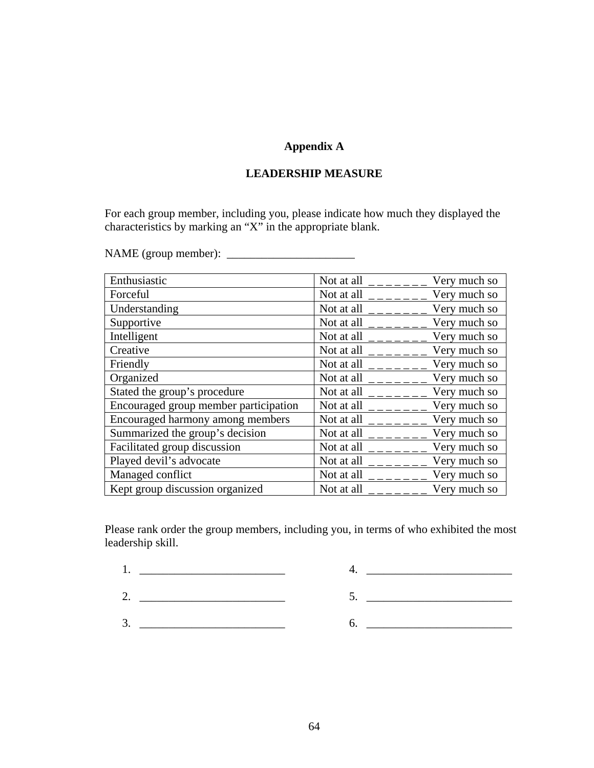# Appendix A

## LEADERSHIP MEASURE

For each group member, including you, please indicate how much they displayed the characteristics by marking an "X" in the appropriate blank.

NAME (group member): ______________________

| | |
|---|---|
| Enthusiastic | Not at all _ _ _ _ _ _ _ Very much so |
| Forceful | Not at all _ _ _ _ _ _ _ Very much so |
| Understanding | Not at all _ _ _ _ _ _ _ Very much so |
| Supportive | Not at all _ _ _ _ _ _ _ Very much so |
| Intelligent | Not at all _ _ _ _ _ _ _ Very much so |
| Creative | Not at all _ _ _ _ _ _ _ Very much so |
| Friendly | Not at all _ _ _ _ _ _ _ Very much so |
| Organized | Not at all _ _ _ _ _ _ _ Very much so |
| Stated the group's procedure | Not at all _ _ _ _ _ _ _ Very much so |
| Encouraged group member participation | Not at all _ _ _ _ _ _ _ Very much so |
| Encouraged harmony among members | Not at all _ _ _ _ _ _ _ Very much so |
| Summarized the group's decision | Not at all _ _ _ _ _ _ _ Very much so |
| Facilitated group discussion | Not at all _ _ _ _ _ _ _ Very much so |
| Played devil's advocate | Not at all _ _ _ _ _ _ _ Very much so |
| Managed conflict | Not at all _ _ _ _ _ _ _ Very much so |
| Kept group discussion organized | Not at all _ _ _ _ _ _ _ Very much so |

Please rank order the group members, including you, in terms of who exhibited the most leadership skill.

1. _________________________
2. _________________________
3. _________________________
4. _________________________
5. _________________________
6. _________________________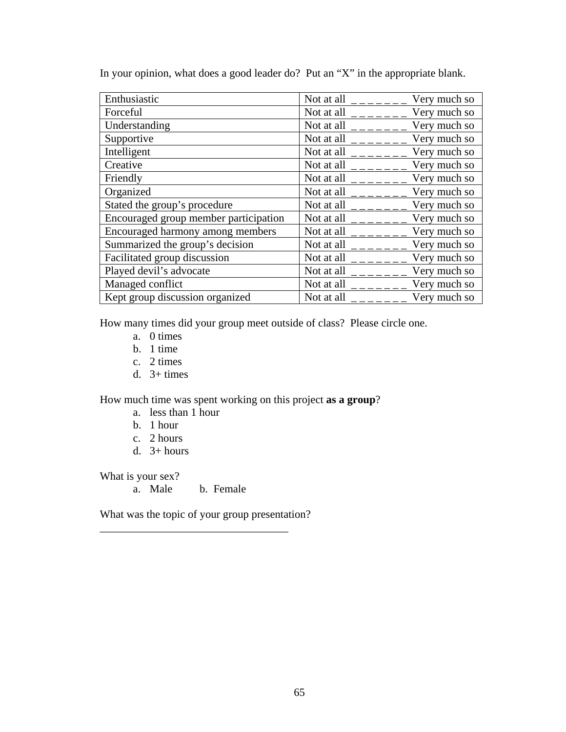In your opinion, what does a good leader do? Put an "X" in the appropriate blank.

| | |
|---|---|
| Enthusiastic | Not at all _ _ _ _ _ _ _ Very much so |
| Forceful | Not at all _ _ _ _ _ _ _ Very much so |
| Understanding | Not at all _ _ _ _ _ _ _ Very much so |
| Supportive | Not at all _ _ _ _ _ _ _ Very much so |
| Intelligent | Not at all _ _ _ _ _ _ _ Very much so |
| Creative | Not at all _ _ _ _ _ _ _ Very much so |
| Friendly | Not at all _ _ _ _ _ _ _ Very much so |
| Organized | Not at all _ _ _ _ _ _ _ Very much so |
| Stated the group's procedure | Not at all _ _ _ _ _ _ _ Very much so |
| Encouraged group member participation | Not at all _ _ _ _ _ _ _ Very much so |
| Encouraged harmony among members | Not at all _ _ _ _ _ _ _ Very much so |
| Summarized the group's decision | Not at all _ _ _ _ _ _ _ Very much so |
| Facilitated group discussion | Not at all _ _ _ _ _ _ _ Very much so |
| Played devil's advocate | Not at all _ _ _ _ _ _ _ Very much so |
| Managed conflict | Not at all _ _ _ _ _ _ _ Very much so |
| Kept group discussion organized | Not at all _ _ _ _ _ _ _ Very much so |

How many times did your group meet outside of class? Please circle one.

a. 0 times
b. 1 time
c. 2 times
d. 3+ times

How much time was spent working on this project **as a group**?

a. less than 1 hour
b. 1 hour
c. 2 hours
d. 3+ hours

What is your sex?

a. Male  b. Female

What was the topic of your group presentation?

___________________________________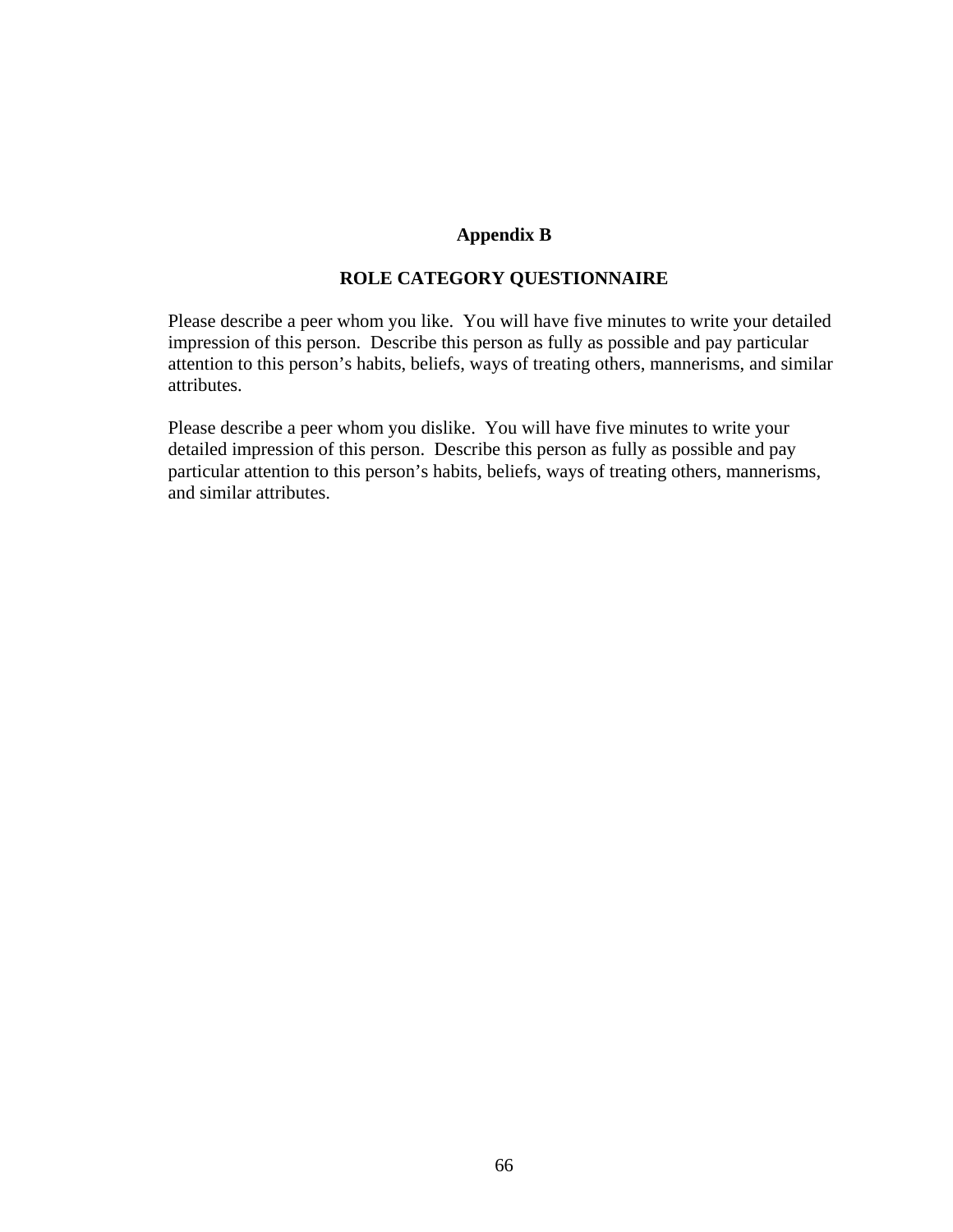## Appendix B

## ROLE CATEGORY QUESTIONNAIRE

Please describe a peer whom you like. You will have five minutes to write your detailed impression of this person. Describe this person as fully as possible and pay particular attention to this person's habits, beliefs, ways of treating others, mannerisms, and similar attributes.

Please describe a peer whom you dislike. You will have five minutes to write your detailed impression of this person. Describe this person as fully as possible and pay particular attention to this person's habits, beliefs, ways of treating others, mannerisms, and similar attributes.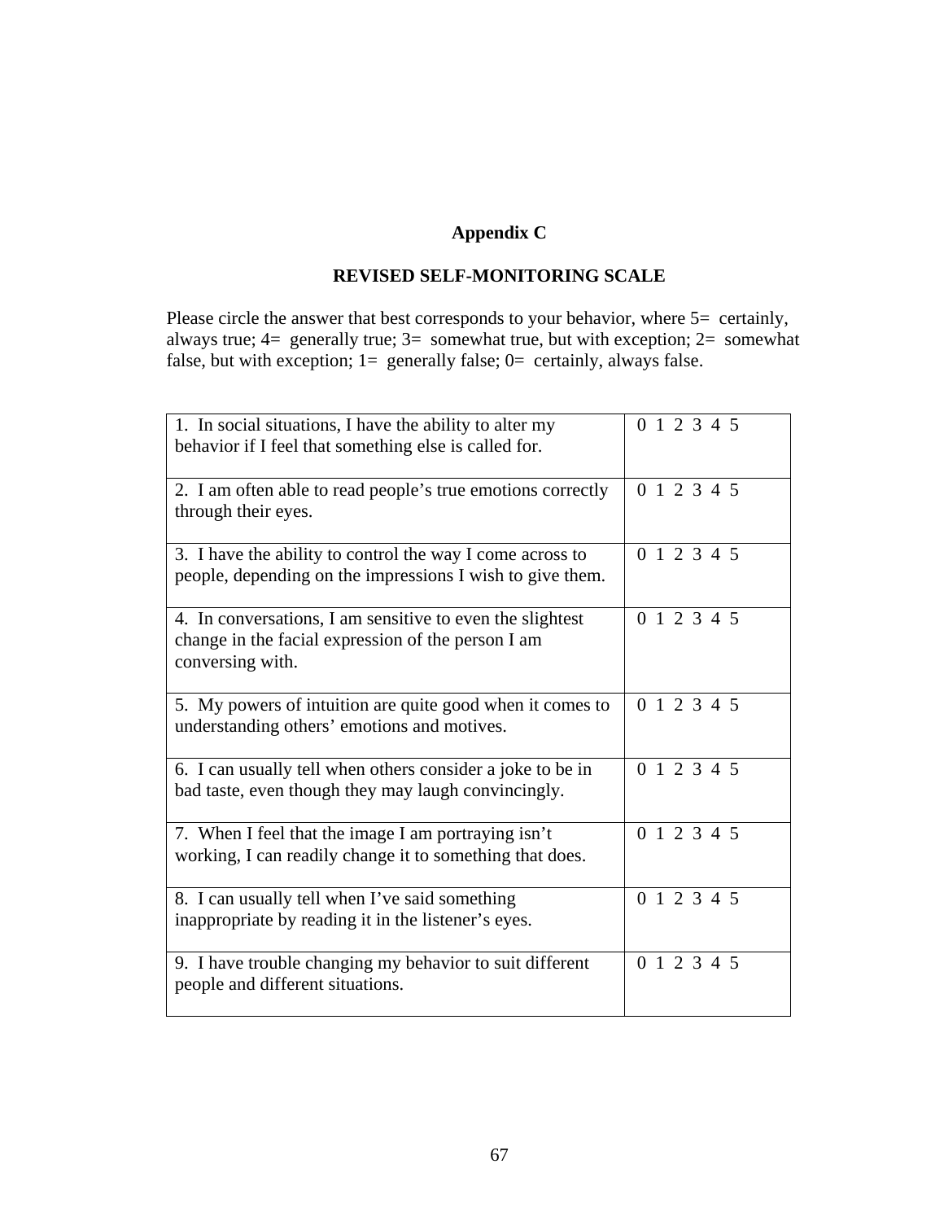## Appendix C

## REVISED SELF-MONITORING SCALE

Please circle the answer that best corresponds to your behavior, where 5= certainly, always true; 4= generally true; 3= somewhat true, but with exception; 2= somewhat false, but with exception; 1= generally false; 0= certainly, always false.

| | |
|---|---|
| 1. In social situations, I have the ability to alter my behavior if I feel that something else is called for. | 0 1 2 3 4 5 |
| 2. I am often able to read people's true emotions correctly through their eyes. | 0 1 2 3 4 5 |
| 3. I have the ability to control the way I come across to people, depending on the impressions I wish to give them. | 0 1 2 3 4 5 |
| 4. In conversations, I am sensitive to even the slightest change in the facial expression of the person I am conversing with. | 0 1 2 3 4 5 |
| 5. My powers of intuition are quite good when it comes to understanding others' emotions and motives. | 0 1 2 3 4 5 |
| 6. I can usually tell when others consider a joke to be in bad taste, even though they may laugh convincingly. | 0 1 2 3 4 5 |
| 7. When I feel that the image I am portraying isn't working, I can readily change it to something that does. | 0 1 2 3 4 5 |
| 8. I can usually tell when I've said something inappropriate by reading it in the listener's eyes. | 0 1 2 3 4 5 |
| 9. I have trouble changing my behavior to suit different people and different situations. | 0 1 2 3 4 5 |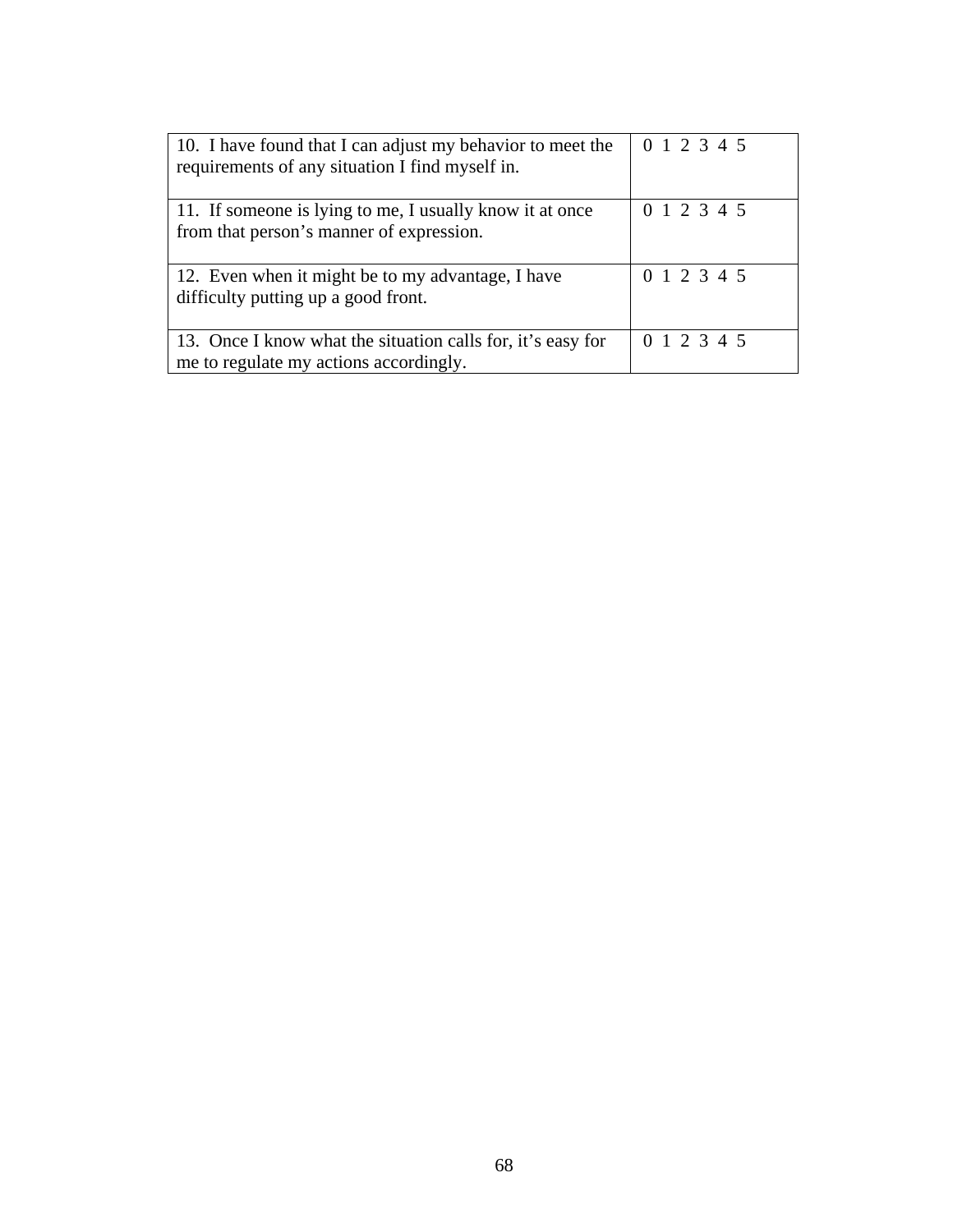| | |
|---|---|
| 10. I have found that I can adjust my behavior to meet the requirements of any situation I find myself in. | 0 1 2 3 4 5 |
| 11. If someone is lying to me, I usually know it at once from that person's manner of expression. | 0 1 2 3 4 5 |
| 12. Even when it might be to my advantage, I have difficulty putting up a good front. | 0 1 2 3 4 5 |
| 13. Once I know what the situation calls for, it's easy for me to regulate my actions accordingly. | 0 1 2 3 4 5 |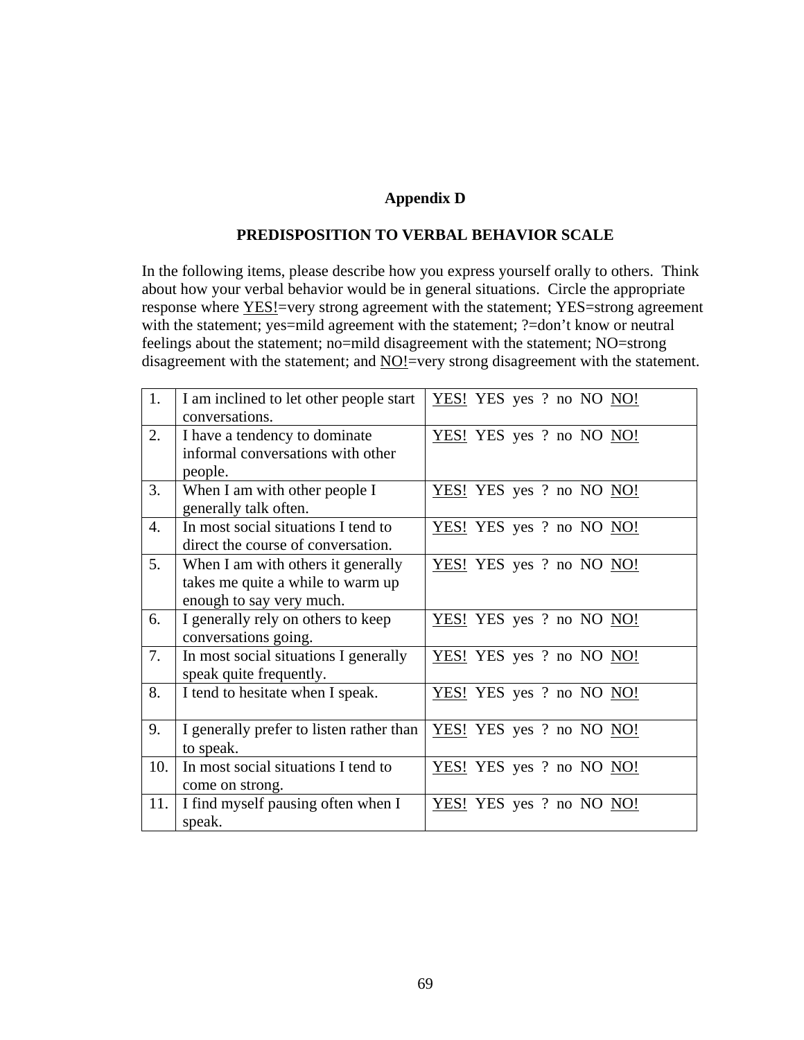## Appendix D

## PREDISPOSITION TO VERBAL BEHAVIOR SCALE

In the following items, please describe how you express yourself orally to others. Think about how your verbal behavior would be in general situations. Circle the appropriate response where YES!=very strong agreement with the statement; YES=strong agreement with the statement; yes=mild agreement with the statement; ?=don't know or neutral feelings about the statement; no=mild disagreement with the statement; NO=strong disagreement with the statement; and NO!=very strong disagreement with the statement.

| | | |
|---|---|---|
| 1. | I am inclined to let other people start conversations. | YES! YES yes ? no NO NO! |
| 2. | I have a tendency to dominate informal conversations with other people. | YES! YES yes ? no NO NO! |
| 3. | When I am with other people I generally talk often. | YES! YES yes ? no NO NO! |
| 4. | In most social situations I tend to direct the course of conversation. | YES! YES yes ? no NO NO! |
| 5. | When I am with others it generally takes me quite a while to warm up enough to say very much. | YES! YES yes ? no NO NO! |
| 6. | I generally rely on others to keep conversations going. | YES! YES yes ? no NO NO! |
| 7. | In most social situations I generally speak quite frequently. | YES! YES yes ? no NO NO! |
| 8. | I tend to hesitate when I speak. | YES! YES yes ? no NO NO! |
| 9. | I generally prefer to listen rather than to speak. | YES! YES yes ? no NO NO! |
| 10. | In most social situations I tend to come on strong. | YES! YES yes ? no NO NO! |
| 11. | I find myself pausing often when I speak. | YES! YES yes ? no NO NO! |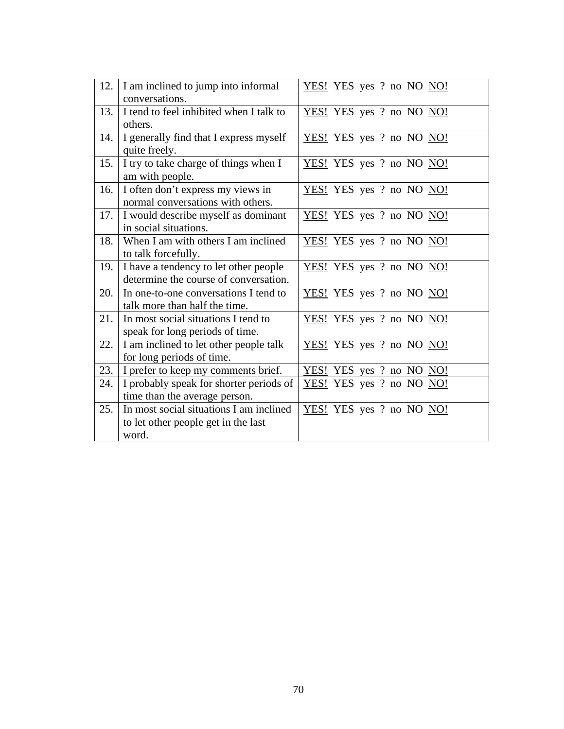| 12. | I am inclined to jump into informal conversations. | YES! YES yes ? no NO NO! |
|---|---|---|
| 13. | I tend to feel inhibited when I talk to others. | YES! YES yes ? no NO NO! |
| 14. | I generally find that I express myself quite freely. | YES! YES yes ? no NO NO! |
| 15. | I try to take charge of things when I am with people. | YES! YES yes ? no NO NO! |
| 16. | I often don’t express my views in normal conversations with others. | YES! YES yes ? no NO NO! |
| 17. | I would describe myself as dominant in social situations. | YES! YES yes ? no NO NO! |
| 18. | When I am with others I am inclined to talk forcefully. | YES! YES yes ? no NO NO! |
| 19. | I have a tendency to let other people determine the course of conversation. | YES! YES yes ? no NO NO! |
| 20. | In one-to-one conversations I tend to talk more than half the time. | YES! YES yes ? no NO NO! |
| 21. | In most social situations I tend to speak for long periods of time. | YES! YES yes ? no NO NO! |
| 22. | I am inclined to let other people talk for long periods of time. | YES! YES yes ? no NO NO! |
| 23. | I prefer to keep my comments brief. | YES! YES yes ? no NO NO! |
| 24. | I probably speak for shorter periods of time than the average person. | YES! YES yes ? no NO NO! |
| 25. | In most social situations I am inclined to let other people get in the last word. | YES! YES yes ? no NO NO! |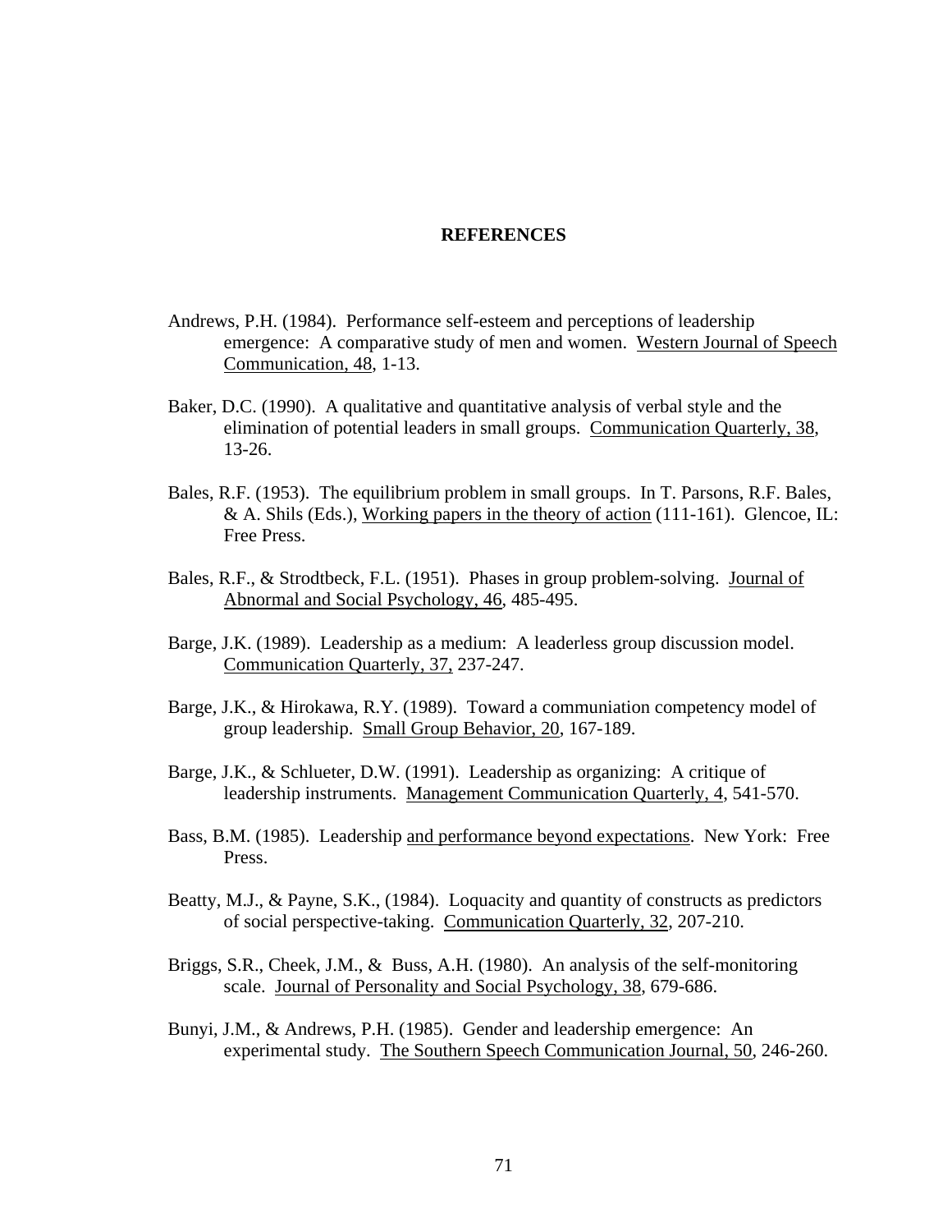# REFERENCES

Andrews, P.H. (1984). Performance self-esteem and perceptions of leadership emergence: A comparative study of men and women. Western Journal of Speech Communication, 48, 1-13.

Baker, D.C. (1990). A qualitative and quantitative analysis of verbal style and the elimination of potential leaders in small groups. Communication Quarterly, 38, 13-26.

Bales, R.F. (1953). The equilibrium problem in small groups. In T. Parsons, R.F. Bales, & A. Shils (Eds.), Working papers in the theory of action (111-161). Glencoe, IL: Free Press.

Bales, R.F., & Strodtbeck, F.L. (1951). Phases in group problem-solving. Journal of Abnormal and Social Psychology, 46, 485-495.

Barge, J.K. (1989). Leadership as a medium: A leaderless group discussion model. Communication Quarterly, 37, 237-247.

Barge, J.K., & Hirokawa, R.Y. (1989). Toward a communiation competency model of group leadership. Small Group Behavior, 20, 167-189.

Barge, J.K., & Schlueter, D.W. (1991). Leadership as organizing: A critique of leadership instruments. Management Communication Quarterly, 4, 541-570.

Bass, B.M. (1985). Leadership and performance beyond expectations. New York: Free Press.

Beatty, M.J., & Payne, S.K., (1984). Loquacity and quantity of constructs as predictors of social perspective-taking. Communication Quarterly, 32, 207-210.

Briggs, S.R., Cheek, J.M., & Buss, A.H. (1980). An analysis of the self-monitoring scale. Journal of Personality and Social Psychology, 38, 679-686.

Bunyi, J.M., & Andrews, P.H. (1985). Gender and leadership emergence: An experimental study. The Southern Speech Communication Journal, 50, 246-260.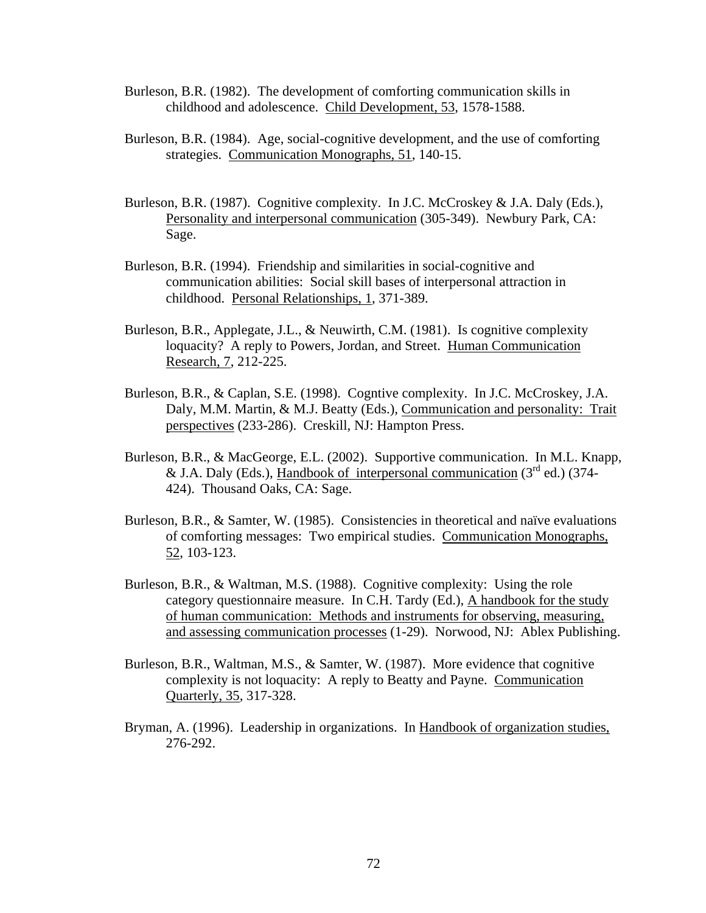Burleson, B.R. (1982). The development of comforting communication skills in childhood and adolescence. Child Development, 53, 1578-1588.

Burleson, B.R. (1984). Age, social-cognitive development, and the use of comforting strategies. Communication Monographs, 51, 140-15.

Burleson, B.R. (1987). Cognitive complexity. In J.C. McCroskey & J.A. Daly (Eds.), Personality and interpersonal communication (305-349). Newbury Park, CA: Sage.

Burleson, B.R. (1994). Friendship and similarities in social-cognitive and communication abilities: Social skill bases of interpersonal attraction in childhood. Personal Relationships, 1, 371-389.

Burleson, B.R., Applegate, J.L., & Neuwirth, C.M. (1981). Is cognitive complexity loquacity? A reply to Powers, Jordan, and Street. Human Communication Research, 7, 212-225.

Burleson, B.R., & Caplan, S.E. (1998). Cogntive complexity. In J.C. McCroskey, J.A. Daly, M.M. Martin, & M.J. Beatty (Eds.), Communication and personality: Trait perspectives (233-286). Creskill, NJ: Hampton Press.

Burleson, B.R., & MacGeorge, E.L. (2002). Supportive communication. In M.L. Knapp, & J.A. Daly (Eds.), Handbook of interpersonal communication (3rd ed.) (374-424). Thousand Oaks, CA: Sage.

Burleson, B.R., & Samter, W. (1985). Consistencies in theoretical and naïve evaluations of comforting messages: Two empirical studies. Communication Monographs, 52, 103-123.

Burleson, B.R., & Waltman, M.S. (1988). Cognitive complexity: Using the role category questionnaire measure. In C.H. Tardy (Ed.), A handbook for the study of human communication: Methods and instruments for observing, measuring, and assessing communication processes (1-29). Norwood, NJ: Ablex Publishing.

Burleson, B.R., Waltman, M.S., & Samter, W. (1987). More evidence that cognitive complexity is not loquacity: A reply to Beatty and Payne. Communication Quarterly, 35, 317-328.

Bryman, A. (1996). Leadership in organizations. In Handbook of organization studies, 276-292.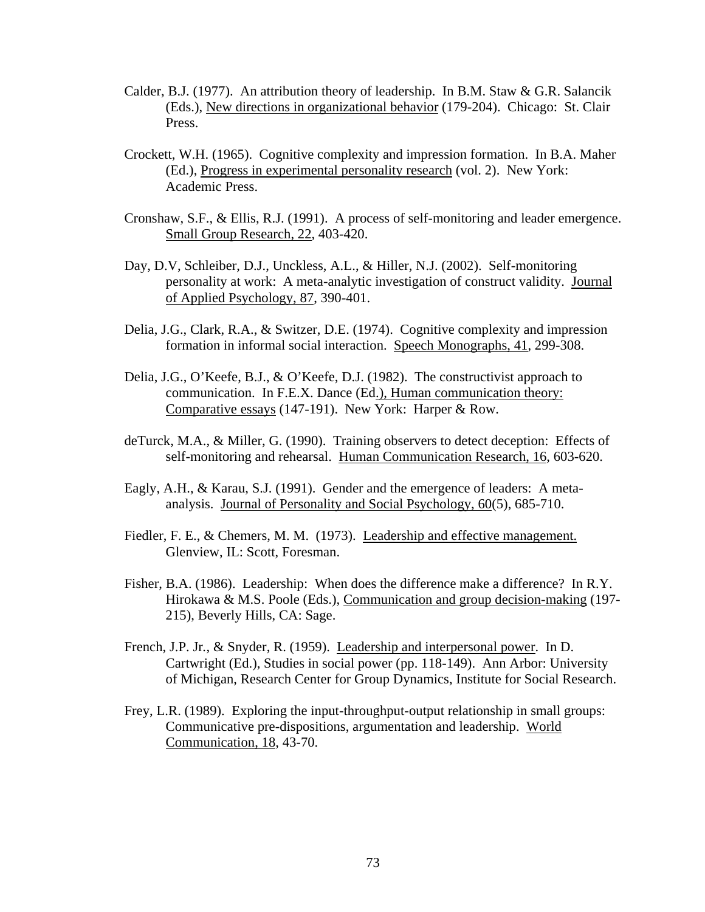Calder, B.J. (1977). An attribution theory of leadership. In B.M. Staw & G.R. Salancik (Eds.), New directions in organizational behavior (179-204). Chicago: St. Clair Press.

Crockett, W.H. (1965). Cognitive complexity and impression formation. In B.A. Maher (Ed.), Progress in experimental personality research (vol. 2). New York: Academic Press.

Cronshaw, S.F., & Ellis, R.J. (1991). A process of self-monitoring and leader emergence. Small Group Research, 22, 403-420.

Day, D.V, Schleiber, D.J., Unckless, A.L., & Hiller, N.J. (2002). Self-monitoring personality at work: A meta-analytic investigation of construct validity. Journal of Applied Psychology, 87, 390-401.

Delia, J.G., Clark, R.A., & Switzer, D.E. (1974). Cognitive complexity and impression formation in informal social interaction. Speech Monographs, 41, 299-308.

Delia, J.G., O'Keefe, B.J., & O'Keefe, D.J. (1982). The constructivist approach to communication. In F.E.X. Dance (Ed.), Human communication theory: Comparative essays (147-191). New York: Harper & Row.

deTurck, M.A., & Miller, G. (1990). Training observers to detect deception: Effects of self-monitoring and rehearsal. Human Communication Research, 16, 603-620.

Eagly, A.H., & Karau, S.J. (1991). Gender and the emergence of leaders: A meta-analysis. Journal of Personality and Social Psychology, 60(5), 685-710.

Fiedler, F. E., & Chemers, M. M. (1973). Leadership and effective management. Glenview, IL: Scott, Foresman.

Fisher, B.A. (1986). Leadership: When does the difference make a difference? In R.Y. Hirokawa & M.S. Poole (Eds.), Communication and group decision-making (197-215), Beverly Hills, CA: Sage.

French, J.P. Jr., & Snyder, R. (1959). Leadership and interpersonal power. In D. Cartwright (Ed.), Studies in social power (pp. 118-149). Ann Arbor: University of Michigan, Research Center for Group Dynamics, Institute for Social Research.

Frey, L.R. (1989). Exploring the input-throughput-output relationship in small groups: Communicative pre-dispositions, argumentation and leadership. World Communication, 18, 43-70.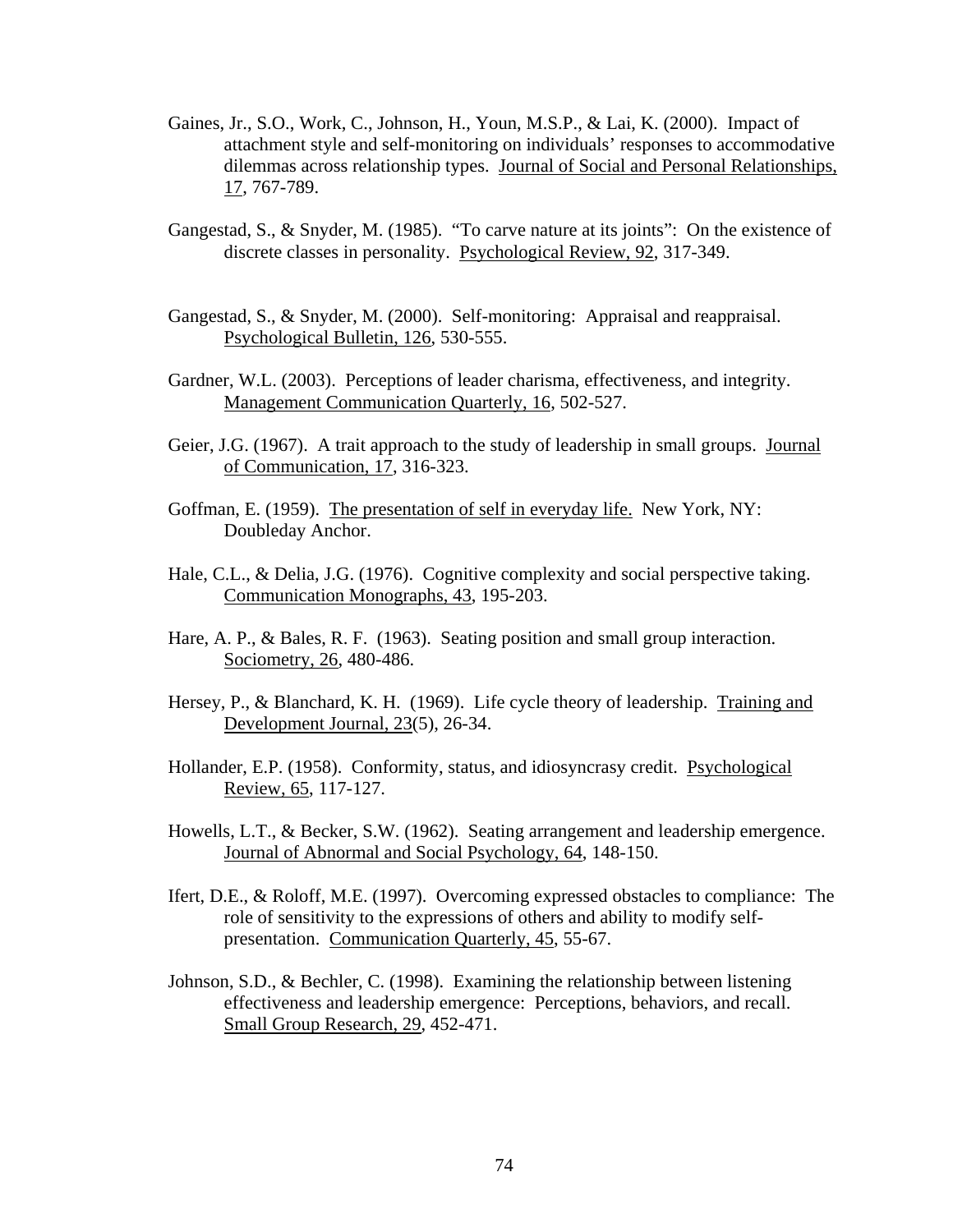Gaines, Jr., S.O., Work, C., Johnson, H., Youn, M.S.P., & Lai, K. (2000). Impact of attachment style and self-monitoring on individuals' responses to accommodative dilemmas across relationship types. Journal of Social and Personal Relationships, 17, 767-789.

Gangestad, S., & Snyder, M. (1985). "To carve nature at its joints": On the existence of discrete classes in personality. Psychological Review, 92, 317-349.

Gangestad, S., & Snyder, M. (2000). Self-monitoring: Appraisal and reappraisal. Psychological Bulletin, 126, 530-555.

Gardner, W.L. (2003). Perceptions of leader charisma, effectiveness, and integrity. Management Communication Quarterly, 16, 502-527.

Geier, J.G. (1967). A trait approach to the study of leadership in small groups. Journal of Communication, 17, 316-323.

Goffman, E. (1959). The presentation of self in everyday life. New York, NY: Doubleday Anchor.

Hale, C.L., & Delia, J.G. (1976). Cognitive complexity and social perspective taking. Communication Monographs, 43, 195-203.

Hare, A. P., & Bales, R. F. (1963). Seating position and small group interaction. Sociometry, 26, 480-486.

Hersey, P., & Blanchard, K. H. (1969). Life cycle theory of leadership. Training and Development Journal, 23(5), 26-34.

Hollander, E.P. (1958). Conformity, status, and idiosyncrasy credit. Psychological Review, 65, 117-127.

Howells, L.T., & Becker, S.W. (1962). Seating arrangement and leadership emergence. Journal of Abnormal and Social Psychology, 64, 148-150.

Ifert, D.E., & Roloff, M.E. (1997). Overcoming expressed obstacles to compliance: The role of sensitivity to the expressions of others and ability to modify self-presentation. Communication Quarterly, 45, 55-67.

Johnson, S.D., & Bechler, C. (1998). Examining the relationship between listening effectiveness and leadership emergence: Perceptions, behaviors, and recall. Small Group Research, 29, 452-471.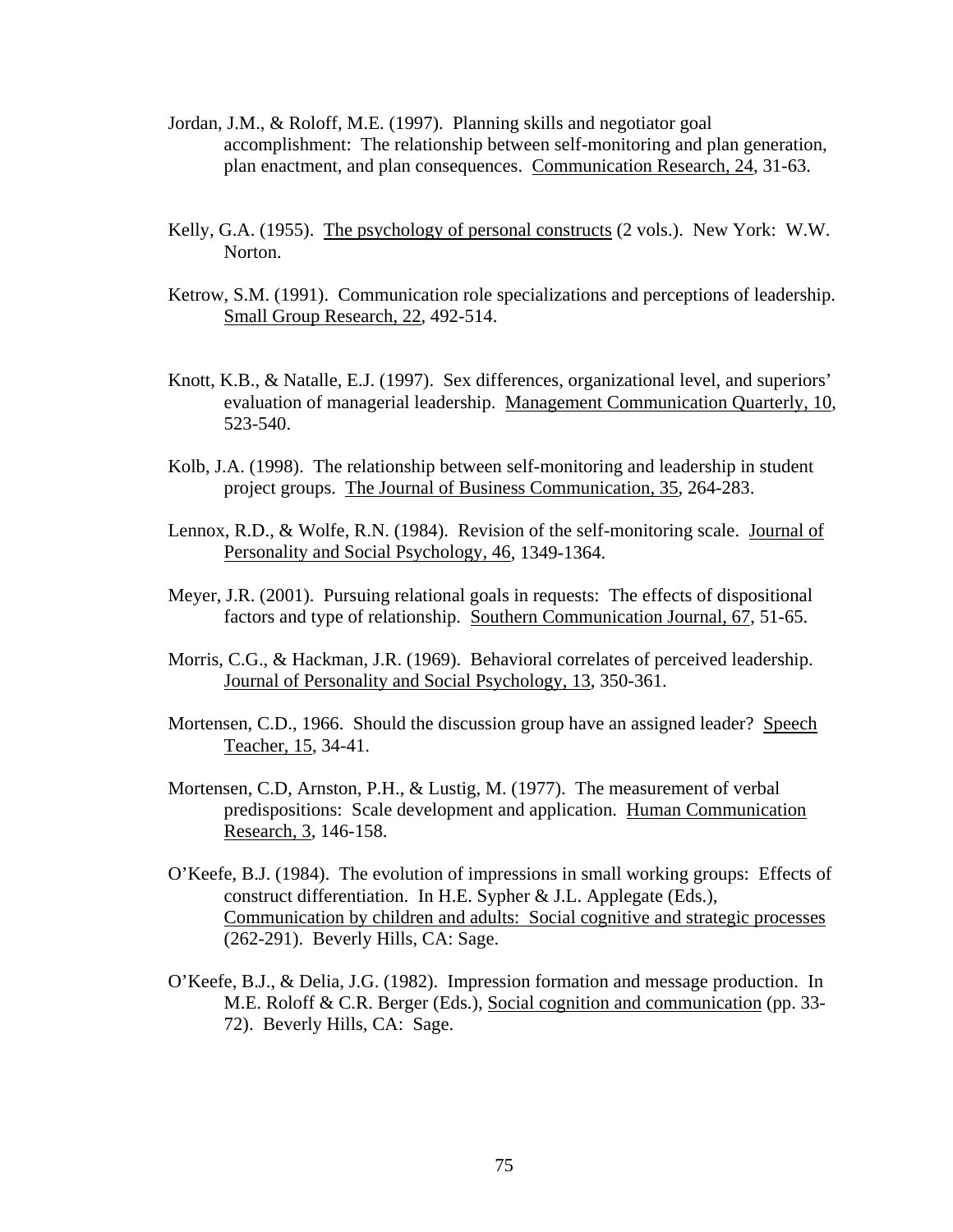Jordan, J.M., & Roloff, M.E. (1997). Planning skills and negotiator goal accomplishment: The relationship between self-monitoring and plan generation, plan enactment, and plan consequences. Communication Research, 24, 31-63.

Kelly, G.A. (1955). The psychology of personal constructs (2 vols.). New York: W.W. Norton.

Ketrow, S.M. (1991). Communication role specializations and perceptions of leadership. Small Group Research, 22, 492-514.

Knott, K.B., & Natalle, E.J. (1997). Sex differences, organizational level, and superiors' evaluation of managerial leadership. Management Communication Quarterly, 10, 523-540.

Kolb, J.A. (1998). The relationship between self-monitoring and leadership in student project groups. The Journal of Business Communication, 35, 264-283.

Lennox, R.D., & Wolfe, R.N. (1984). Revision of the self-monitoring scale. Journal of Personality and Social Psychology, 46, 1349-1364.

Meyer, J.R. (2001). Pursuing relational goals in requests: The effects of dispositional factors and type of relationship. Southern Communication Journal, 67, 51-65.

Morris, C.G., & Hackman, J.R. (1969). Behavioral correlates of perceived leadership. Journal of Personality and Social Psychology, 13, 350-361.

Mortensen, C.D., 1966. Should the discussion group have an assigned leader? Speech Teacher, 15, 34-41.

Mortensen, C.D, Arnston, P.H., & Lustig, M. (1977). The measurement of verbal predispositions: Scale development and application. Human Communication Research, 3, 146-158.

O'Keefe, B.J. (1984). The evolution of impressions in small working groups: Effects of construct differentiation. In H.E. Sypher & J.L. Applegate (Eds.), Communication by children and adults: Social cognitive and strategic processes (262-291). Beverly Hills, CA: Sage.

O'Keefe, B.J., & Delia, J.G. (1982). Impression formation and message production. In M.E. Roloff & C.R. Berger (Eds.), Social cognition and communication (pp. 33-72). Beverly Hills, CA: Sage.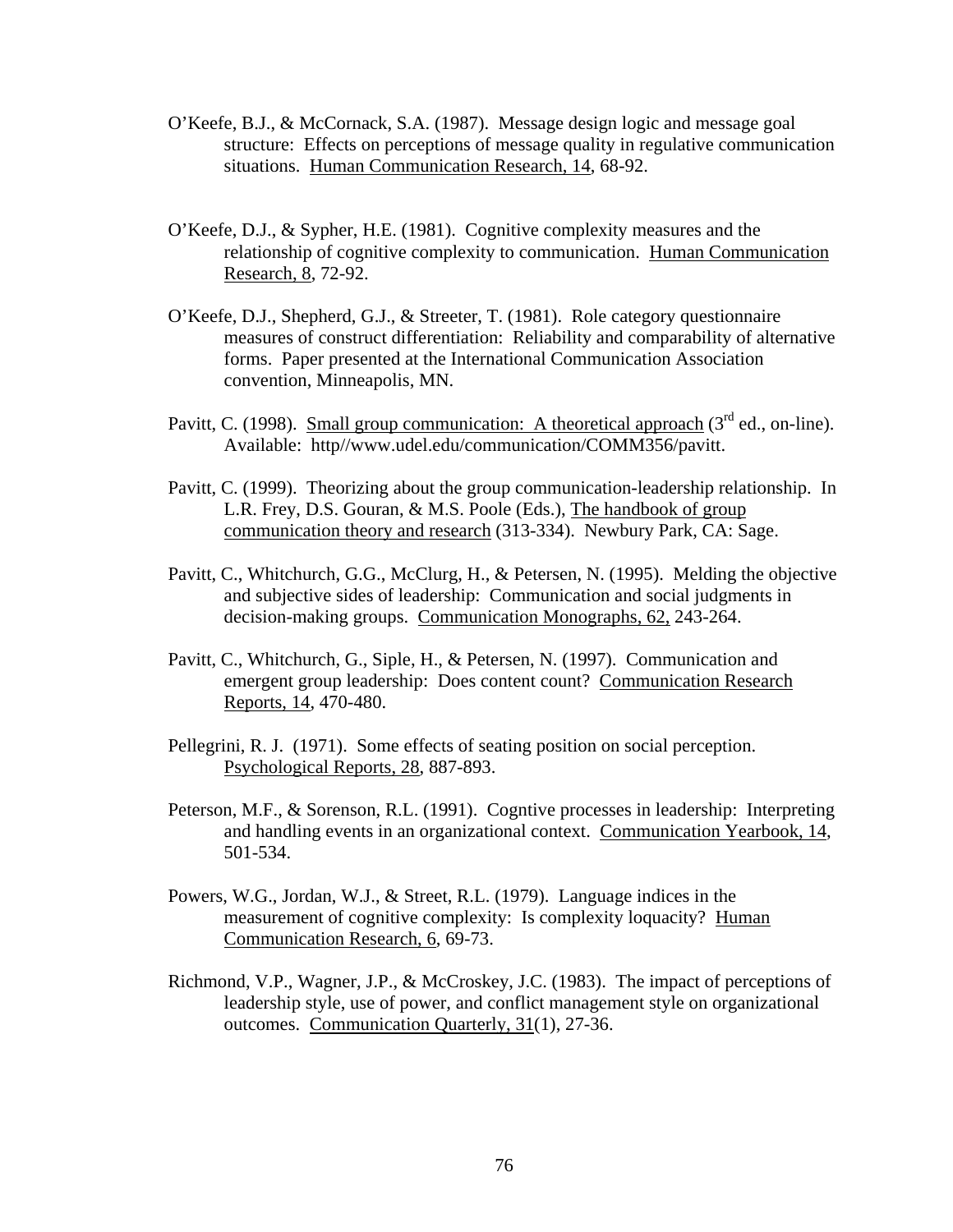O'Keefe, B.J., & McCornack, S.A. (1987). Message design logic and message goal structure: Effects on perceptions of message quality in regulative communication situations. Human Communication Research, 14, 68-92.

O'Keefe, D.J., & Sypher, H.E. (1981). Cognitive complexity measures and the relationship of cognitive complexity to communication. Human Communication Research, 8, 72-92.

O'Keefe, D.J., Shepherd, G.J., & Streeter, T. (1981). Role category questionnaire measures of construct differentiation: Reliability and comparability of alternative forms. Paper presented at the International Communication Association convention, Minneapolis, MN.

Pavitt, C. (1998). Small group communication: A theoretical approach (3rd ed., on-line). Available: http//www.udel.edu/communication/COMM356/pavitt.

Pavitt, C. (1999). Theorizing about the group communication-leadership relationship. In L.R. Frey, D.S. Gouran, & M.S. Poole (Eds.), The handbook of group communication theory and research (313-334). Newbury Park, CA: Sage.

Pavitt, C., Whitchurch, G.G., McClurg, H., & Petersen, N. (1995). Melding the objective and subjective sides of leadership: Communication and social judgments in decision-making groups. Communication Monographs, 62, 243-264.

Pavitt, C., Whitchurch, G., Siple, H., & Petersen, N. (1997). Communication and emergent group leadership: Does content count? Communication Research Reports, 14, 470-480.

Pellegrini, R. J. (1971). Some effects of seating position on social perception. Psychological Reports, 28, 887-893.

Peterson, M.F., & Sorenson, R.L. (1991). Cogntive processes in leadership: Interpreting and handling events in an organizational context. Communication Yearbook, 14, 501-534.

Powers, W.G., Jordan, W.J., & Street, R.L. (1979). Language indices in the measurement of cognitive complexity: Is complexity loquacity? Human Communication Research, 6, 69-73.

Richmond, V.P., Wagner, J.P., & McCroskey, J.C. (1983). The impact of perceptions of leadership style, use of power, and conflict management style on organizational outcomes. Communication Quarterly, 31(1), 27-36.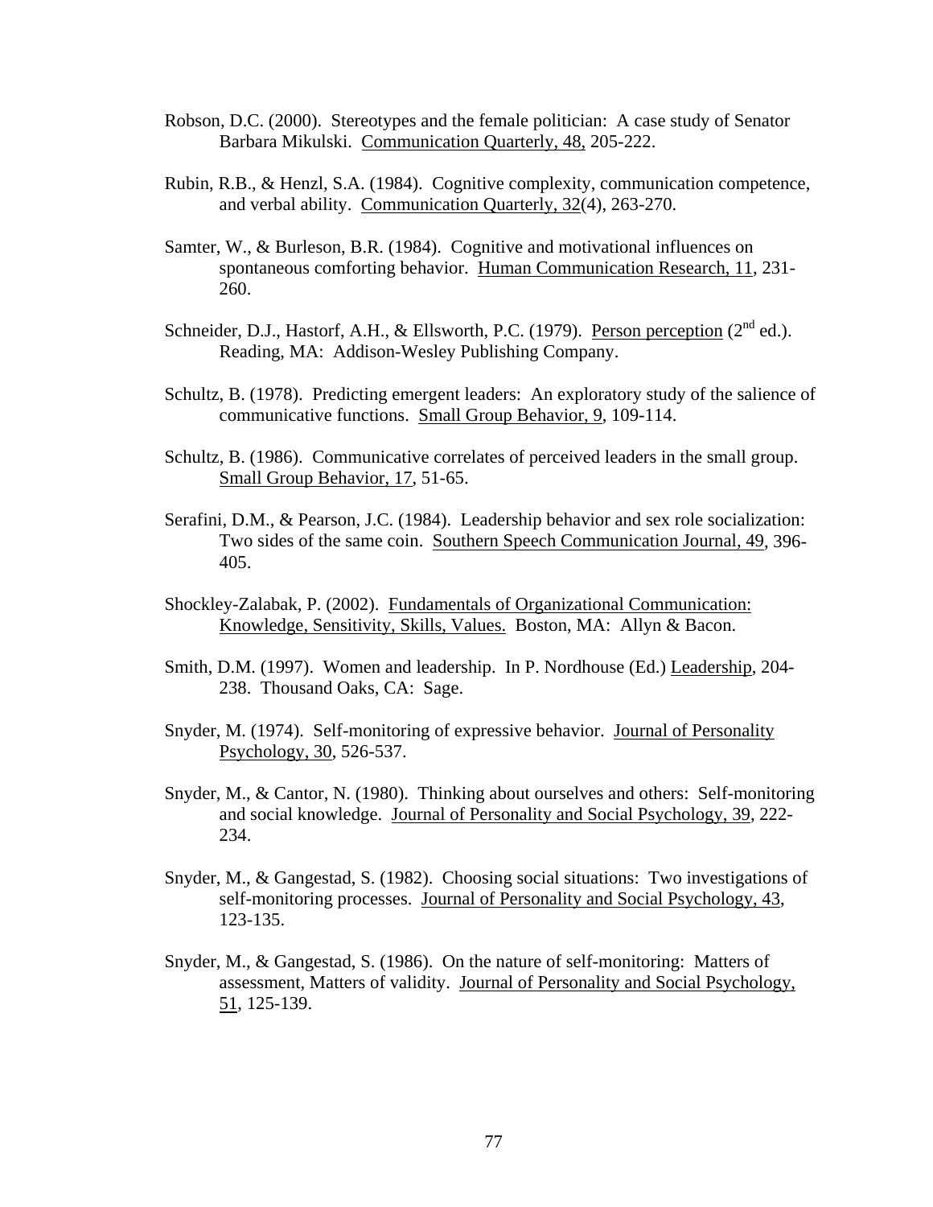Robson, D.C. (2000). Stereotypes and the female politician: A case study of Senator Barbara Mikulski. Communication Quarterly, 48, 205-222.

Rubin, R.B., & Henzl, S.A. (1984). Cognitive complexity, communication competence, and verbal ability. Communication Quarterly, 32(4), 263-270.

Samter, W., & Burleson, B.R. (1984). Cognitive and motivational influences on spontaneous comforting behavior. Human Communication Research, 11, 231-260.

Schneider, D.J., Hastorf, A.H., & Ellsworth, P.C. (1979). Person perception (2nd ed.). Reading, MA: Addison-Wesley Publishing Company.

Schultz, B. (1978). Predicting emergent leaders: An exploratory study of the salience of communicative functions. Small Group Behavior, 9, 109-114.

Schultz, B. (1986). Communicative correlates of perceived leaders in the small group. Small Group Behavior, 17, 51-65.

Serafini, D.M., & Pearson, J.C. (1984). Leadership behavior and sex role socialization: Two sides of the same coin. Southern Speech Communication Journal, 49, 396-405.

Shockley-Zalabak, P. (2002). Fundamentals of Organizational Communication: Knowledge, Sensitivity, Skills, Values. Boston, MA: Allyn & Bacon.

Smith, D.M. (1997). Women and leadership. In P. Nordhouse (Ed.) Leadership, 204-238. Thousand Oaks, CA: Sage.

Snyder, M. (1974). Self-monitoring of expressive behavior. Journal of Personality Psychology, 30, 526-537.

Snyder, M., & Cantor, N. (1980). Thinking about ourselves and others: Self-monitoring and social knowledge. Journal of Personality and Social Psychology, 39, 222-234.

Snyder, M., & Gangestad, S. (1982). Choosing social situations: Two investigations of self-monitoring processes. Journal of Personality and Social Psychology, 43, 123-135.

Snyder, M., & Gangestad, S. (1986). On the nature of self-monitoring: Matters of assessment, Matters of validity. Journal of Personality and Social Psychology, 51, 125-139.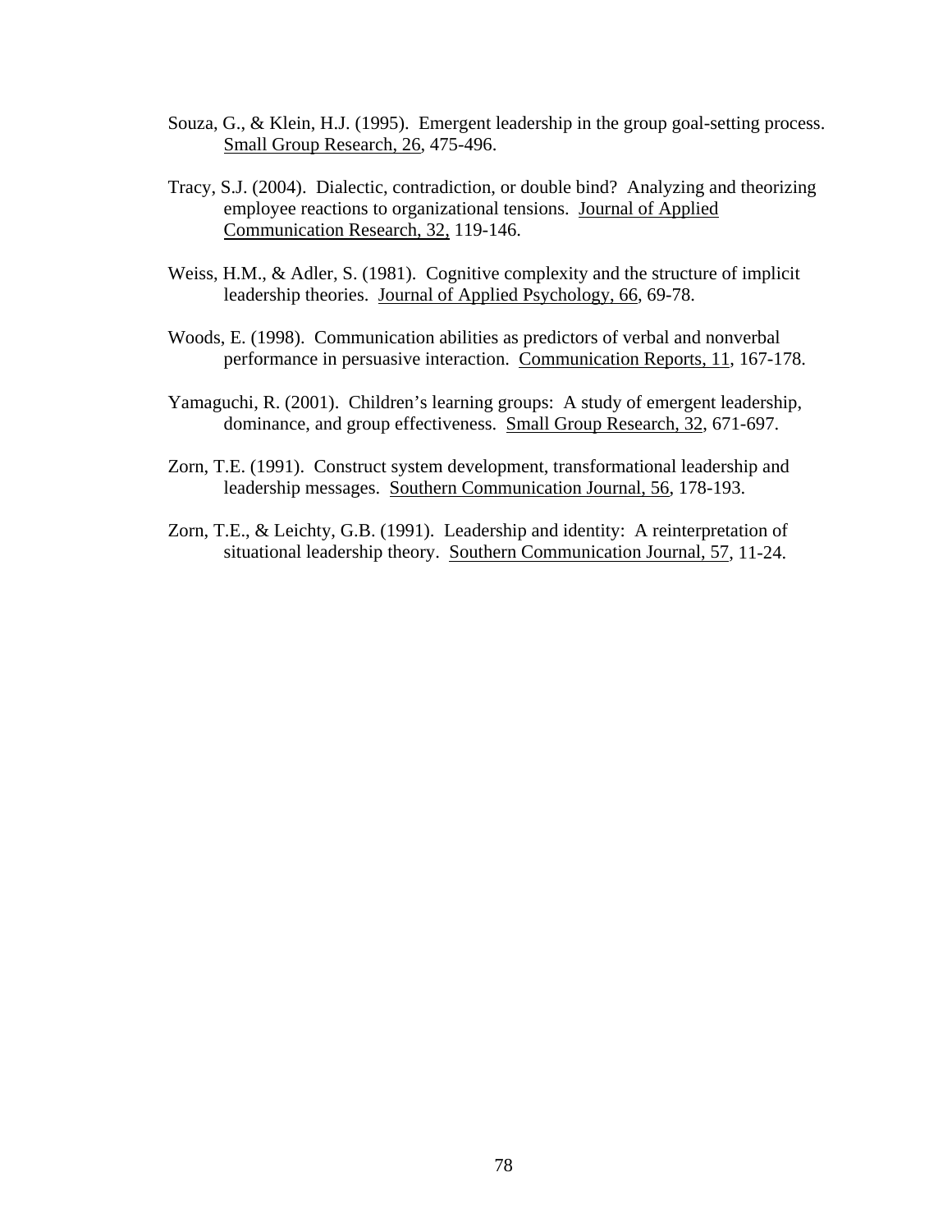Souza, G., & Klein, H.J. (1995). Emergent leadership in the group goal-setting process. Small Group Research, 26, 475-496.

Tracy, S.J. (2004). Dialectic, contradiction, or double bind? Analyzing and theorizing employee reactions to organizational tensions. Journal of Applied Communication Research, 32, 119-146.

Weiss, H.M., & Adler, S. (1981). Cognitive complexity and the structure of implicit leadership theories. Journal of Applied Psychology, 66, 69-78.

Woods, E. (1998). Communication abilities as predictors of verbal and nonverbal performance in persuasive interaction. Communication Reports, 11, 167-178.

Yamaguchi, R. (2001). Children's learning groups: A study of emergent leadership, dominance, and group effectiveness. Small Group Research, 32, 671-697.

Zorn, T.E. (1991). Construct system development, transformational leadership and leadership messages. Southern Communication Journal, 56, 178-193.

Zorn, T.E., & Leichty, G.B. (1991). Leadership and identity: A reinterpretation of situational leadership theory. Southern Communication Journal, 57, 11-24.